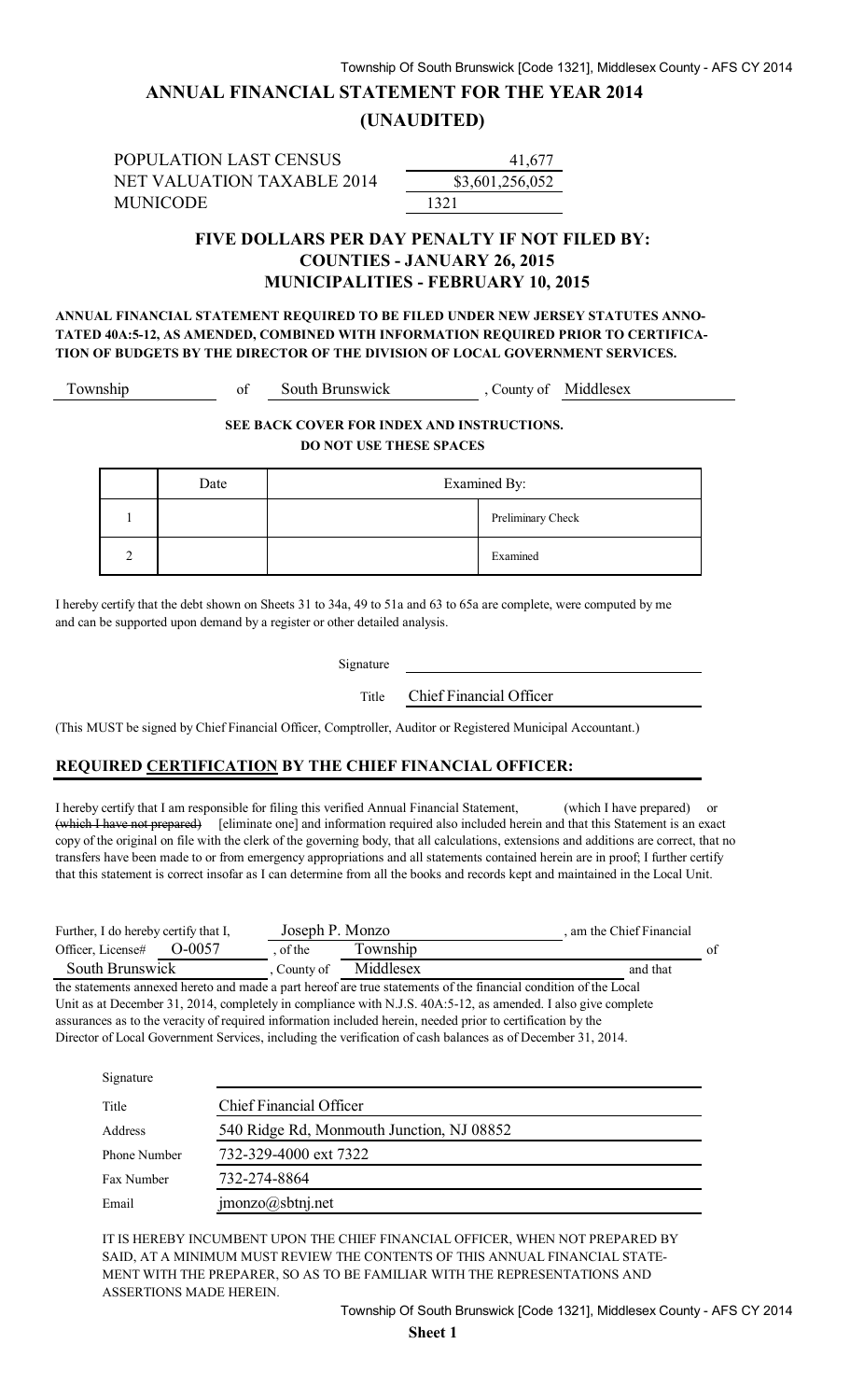# ANNUAL FINANCIAL STATEMENT FOR THE YEAR 2014

## (UNAUDITED)

| | |
|---|---|
| POPULATION LAST CENSUS | 41,677 |
| NET VALUATION TAXABLE 2014 | $3,601,256,052 |
| MUNICODE | 1321 |

### FIVE DOLLARS PER DAY PENALTY IF NOT FILED BY:
### COUNTIES - JANUARY 26, 2015
### MUNICIPALITIES - FEBRUARY 10, 2015

**ANNUAL FINANCIAL STATEMENT REQUIRED TO BE FILED UNDER NEW JERSEY STATUTES ANNOTATED 40A:5-12, AS AMENDED, COMBINED WITH INFORMATION REQUIRED PRIOR TO CERTIFICATION OF BUDGETS BY THE DIRECTOR OF THE DIVISION OF LOCAL GOVERNMENT SERVICES.**

Township of South Brunswick , County of Middlesex

**SEE BACK COVER FOR INDEX AND INSTRUCTIONS.**
**DO NOT USE THESE SPACES**

| | Date | Examined By: | |
|---|---|---|---|
| 1 | | | Preliminary Check |
| 2 | | | Examined |

I hereby certify that the debt shown on Sheets 31 to 34a, 49 to 51a and 63 to 65a are complete, were computed by me and can be supported upon demand by a register or other detailed analysis.

Signature ______________________

Title Chief Financial Officer

(This MUST be signed by Chief Financial Officer, Comptroller, Auditor or Registered Municipal Accountant.)

## REQUIRED CERTIFICATION BY THE CHIEF FINANCIAL OFFICER:

I hereby certify that I am responsible for filing this verified Annual Financial Statement, (which I have prepared) or ~~(which I have not prepared)~~ [eliminate one] and information required also included herein and that this Statement is an exact copy of the original on file with the clerk of the governing body, that all calculations, extensions and additions are correct, that no transfers have been made to or from emergency appropriations and all statements contained herein are in proof; I further certify that this statement is correct insofar as I can determine from all the books and records kept and maintained in the Local Unit.

Further, I do hereby certify that I, Joseph P. Monzo , am the Chief Financial Officer, License# O-0057 , of the Township of South Brunswick , County of Middlesex and that the statements annexed hereto and made a part hereof are true statements of the financial condition of the Local Unit as at December 31, 2014, completely in compliance with N.J.S. 40A:5-12, as amended. I also give complete assurances as to the veracity of required information included herein, needed prior to certification by the Director of Local Government Services, including the verification of cash balances as of December 31, 2014.

| | |
|---|---|
| Signature | |
| Title | Chief Financial Officer |
| Address | 540 Ridge Rd, Monmouth Junction, NJ 08852 |
| Phone Number | 732-329-4000 ext 7322 |
| Fax Number | 732-274-8864 |
| Email | jmonzo@sbtnj.net |

IT IS HEREBY INCUMBENT UPON THE CHIEF FINANCIAL OFFICER, WHEN NOT PREPARED BY SAID, AT A MINIMUM MUST REVIEW THE CONTENTS OF THIS ANNUAL FINANCIAL STATEMENT WITH THE PREPARER, SO AS TO BE FAMILIAR WITH THE REPRESENTATIONS AND ASSERTIONS MADE HEREIN.

**Sheet 1**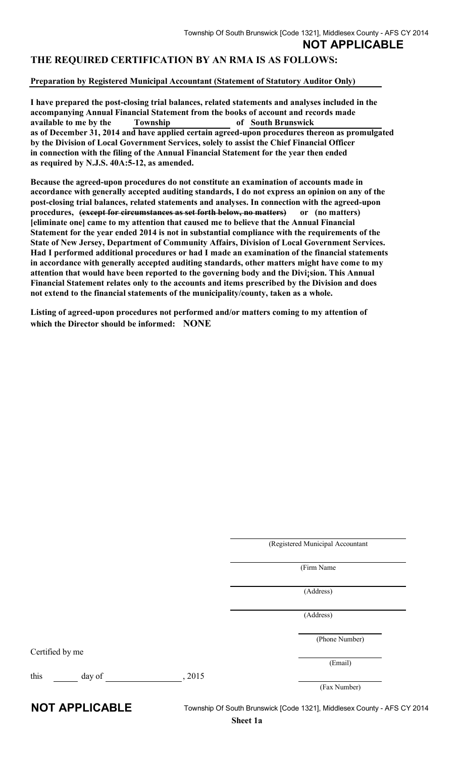**NOT APPLICABLE**

## THE REQUIRED CERTIFICATION BY AN RMA IS AS FOLLOWS:

**Preparation by Registered Municipal Accountant (Statement of Statutory Auditor Only)**

**I have prepared the post-closing trial balances, related statements and analyses included in the accompanying Annual Financial Statement from the books of account and records made available to me by the Township of South Brunswick as of December 31, 2014 and have applied certain agreed-upon procedures thereon as promulgated by the Division of Local Government Services, solely to assist the Chief Financial Officer in connection with the filing of the Annual Financial Statement for the year then ended as required by N.J.S. 40A:5-12, as amended.**

**Because the agreed-upon procedures do not constitute an examination of accounts made in accordance with generally accepted auditing standards, I do not express an opinion on any of the post-closing trial balances, related statements and analyses. In connection with the agreed-upon procedures, ~~(except for circumstances as set forth below, no matters)~~ or (no matters) [eliminate one] came to my attention that caused me to believe that the Annual Financial Statement for the year ended 2014 is not in substantial compliance with the requirements of the State of New Jersey, Department of Community Affairs, Division of Local Government Services. Had I performed additional procedures or had I made an examination of the financial statements in accordance with generally accepted auditing standards, other matters might have come to my attention that would have been reported to the governing body and the Divi¡sion. This Annual Financial Statement relates only to the accounts and items prescribed by the Division and does not extend to the financial statements of the municipality/county, taken as a whole.**

**Listing of agreed-upon procedures not performed and/or matters coming to my attention of which the Director should be informed: NONE**

(Registered Municipal Accountant

(Firm Name

(Address)

(Address)

(Phone Number)

(Email)

(Fax Number)

Certified by me

this ______ day of ________________, 2015

**NOT APPLICABLE**

**Sheet 1a**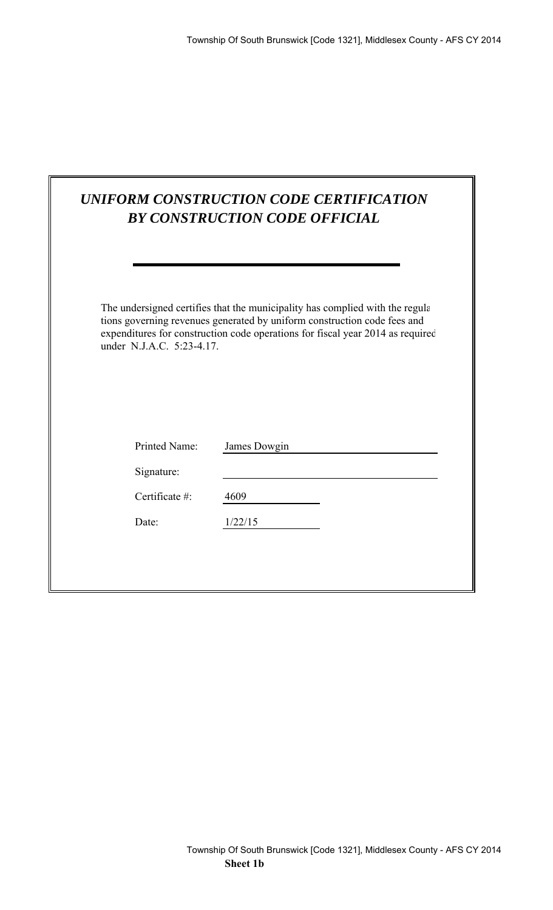# *UNIFORM CONSTRUCTION CODE CERTIFICATION BY CONSTRUCTION CODE OFFICIAL*

The undersigned certifies that the municipality has complied with the regulations governing revenues generated by uniform construction code fees and expenditures for construction code operations for fiscal year 2014 as required under N.J.A.C. 5:23-4.17.

| | |
|---|---|
| Printed Name: | James Dowgin |
| Signature: | |
| Certificate #: | 4609 |
| Date: | 1/22/15 |

**Sheet 1b**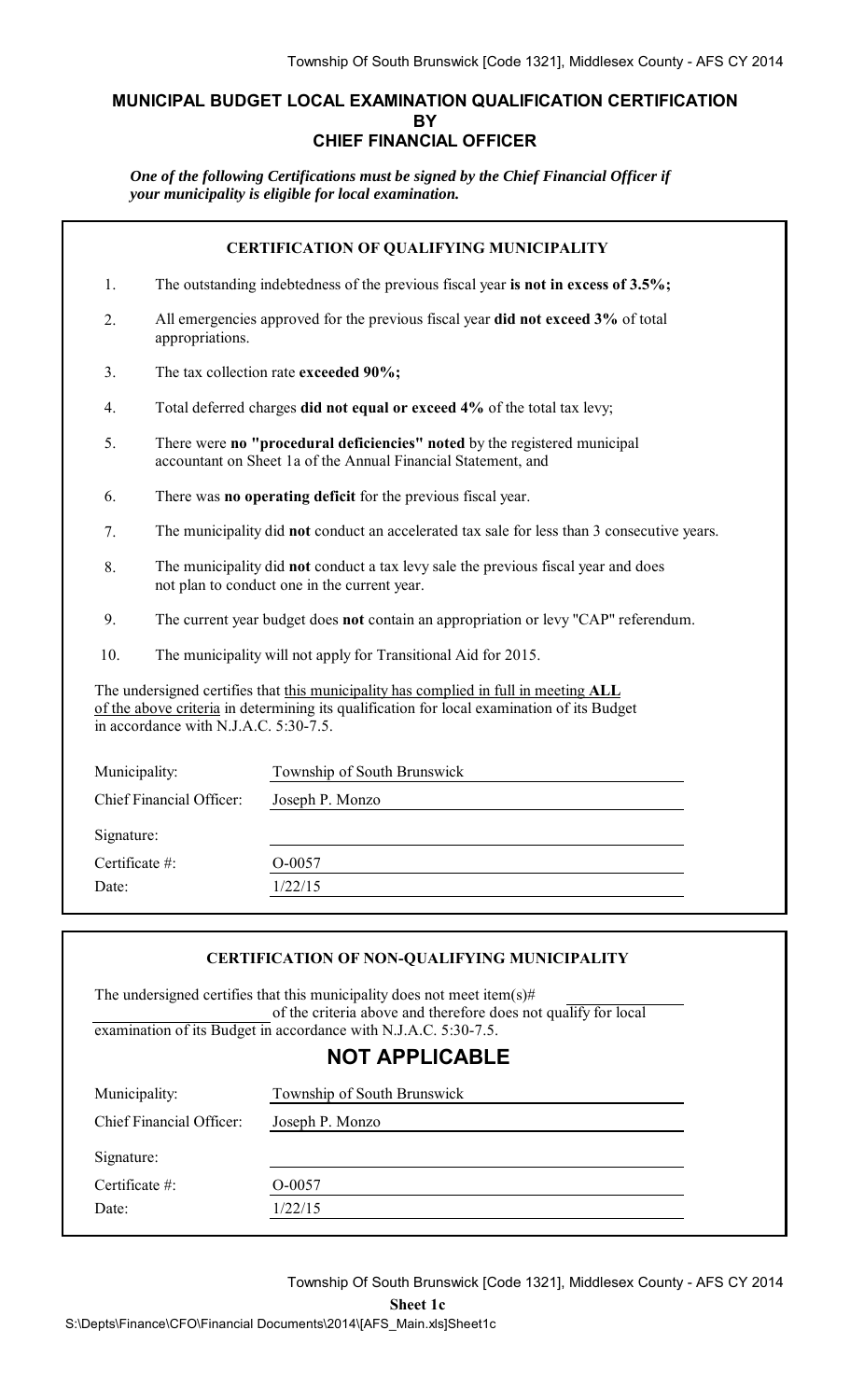# MUNICIPAL BUDGET LOCAL EXAMINATION QUALIFICATION CERTIFICATION BY CHIEF FINANCIAL OFFICER

***One of the following Certifications must be signed by the Chief Financial Officer if your municipality is eligible for local examination.***

## CERTIFICATION OF QUALIFYING MUNICIPALITY

1. The outstanding indebtedness of the previous fiscal year **is not in excess of 3.5%;**
2. All emergencies approved for the previous fiscal year **did not exceed 3%** of total appropriations.
3. The tax collection rate **exceeded 90%;**
4. Total deferred charges **did not equal or exceed 4%** of the total tax levy;
5. There were **no "procedural deficiencies" noted** by the registered municipal accountant on Sheet 1a of the Annual Financial Statement, and
6. There was **no operating deficit** for the previous fiscal year.
7. The municipality did **not** conduct an accelerated tax sale for less than 3 consecutive years.
8. The municipality did **not** conduct a tax levy sale the previous fiscal year and does not plan to conduct one in the current year.
9. The current year budget does **not** contain an appropriation or levy "CAP" referendum.
10. The municipality will not apply for Transitional Aid for 2015.

The undersigned certifies that this municipality has complied in full in meeting **ALL** of the above criteria in determining its qualification for local examination of its Budget in accordance with N.J.A.C. 5:30-7.5.

| | |
|---|---|
| Municipality: | Township of South Brunswick |
| Chief Financial Officer: | Joseph P. Monzo |
| Signature: | |
| Certificate #: | O-0057 |
| Date: | 1/22/15 |

## CERTIFICATION OF NON-QUALIFYING MUNICIPALITY

The undersigned certifies that this municipality does not meet item(s)# \_\_\_\_\_\_\_\_\_\_ of the criteria above and therefore does not qualify for local examination of its Budget in accordance with N.J.A.C. 5:30-7.5.

## NOT APPLICABLE

| | |
|---|---|
| Municipality: | Township of South Brunswick |
| Chief Financial Officer: | Joseph P. Monzo |
| Signature: | |
| Certificate #: | O-0057 |
| Date: | 1/22/15 |

**Sheet 1c**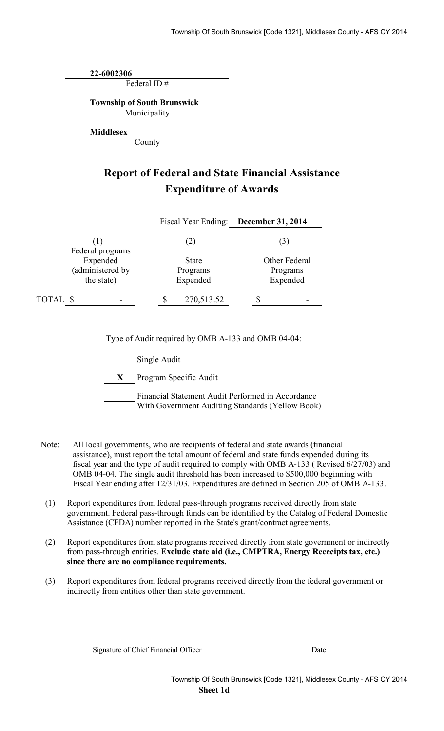**22-6002306**
Federal ID #

**Township of South Brunswick**
Municipality

**Middlesex**
County

# Report of Federal and State Financial Assistance
# Expenditure of Awards

Fiscal Year Ending: **December 31, 2014**

| | (1) Federal programs Expended (administered by the state) | (2) State Programs Expended | (3) Other Federal Programs Expended |
|---|---|---|---|
| TOTAL | $ - | $ 270,513.52 | $ - |

Type of Audit required by OMB A-133 and OMB 04-04:

_____ Single Audit

__X__ Program Specific Audit

_____ Financial Statement Audit Performed in Accordance With Government Auditing Standards (Yellow Book)

Note: All local governments, who are recipients of federal and state awards (financial assistance), must report the total amount of federal and state funds expended during its fiscal year and the type of audit required to comply with OMB A-133 ( Revised 6/27/03) and OMB 04-04. The single audit threshold has been increased to $500,000 beginning with Fiscal Year ending after 12/31/03. Expenditures are defined in Section 205 of OMB A-133.

(1) Report expenditures from federal pass-through programs received directly from state government. Federal pass-through funds can be identified by the Catalog of Federal Domestic Assistance (CFDA) number reported in the State's grant/contract agreements.

(2) Report expenditures from state programs received directly from state government or indirectly from pass-through entities. **Exclude state aid (i.e., CMPTRA, Energy Receeipts tax, etc.) since there are no compliance requirements.**

(3) Report expenditures from federal programs received directly from the federal government or indirectly from entities other than state government.

Signature of Chief Financial Officer _______________ Date _______________

**Sheet 1d**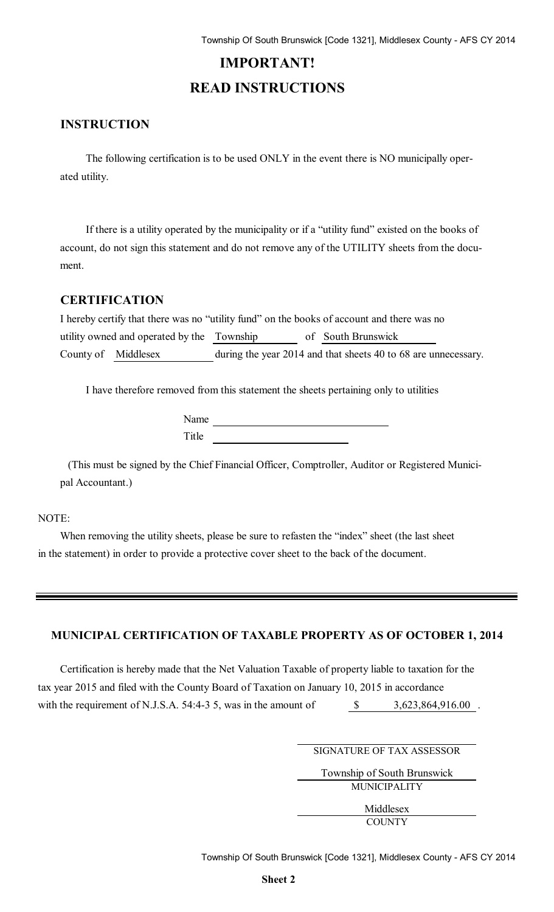# IMPORTANT!
# READ INSTRUCTIONS

## INSTRUCTION

The following certification is to be used ONLY in the event there is NO municipally operated utility.

If there is a utility operated by the municipality or if a "utility fund" existed on the books of account, do not sign this statement and do not remove any of the UTILITY sheets from the document.

## CERTIFICATION

I hereby certify that there was no "utility fund" on the books of account and there was no utility owned and operated by the Township of South Brunswick County of Middlesex during the year 2014 and that sheets 40 to 68 are unnecessary.

I have therefore removed from this statement the sheets pertaining only to utilities

Name ______________________________

Title ______________________________

(This must be signed by the Chief Financial Officer, Comptroller, Auditor or Registered Municipal Accountant.)

NOTE:

When removing the utility sheets, please be sure to refasten the "index" sheet (the last sheet in the statement) in order to provide a protective cover sheet to the back of the document.

---

### MUNICIPAL CERTIFICATION OF TAXABLE PROPERTY AS OF OCTOBER 1, 2014

Certification is hereby made that the Net Valuation Taxable of property liable to taxation for the tax year 2015 and filed with the County Board of Taxation on January 10, 2015 in accordance with the requirement of N.J.S.A. 54:4-3 5, was in the amount of $ 3,623,864,916.00 .

______________________________
SIGNATURE OF TAX ASSESSOR

Township of South Brunswick
MUNICIPALITY

Middlesex
COUNTY

**Sheet 2**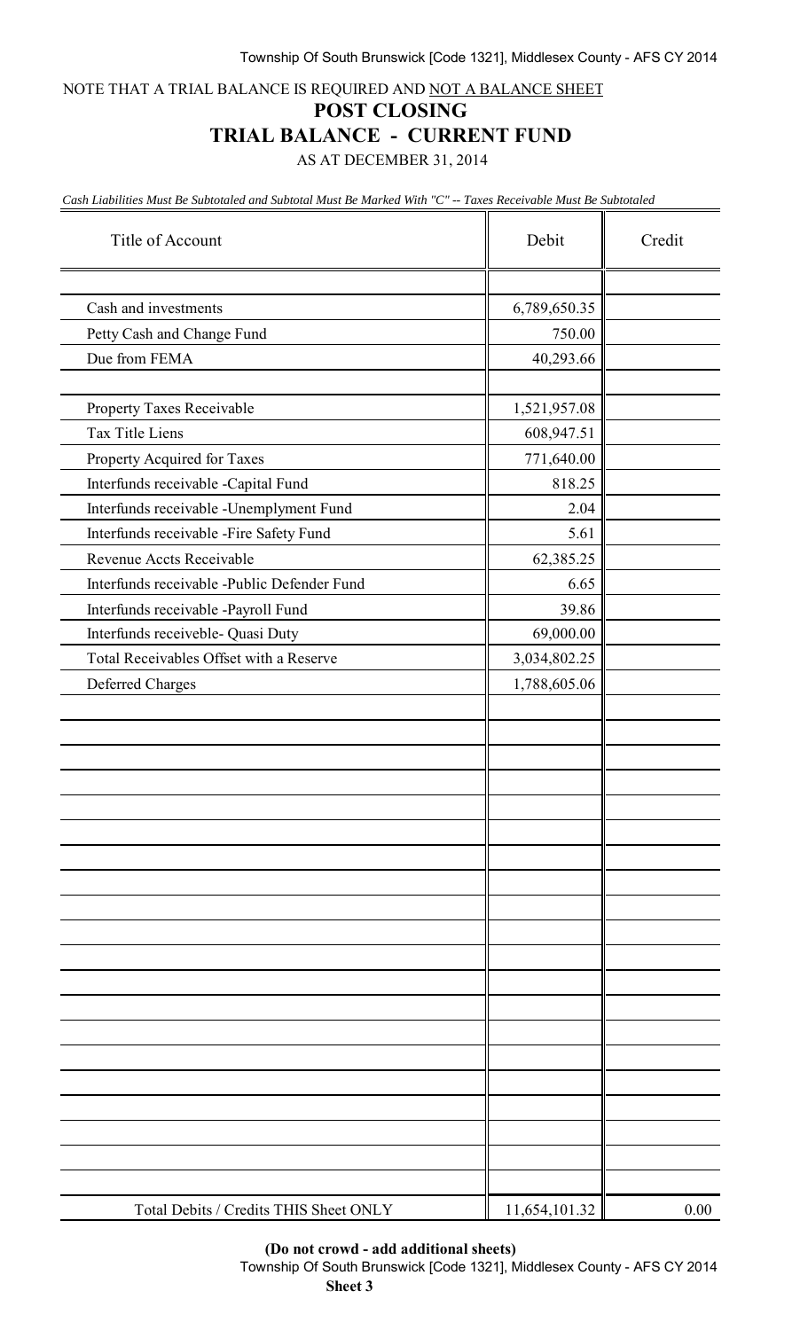NOTE THAT A TRIAL BALANCE IS REQUIRED AND NOT A BALANCE SHEET

## POST CLOSING

## TRIAL BALANCE - CURRENT FUND

AS AT DECEMBER 31, 2014

*Cash Liabilities Must Be Subtotaled and Subtotal Must Be Marked With "C" -- Taxes Receivable Must Be Subtotaled*

| Title of Account | Debit | Credit |
|---|---|---|
| | | |
| Cash and investments | 6,789,650.35 | |
| Petty Cash and Change Fund | 750.00 | |
| Due from FEMA | 40,293.66 | |
| | | |
| Property Taxes Receivable | 1,521,957.08 | |
| Tax Title Liens | 608,947.51 | |
| Property Acquired for Taxes | 771,640.00 | |
| Interfunds receivable -Capital Fund | 818.25 | |
| Interfunds receivable -Unemplyment Fund | 2.04 | |
| Interfunds receivable -Fire Safety Fund | 5.61 | |
| Revenue Accts Receivable | 62,385.25 | |
| Interfunds receivable -Public Defender Fund | 6.65 | |
| Interfunds receivable -Payroll Fund | 39.86 | |
| Interfunds receiveble- Quasi Duty | 69,000.00 | |
| Total Receivables Offset with a Reserve | 3,034,802.25 | |
| Deferred Charges | 1,788,605.06 | |
| Total Debits / Credits THIS Sheet ONLY | 11,654,101.32 | 0.00 |

**(Do not crowd - add additional sheets)**

**Sheet 3**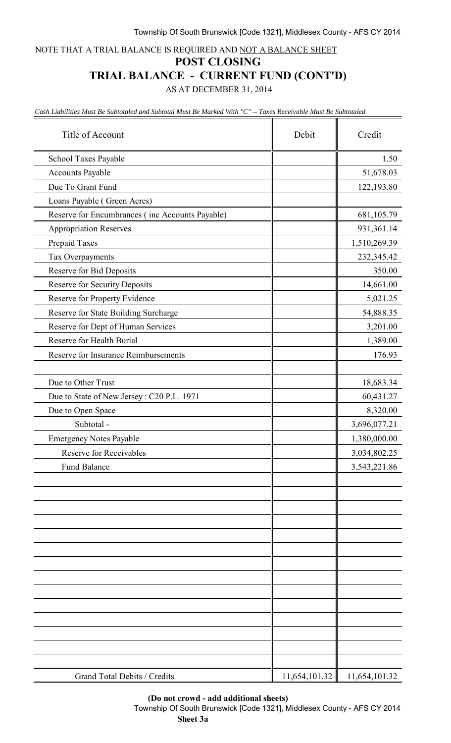NOTE THAT A TRIAL BALANCE IS REQUIRED AND NOT A BALANCE SHEET

# POST CLOSING

# TRIAL BALANCE - CURRENT FUND (CONT'D)

AS AT DECEMBER 31, 2014

*Cash Liabilities Must Be Subtotaled and Subtotal Must Be Marked With "C" -- Taxes Receivable Must Be Subtotaled*

| Title of Account | Debit | Credit |
|---|---|---|
| School Taxes Payable | | 1.50 |
| Accounts Payable | | 51,678.03 |
| Due To Grant Fund | | 122,193.80 |
| Loans Payable ( Green Acres) | | |
| Reserve for Encumbrances ( inc Accounts Payable) | | 681,105.79 |
| Appropriation Reserves | | 931,361.14 |
| Prepaid Taxes | | 1,510,269.39 |
| Tax Overpayments | | 232,345.42 |
| Reserve for Bid Deposits | | 350.00 |
| Reserve for Security Deposits | | 14,661.00 |
| Reserve for Property Evidence | | 5,021.25 |
| Reserve for State Building Surcharge | | 54,888.35 |
| Reserve for Dept of Human Services | | 3,201.00 |
| Reserve for Health Burial | | 1,389.00 |
| Reserve for Insurance Reimbursements | | 176.93 |
| | | |
| Due to Other Trust | | 18,683.34 |
| Due to State of New Jersey : C20 P.L. 1971 | | 60,431.27 |
| Due to Open Space | | 8,320.00 |
| Subtotal - | | 3,696,077.21 |
| Emergency Notes Payable | | 1,380,000.00 |
| Reserve for Receivables | | 3,034,802.25 |
| Fund Balance | | 3,543,221.86 |
| Grand Total Debits / Credits | 11,654,101.32 | 11,654,101.32 |

**(Do not crowd - add additional sheets)**

**Sheet 3a**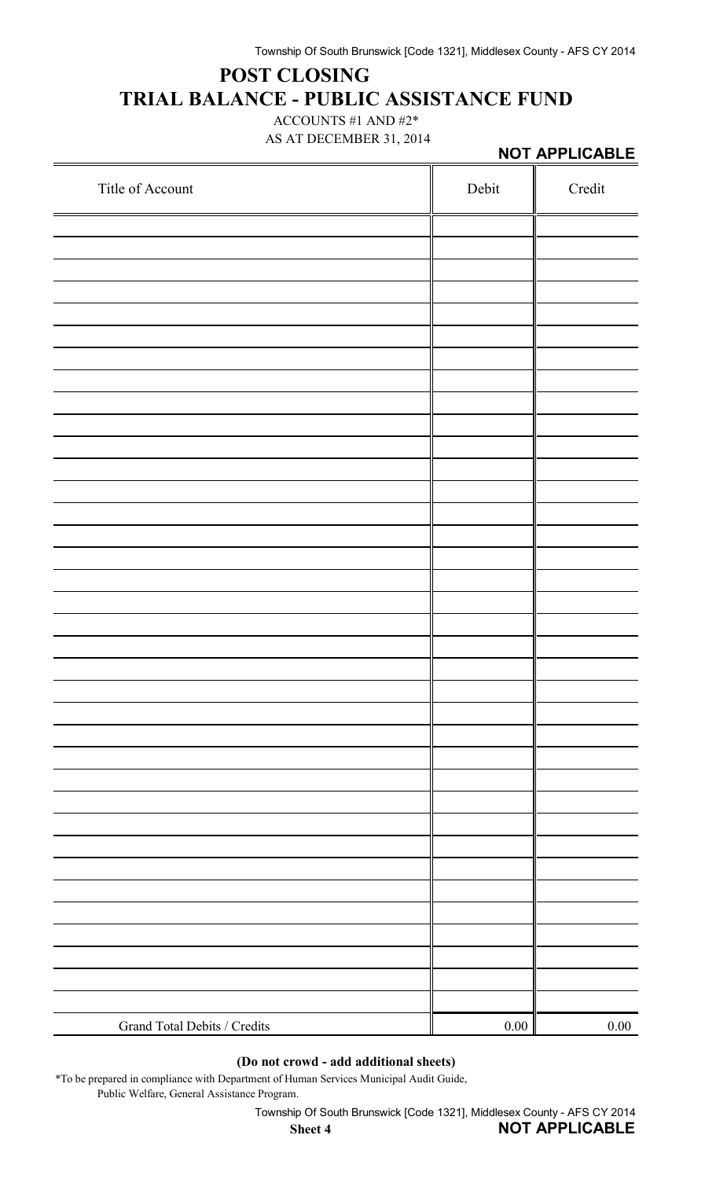# POST CLOSING
# TRIAL BALANCE - PUBLIC ASSISTANCE FUND

ACCOUNTS #1 AND #2*

AS AT DECEMBER 31, 2014

**NOT APPLICABLE**

| Title of Account | Debit | Credit |
|---|---|---|
| | | |
| Grand Total Debits / Credits | 0.00 | 0.00 |

**(Do not crowd - add additional sheets)**

*To be prepared in compliance with Department of Human Services Municipal Audit Guide, Public Welfare, General Assistance Program.

**Sheet 4** **NOT APPLICABLE**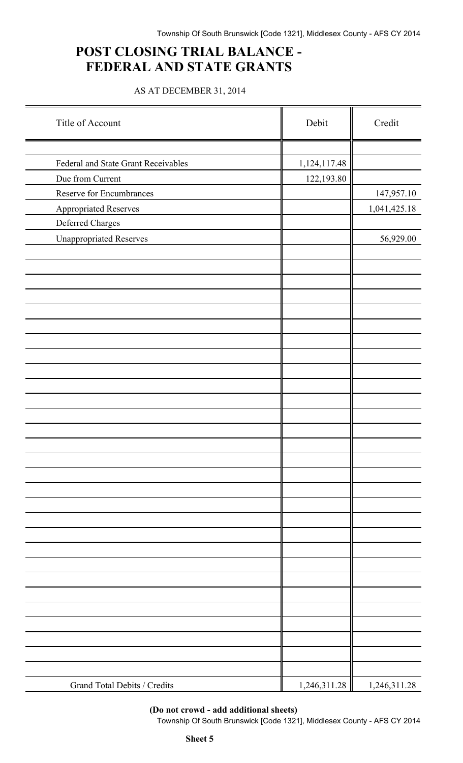# POST CLOSING TRIAL BALANCE - FEDERAL AND STATE GRANTS

AS AT DECEMBER 31, 2014

| Title of Account | Debit | Credit |
|---|---|---|
| Federal and State Grant Receivables | 1,124,117.48 | |
| Due from Current | 122,193.80 | |
| Reserve for Encumbrances | | 147,957.10 |
| Appropriated Reserves | | 1,041,425.18 |
| Deferred Charges | | |
| Unappropriated Reserves | | 56,929.00 |
| Grand Total Debits / Credits | 1,246,311.28 | 1,246,311.28 |

**(Do not crowd - add additional sheets)**

**Sheet 5**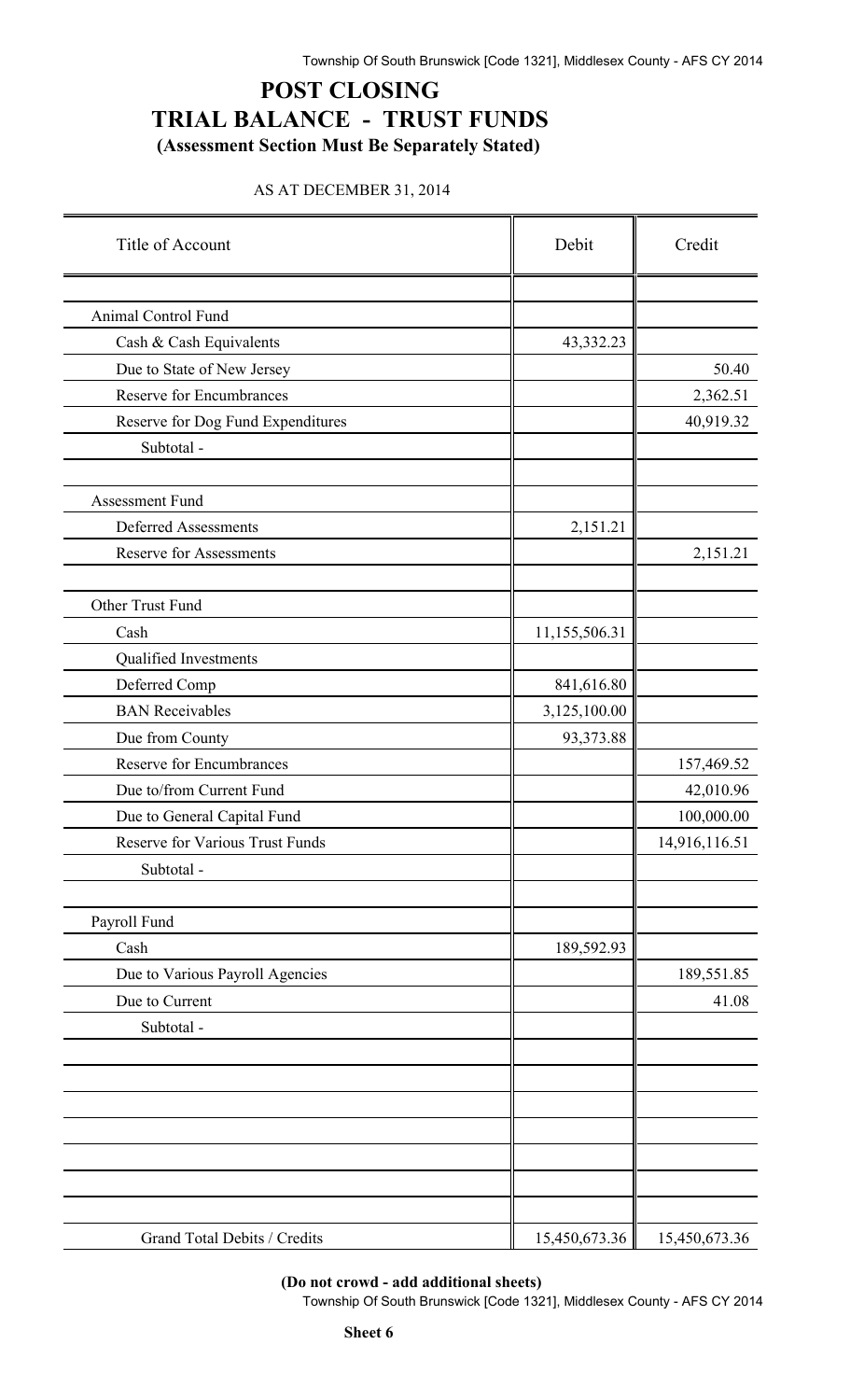# POST CLOSING
# TRIAL BALANCE - TRUST FUNDS
**(Assessment Section Must Be Separately Stated)**

AS AT DECEMBER 31, 2014

| Title of Account | Debit | Credit |
|---|---|---|
| Animal Control Fund | | |
| Cash & Cash Equivalents | 43,332.23 | |
| Due to State of New Jersey | | 50.40 |
| Reserve for Encumbrances | | 2,362.51 |
| Reserve for Dog Fund Expenditures | | 40,919.32 |
| Subtotal - | | |
| | | |
| Assessment Fund | | |
| Deferred Assessments | 2,151.21 | |
| Reserve for Assessments | | 2,151.21 |
| | | |
| Other Trust Fund | | |
| Cash | 11,155,506.31 | |
| Qualified Investments | | |
| Deferred Comp | 841,616.80 | |
| BAN Receivables | 3,125,100.00 | |
| Due from County | 93,373.88 | |
| Reserve for Encumbrances | | 157,469.52 |
| Due to/from Current Fund | | 42,010.96 |
| Due to General Capital Fund | | 100,000.00 |
| Reserve for Various Trust Funds | | 14,916,116.51 |
| Subtotal - | | |
| | | |
| Payroll Fund | | |
| Cash | 189,592.93 | |
| Due to Various Payroll Agencies | | 189,551.85 |
| Due to Current | | 41.08 |
| Subtotal - | | |
| Grand Total Debits / Credits | 15,450,673.36 | 15,450,673.36 |

**(Do not crowd - add additional sheets)**

**Sheet 6**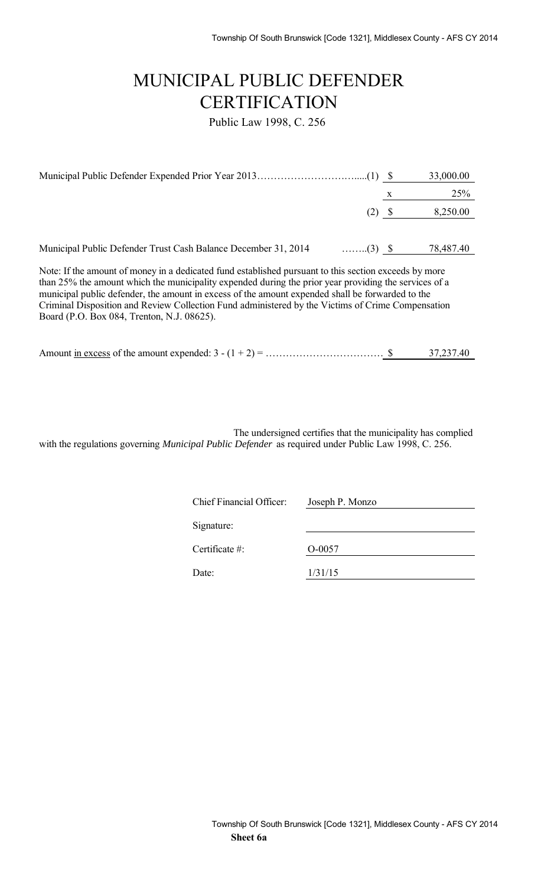# MUNICIPAL PUBLIC DEFENDER CERTIFICATION

Public Law 1998, C. 256

| | | | |
|---|---|---|---|
| Municipal Public Defender Expended Prior Year 2013…………………………......(1) | | $ | 33,000.00 |
| | | x | 25% |
| | (2) | $ | 8,250.00 |
| Municipal Public Defender Trust Cash Balance December 31, 2014 | ……..(3) | $ | 78,487.40 |

Note: If the amount of money in a dedicated fund established pursuant to this section exceeds by more than 25% the amount which the municipality expended during the prior year providing the services of a municipal public defender, the amount in excess of the amount expended shall be forwarded to the Criminal Disposition and Review Collection Fund administered by the Victims of Crime Compensation Board (P.O. Box 084, Trenton, N.J. 08625).

Amount in excess of the amount expended: 3 - (1 + 2) = ……………………………… $ 37,237.40

The undersigned certifies that the municipality has complied with the regulations governing *Municipal Public Defender* as required under Public Law 1998, C. 256.

| | |
|---|---|
| Chief Financial Officer: | Joseph P. Monzo |
| Signature: | |
| Certificate #: | O-0057 |
| Date: | 1/31/15 |

**Sheet 6a**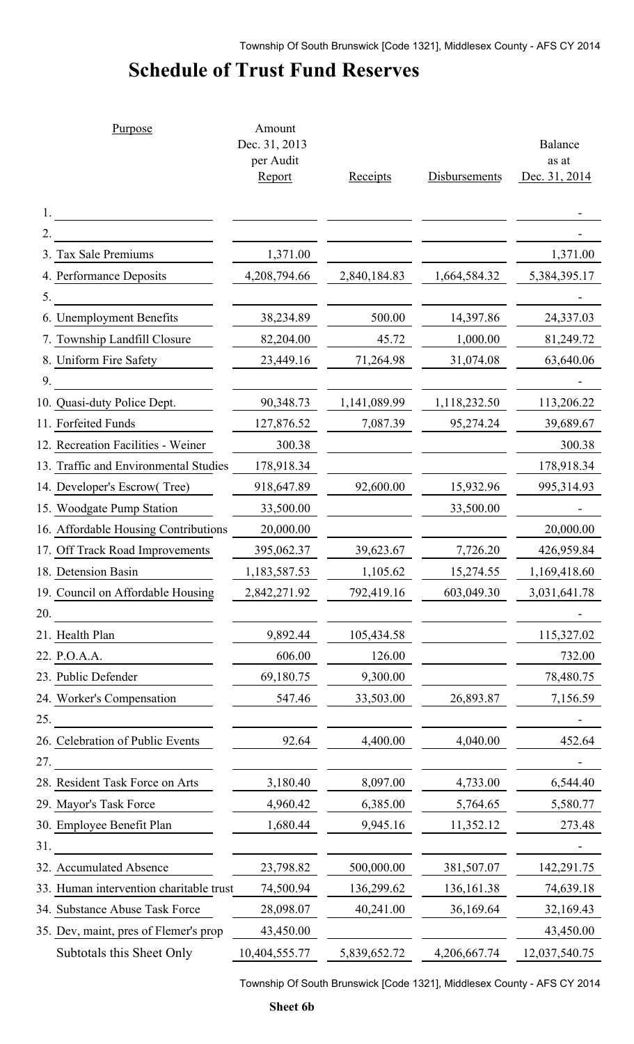# Schedule of Trust Fund Reserves

| Purpose | Amount Dec. 31, 2013 per Audit Report | Receipts | Disbursements | Balance as at Dec. 31, 2014 |
|---|---|---|---|---|
| 1. | | | | - |
| 2. | | | | - |
| 3. Tax Sale Premiums | 1,371.00 | | | 1,371.00 |
| 4. Performance Deposits | 4,208,794.66 | 2,840,184.83 | 1,664,584.32 | 5,384,395.17 |
| 5. | | | | - |
| 6. Unemployment Benefits | 38,234.89 | 500.00 | 14,397.86 | 24,337.03 |
| 7. Township Landfill Closure | 82,204.00 | 45.72 | 1,000.00 | 81,249.72 |
| 8. Uniform Fire Safety | 23,449.16 | 71,264.98 | 31,074.08 | 63,640.06 |
| 9. | | | | - |
| 10. Quasi-duty Police Dept. | 90,348.73 | 1,141,089.99 | 1,118,232.50 | 113,206.22 |
| 11. Forfeited Funds | 127,876.52 | 7,087.39 | 95,274.24 | 39,689.67 |
| 12. Recreation Facilities - Weiner | 300.38 | | | 300.38 |
| 13. Traffic and Environmental Studies | 178,918.34 | | | 178,918.34 |
| 14. Developer's Escrow( Tree) | 918,647.89 | 92,600.00 | 15,932.96 | 995,314.93 |
| 15. Woodgate Pump Station | 33,500.00 | | 33,500.00 | - |
| 16. Affordable Housing Contributions | 20,000.00 | | | 20,000.00 |
| 17. Off Track Road Improvements | 395,062.37 | 39,623.67 | 7,726.20 | 426,959.84 |
| 18. Detension Basin | 1,183,587.53 | 1,105.62 | 15,274.55 | 1,169,418.60 |
| 19. Council on Affordable Housing | 2,842,271.92 | 792,419.16 | 603,049.30 | 3,031,641.78 |
| 20. | | | | - |
| 21. Health Plan | 9,892.44 | 105,434.58 | | 115,327.02 |
| 22. P.O.A.A. | 606.00 | 126.00 | | 732.00 |
| 23. Public Defender | 69,180.75 | 9,300.00 | | 78,480.75 |
| 24. Worker's Compensation | 547.46 | 33,503.00 | 26,893.87 | 7,156.59 |
| 25. | | | | - |
| 26. Celebration of Public Events | 92.64 | 4,400.00 | 4,040.00 | 452.64 |
| 27. | | | | - |
| 28. Resident Task Force on Arts | 3,180.40 | 8,097.00 | 4,733.00 | 6,544.40 |
| 29. Mayor's Task Force | 4,960.42 | 6,385.00 | 5,764.65 | 5,580.77 |
| 30. Employee Benefit Plan | 1,680.44 | 9,945.16 | 11,352.12 | 273.48 |
| 31. | | | | - |
| 32. Accumulated Absence | 23,798.82 | 500,000.00 | 381,507.07 | 142,291.75 |
| 33. Human intervention charitable trust | 74,500.94 | 136,299.62 | 136,161.38 | 74,639.18 |
| 34. Substance Abuse Task Force | 28,098.07 | 40,241.00 | 36,169.64 | 32,169.43 |
| 35. Dev, maint, pres of Flemer's prop | 43,450.00 | | | 43,450.00 |
| Subtotals this Sheet Only | 10,404,555.77 | 5,839,652.72 | 4,206,667.74 | 12,037,540.75 |

Sheet 6b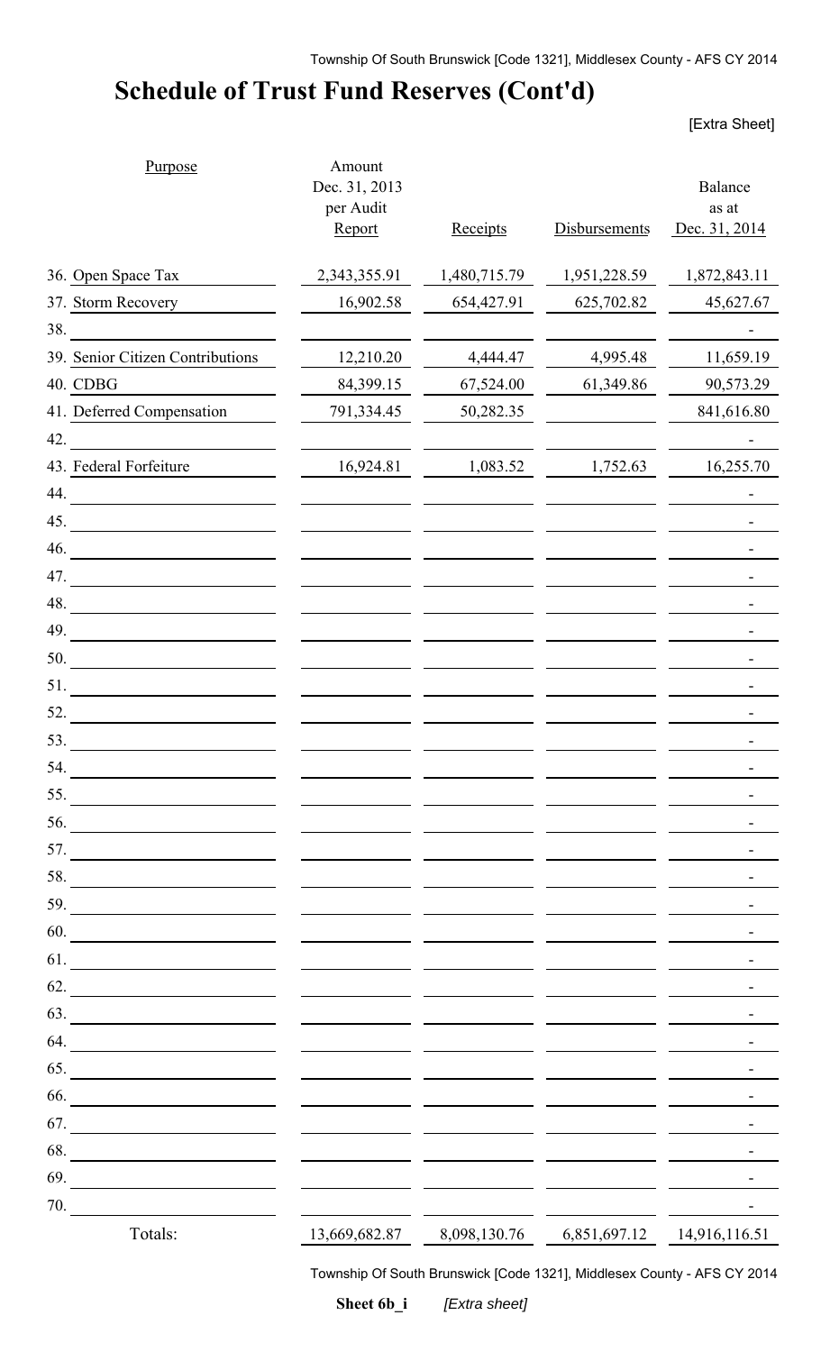# Schedule of Trust Fund Reserves (Cont'd)

[Extra Sheet]

| Purpose | Amount Dec. 31, 2013 per Audit Report | Receipts | Disbursements | Balance as at Dec. 31, 2014 |
|---|---|---|---|---|
| 36. Open Space Tax | 2,343,355.91 | 1,480,715.79 | 1,951,228.59 | 1,872,843.11 |
| 37. Storm Recovery | 16,902.58 | 654,427.91 | 625,702.82 | 45,627.67 |
| 38. | | | | - |
| 39. Senior Citizen Contributions | 12,210.20 | 4,444.47 | 4,995.48 | 11,659.19 |
| 40. CDBG | 84,399.15 | 67,524.00 | 61,349.86 | 90,573.29 |
| 41. Deferred Compensation | 791,334.45 | 50,282.35 | | 841,616.80 |
| 42. | | | | - |
| 43. Federal Forfeiture | 16,924.81 | 1,083.52 | 1,752.63 | 16,255.70 |
| 44. | | | | - |
| 45. | | | | - |
| 46. | | | | - |
| 47. | | | | - |
| 48. | | | | - |
| 49. | | | | - |
| 50. | | | | - |
| 51. | | | | - |
| 52. | | | | - |
| 53. | | | | - |
| 54. | | | | - |
| 55. | | | | - |
| 56. | | | | - |
| 57. | | | | - |
| 58. | | | | - |
| 59. | | | | - |
| 60. | | | | - |
| 61. | | | | - |
| 62. | | | | - |
| 63. | | | | - |
| 64. | | | | - |
| 65. | | | | - |
| 66. | | | | - |
| 67. | | | | - |
| 68. | | | | - |
| 69. | | | | - |
| 70. | | | | - |
| Totals: | 13,669,682.87 | 8,098,130.76 | 6,851,697.12 | 14,916,116.51 |

Sheet 6b_i *[Extra sheet]*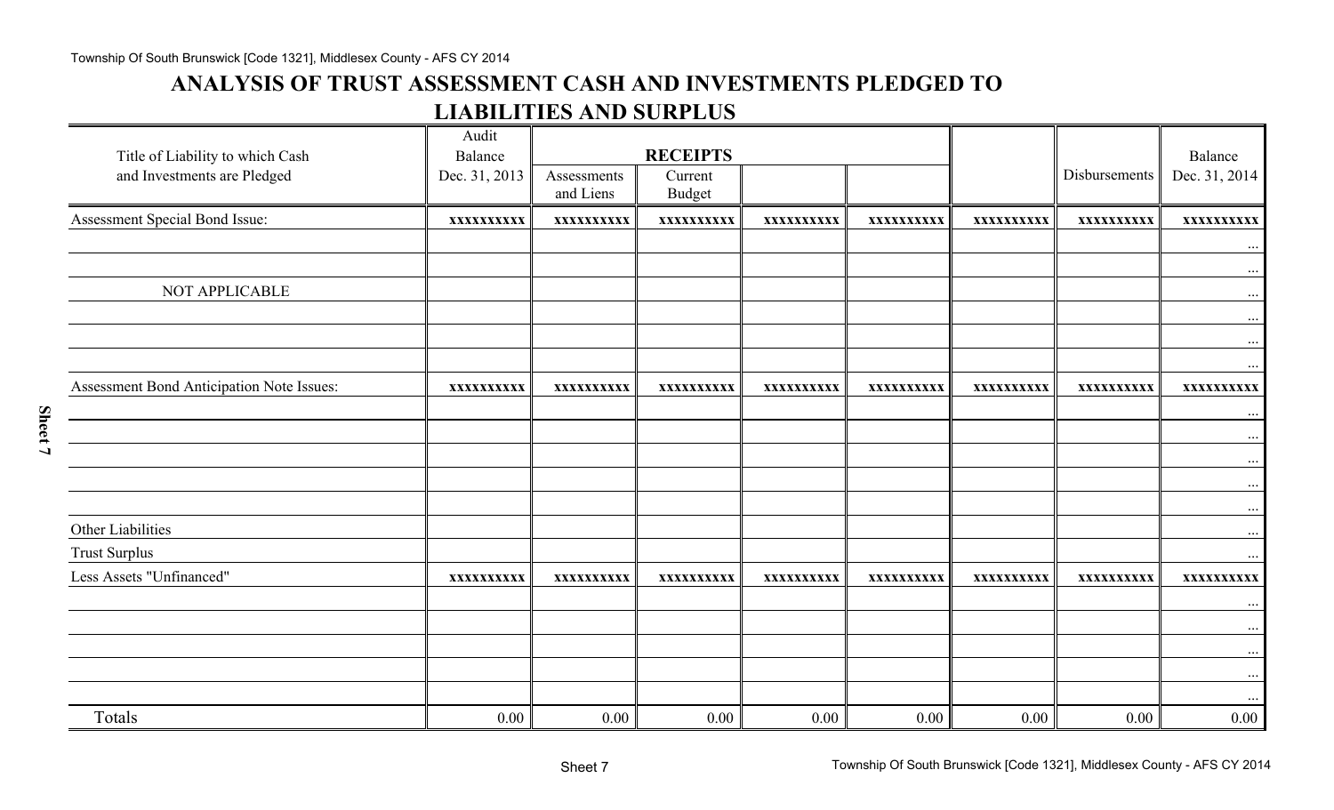# ANALYSIS OF TRUST ASSESSMENT CASH AND INVESTMENTS PLEDGED TO LIABILITIES AND SURPLUS

| Title of Liability to which Cash and Investments are Pledged | Audit Balance Dec. 31, 2013 | RECEIPTS | | | | | Disbursements | Balance Dec. 31, 2014 |
|---|---|---|---|---|---|---|---|---|
| | | Assessments and Liens | Current Budget | | | | | |
| Assessment Special Bond Issue: | xxxxxxxxxx | xxxxxxxxxx | xxxxxxxxxx | xxxxxxxxxx | xxxxxxxxxx | xxxxxxxxxx | xxxxxxxxxx | xxxxxxxxxx |
| | | | | | | | | ... |
| | | | | | | | | ... |
| NOT APPLICABLE | | | | | | | | ... |
| | | | | | | | | ... |
| | | | | | | | | ... |
| | | | | | | | | ... |
| Assessment Bond Anticipation Note Issues: | xxxxxxxxxx | xxxxxxxxxx | xxxxxxxxxx | xxxxxxxxxx | xxxxxxxxxx | xxxxxxxxxx | xxxxxxxxxx | xxxxxxxxxx |
| | | | | | | | | ... |
| | | | | | | | | ... |
| | | | | | | | | ... |
| | | | | | | | | ... |
| | | | | | | | | ... |
| Other Liabilities | | | | | | | | ... |
| Trust Surplus | | | | | | | | ... |
| Less Assets "Unfinanced" | xxxxxxxxxx | xxxxxxxxxx | xxxxxxxxxx | xxxxxxxxxx | xxxxxxxxxx | xxxxxxxxxx | xxxxxxxxxx | xxxxxxxxxx |
| | | | | | | | | ... |
| | | | | | | | | ... |
| | | | | | | | | ... |
| | | | | | | | | ... |
| | | | | | | | | ... |
| Totals | 0.00 | 0.00 | 0.00 | 0.00 | 0.00 | 0.00 | 0.00 | 0.00 |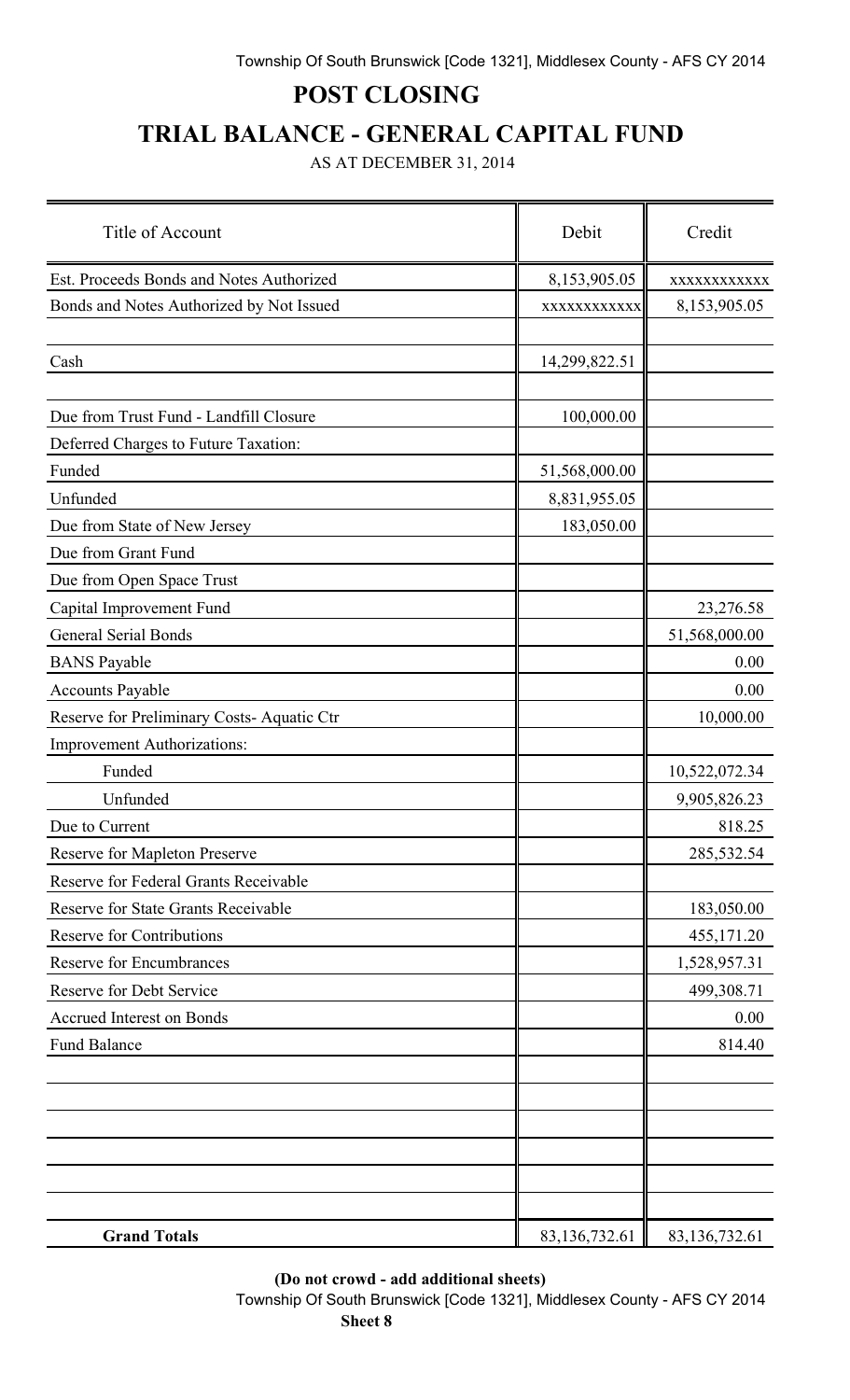# POST CLOSING

# TRIAL BALANCE - GENERAL CAPITAL FUND

AS AT DECEMBER 31, 2014

| Title of Account | Debit | Credit |
|---|---|---|
| Est. Proceeds Bonds and Notes Authorized | 8,153,905.05 | xxxxxxxxxxxx |
| Bonds and Notes Authorized by Not Issued | xxxxxxxxxxxx | 8,153,905.05 |
| | | |
| Cash | 14,299,822.51 | |
| | | |
| Due from Trust Fund - Landfill Closure | 100,000.00 | |
| Deferred Charges to Future Taxation: | | |
| Funded | 51,568,000.00 | |
| Unfunded | 8,831,955.05 | |
| Due from State of New Jersey | 183,050.00 | |
| Due from Grant Fund | | |
| Due from Open Space Trust | | |
| Capital Improvement Fund | | 23,276.58 |
| General Serial Bonds | | 51,568,000.00 |
| BANS Payable | | 0.00 |
| Accounts Payable | | 0.00 |
| Reserve for Preliminary Costs- Aquatic Ctr | | 10,000.00 |
| Improvement Authorizations: | | |
| Funded | | 10,522,072.34 |
| Unfunded | | 9,905,826.23 |
| Due to Current | | 818.25 |
| Reserve for Mapleton Preserve | | 285,532.54 |
| Reserve for Federal Grants Receivable | | |
| Reserve for State Grants Receivable | | 183,050.00 |
| Reserve for Contributions | | 455,171.20 |
| Reserve for Encumbrances | | 1,528,957.31 |
| Reserve for Debt Service | | 499,308.71 |
| Accrued Interest on Bonds | | 0.00 |
| Fund Balance | | 814.40 |
| | | |
| | | |
| | | |
| | | |
| | | |
| | | |
| **Grand Totals** | 83,136,732.61 | 83,136,732.61 |

**(Do not crowd - add additional sheets)**

**Sheet 8**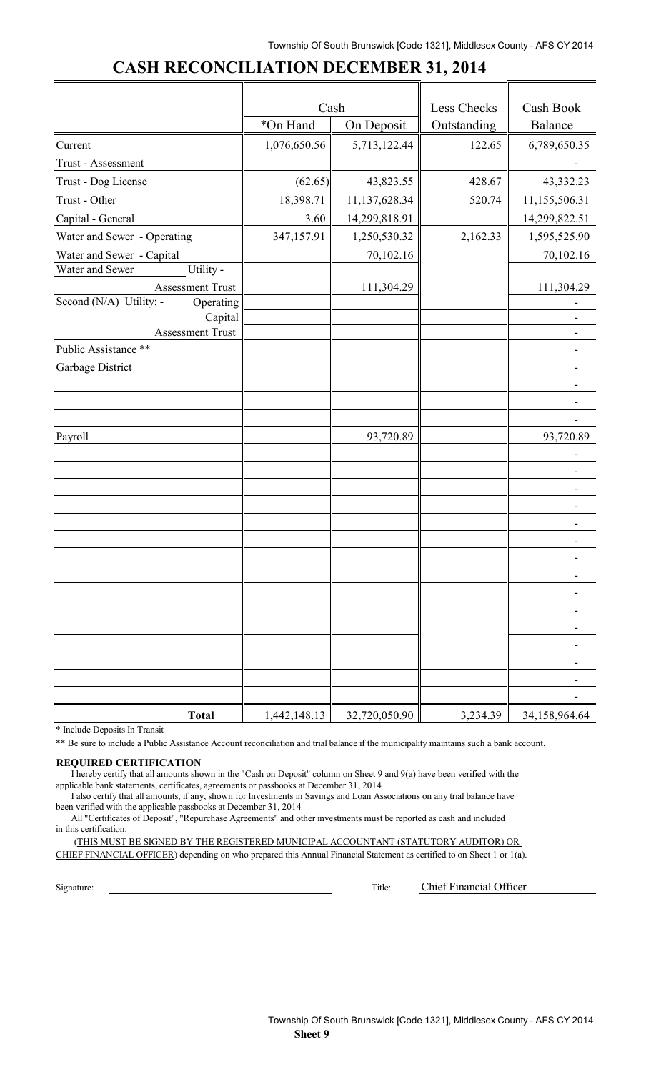# CASH RECONCILIATION DECEMBER 31, 2014

| | Cash | | Less Checks | Cash Book |
|---|---|---|---|---|
| | *On Hand | On Deposit | Outstanding | Balance |
| Current | 1,076,650.56 | 5,713,122.44 | 122.65 | 6,789,650.35 |
| Trust - Assessment | | | | - |
| Trust - Dog License | (62.65) | 43,823.55 | 428.67 | 43,332.23 |
| Trust - Other | 18,398.71 | 11,137,628.34 | 520.74 | 11,155,506.31 |
| Capital - General | 3.60 | 14,299,818.91 | | 14,299,822.51 |
| Water and Sewer - Operating | 347,157.91 | 1,250,530.32 | 2,162.33 | 1,595,525.90 |
| Water and Sewer - Capital | | 70,102.16 | | 70,102.16 |
| Water and Sewer Utility - Assessment Trust | | 111,304.29 | | 111,304.29 |
| Second (N/A) Utility: - Operating | | | | - |
| Capital | | | | - |
| Assessment Trust | | | | - |
| Public Assistance ** | | | | - |
| Garbage District | | | | - |
| | | | | - |
| | | | | - |
| | | | | - |
| Payroll | | 93,720.89 | | 93,720.89 |
| | | | | - |
| | | | | - |
| | | | | - |
| | | | | - |
| | | | | - |
| | | | | - |
| | | | | - |
| | | | | - |
| | | | | - |
| | | | | - |
| | | | | - |
| | | | | - |
| | | | | - |
| | | | | - |
| | | | | - |
| **Total** | 1,442,148.13 | 32,720,050.90 | 3,234.39 | 34,158,964.64 |

\* Include Deposits In Transit

\*\* Be sure to include a Public Assistance Account reconciliation and trial balance if the municipality maintains such a bank account.

**REQUIRED CERTIFICATION**

I hereby certify that all amounts shown in the "Cash on Deposit" column on Sheet 9 and 9(a) have been verified with the applicable bank statements, certificates, agreements or passbooks at December 31, 2014

I also certify that all amounts, if any, shown for Investments in Savings and Loan Associations on any trial balance have been verified with the applicable passbooks at December 31, 2014

All "Certificates of Deposit", "Repurchase Agreements" and other investments must be reported as cash and included in this certification.

(THIS MUST BE SIGNED BY THE REGISTERED MUNICIPAL ACCOUNTANT (STATUTORY AUDITOR) OR CHIEF FINANCIAL OFFICER) depending on who prepared this Annual Financial Statement as certified to on Sheet 1 or 1(a).

Signature: ______________________ Title: Chief Financial Officer

Sheet 9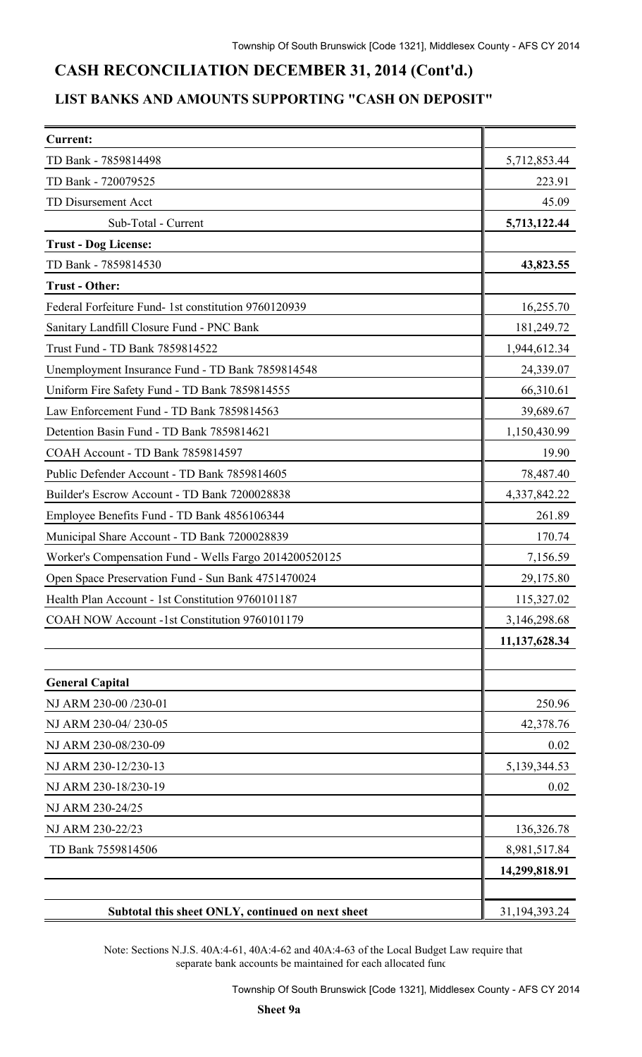## CASH RECONCILIATION DECEMBER 31, 2014 (Cont'd.)

### LIST BANKS AND AMOUNTS SUPPORTING "CASH ON DEPOSIT"

| | |
|---|---|
| **Current:** | |
| TD Bank - 7859814498 | 5,712,853.44 |
| TD Bank - 720079525 | 223.91 |
| TD Disursement Acct | 45.09 |
| Sub-Total - Current | **5,713,122.44** |
| **Trust - Dog License:** | |
| TD Bank - 7859814530 | **43,823.55** |
| **Trust - Other:** | |
| Federal Forfeiture Fund- 1st constitution 9760120939 | 16,255.70 |
| Sanitary Landfill Closure Fund - PNC Bank | 181,249.72 |
| Trust Fund - TD Bank 7859814522 | 1,944,612.34 |
| Unemployment Insurance Fund - TD Bank 7859814548 | 24,339.07 |
| Uniform Fire Safety Fund - TD Bank 7859814555 | 66,310.61 |
| Law Enforcement Fund - TD Bank 7859814563 | 39,689.67 |
| Detention Basin Fund - TD Bank 7859814621 | 1,150,430.99 |
| COAH Account - TD Bank 7859814597 | 19.90 |
| Public Defender Account - TD Bank 7859814605 | 78,487.40 |
| Builder's Escrow Account - TD Bank 7200028838 | 4,337,842.22 |
| Employee Benefits Fund - TD Bank 4856106344 | 261.89 |
| Municipal Share Account - TD Bank 7200028839 | 170.74 |
| Worker's Compensation Fund - Wells Fargo 2014200520125 | 7,156.59 |
| Open Space Preservation Fund - Sun Bank 4751470024 | 29,175.80 |
| Health Plan Account - 1st Constitution 9760101187 | 115,327.02 |
| COAH NOW Account -1st Constitution 9760101179 | 3,146,298.68 |
| | **11,137,628.34** |
| | |
| **General Capital** | |
| NJ ARM 230-00 /230-01 | 250.96 |
| NJ ARM 230-04/ 230-05 | 42,378.76 |
| NJ ARM 230-08/230-09 | 0.02 |
| NJ ARM 230-12/230-13 | 5,139,344.53 |
| NJ ARM 230-18/230-19 | 0.02 |
| NJ ARM 230-24/25 | |
| NJ ARM 230-22/23 | 136,326.78 |
| TD Bank 7559814506 | 8,981,517.84 |
| | **14,299,818.91** |
| | |
| **Subtotal this sheet ONLY, continued on next sheet** | 31,194,393.24 |

Note: Sections N.J.S. 40A:4-61, 40A:4-62 and 40A:4-63 of the Local Budget Law require that separate bank accounts be maintained for each allocated func

**Sheet 9a**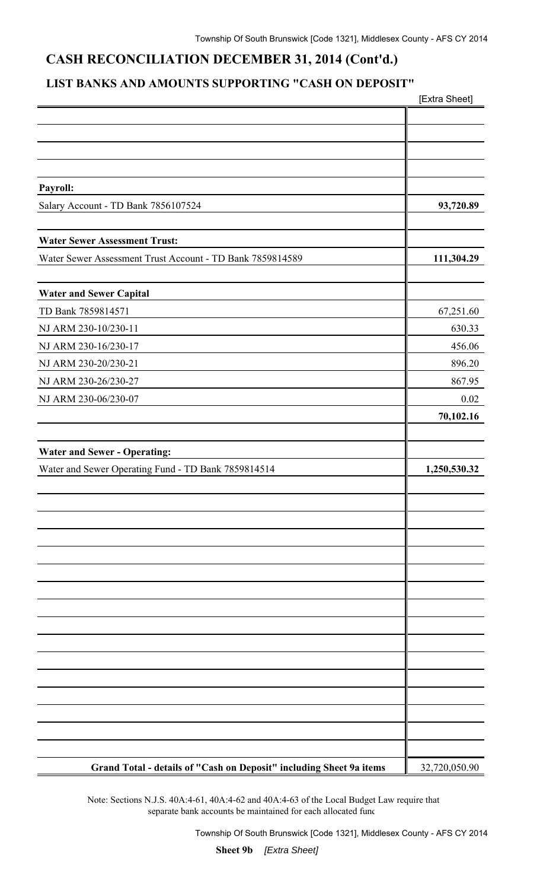# CASH RECONCILIATION DECEMBER 31, 2014 (Cont'd.)

## LIST BANKS AND AMOUNTS SUPPORTING "CASH ON DEPOSIT"

| | [Extra Sheet] |
|---|---|
| **Payroll:** | |
| Salary Account - TD Bank 7856107524 | **93,720.89** |
| **Water Sewer Assessment Trust:** | |
| Water Sewer Assessment Trust Account - TD Bank 7859814589 | **111,304.29** |
| **Water and Sewer Capital** | |
| TD Bank 7859814571 | 67,251.60 |
| NJ ARM 230-10/230-11 | 630.33 |
| NJ ARM 230-16/230-17 | 456.06 |
| NJ ARM 230-20/230-21 | 896.20 |
| NJ ARM 230-26/230-27 | 867.95 |
| NJ ARM 230-06/230-07 | 0.02 |
| | **70,102.16** |
| **Water and Sewer - Operating:** | |
| Water and Sewer Operating Fund - TD Bank 7859814514 | **1,250,530.32** |
| **Grand Total - details of "Cash on Deposit" including Sheet 9a items** | 32,720,050.90 |

Note: Sections N.J.S. 40A:4-61, 40A:4-62 and 40A:4-63 of the Local Budget Law require that separate bank accounts be maintained for each allocated func

**Sheet 9b** *[Extra Sheet]*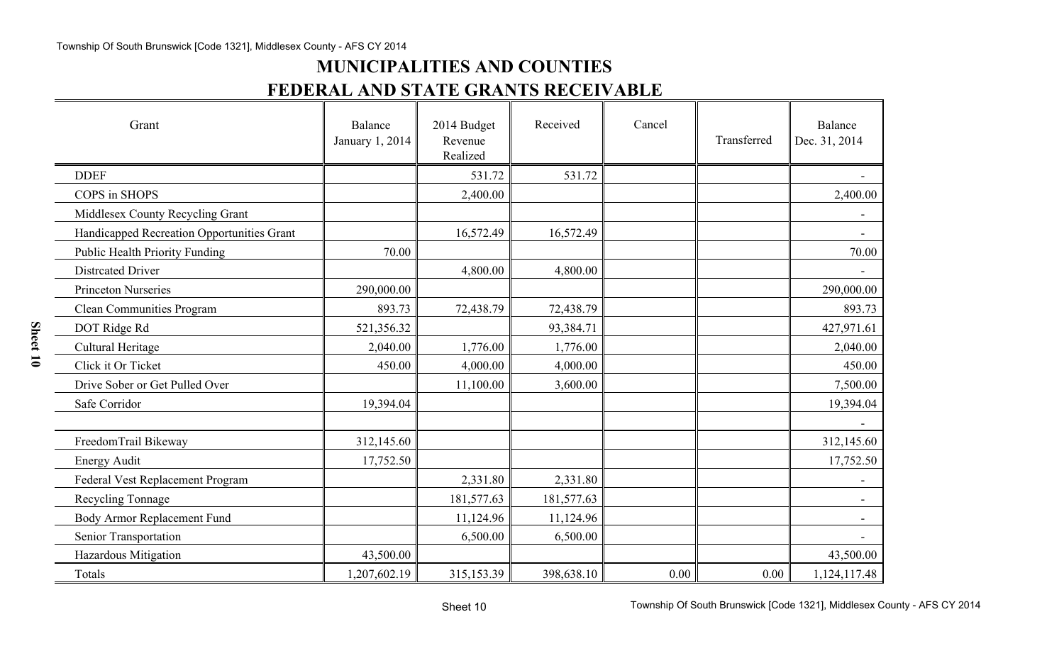# MUNICIPALITIES AND COUNTIES

## FEDERAL AND STATE GRANTS RECEIVABLE

| Grant | Balance January 1, 2014 | 2014 Budget Revenue Realized | Received | Cancel | Transferred | Balance Dec. 31, 2014 |
|---|---|---|---|---|---|---|
| DDEF | | 531.72 | 531.72 | | | - |
| COPS in SHOPS | | 2,400.00 | | | | 2,400.00 |
| Middlesex County Recycling Grant | | | | | | - |
| Handicapped Recreation Opportunities Grant | | 16,572.49 | 16,572.49 | | | - |
| Public Health Priority Funding | 70.00 | | | | | 70.00 |
| Distrcated Driver | | 4,800.00 | 4,800.00 | | | - |
| Princeton Nurseries | 290,000.00 | | | | | 290,000.00 |
| Clean Communities Program | 893.73 | 72,438.79 | 72,438.79 | | | 893.73 |
| DOT Ridge Rd | 521,356.32 | | 93,384.71 | | | 427,971.61 |
| Cultural Heritage | 2,040.00 | 1,776.00 | 1,776.00 | | | 2,040.00 |
| Click it Or Ticket | 450.00 | 4,000.00 | 4,000.00 | | | 450.00 |
| Drive Sober or Get Pulled Over | | 11,100.00 | 3,600.00 | | | 7,500.00 |
| Safe Corridor | 19,394.04 | | | | | 19,394.04 |
| | | | | | | - |
| FreedomTrail Bikeway | 312,145.60 | | | | | 312,145.60 |
| Energy Audit | 17,752.50 | | | | | 17,752.50 |
| Federal Vest Replacement Program | | 2,331.80 | 2,331.80 | | | - |
| Recycling Tonnage | | 181,577.63 | 181,577.63 | | | - |
| Body Armor Replacement Fund | | 11,124.96 | 11,124.96 | | | - |
| Senior Transportation | | 6,500.00 | 6,500.00 | | | - |
| Hazardous Mitigation | 43,500.00 | | | | | 43,500.00 |
| Totals | 1,207,602.19 | 315,153.39 | 398,638.10 | 0.00 | 0.00 | 1,124,117.48 |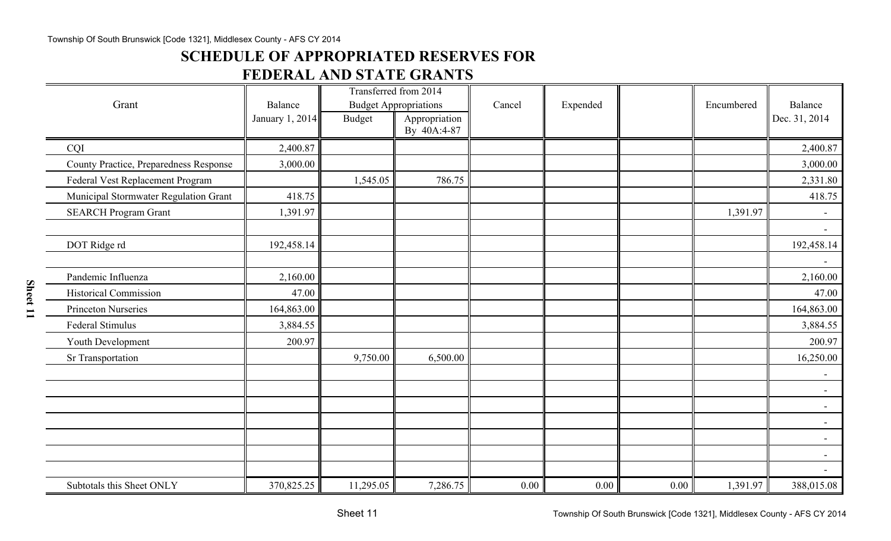## SCHEDULE OF APPROPRIATED RESERVES FOR FEDERAL AND STATE GRANTS

| Grant | Balance January 1, 2014 | Transferred from 2014 Budget Appropriations | | Cancel | Expended | | Encumbered | Balance Dec. 31, 2014 |
|---|---|---|---|---|---|---|---|---|
| | | Budget | Appropriation By 40A:4-87 | | | | | |
| CQI | 2,400.87 | | | | | | | 2,400.87 |
| County Practice, Preparedness Response | 3,000.00 | | | | | | | 3,000.00 |
| Federal Vest Replacement Program | | 1,545.05 | 786.75 | | | | | 2,331.80 |
| Municipal Stormwater Regulation Grant | 418.75 | | | | | | | 418.75 |
| SEARCH Program Grant | 1,391.97 | | | | | | 1,391.97 | - |
| | | | | | | | | - |
| DOT Ridge rd | 192,458.14 | | | | | | | 192,458.14 |
| | | | | | | | | - |
| Pandemic Influenza | 2,160.00 | | | | | | | 2,160.00 |
| Historical Commission | 47.00 | | | | | | | 47.00 |
| Princeton Nurseries | 164,863.00 | | | | | | | 164,863.00 |
| Federal Stimulus | 3,884.55 | | | | | | | 3,884.55 |
| Youth Development | 200.97 | | | | | | | 200.97 |
| Sr Transportation | | 9,750.00 | 6,500.00 | | | | | 16,250.00 |
| | | | | | | | | - |
| | | | | | | | | - |
| | | | | | | | | - |
| | | | | | | | | - |
| | | | | | | | | - |
| | | | | | | | | - |
| | | | | | | | | - |
| Subtotals this Sheet ONLY | 370,825.25 | 11,295.05 | 7,286.75 | 0.00 | 0.00 | 0.00 | 1,391.97 | 388,015.08 |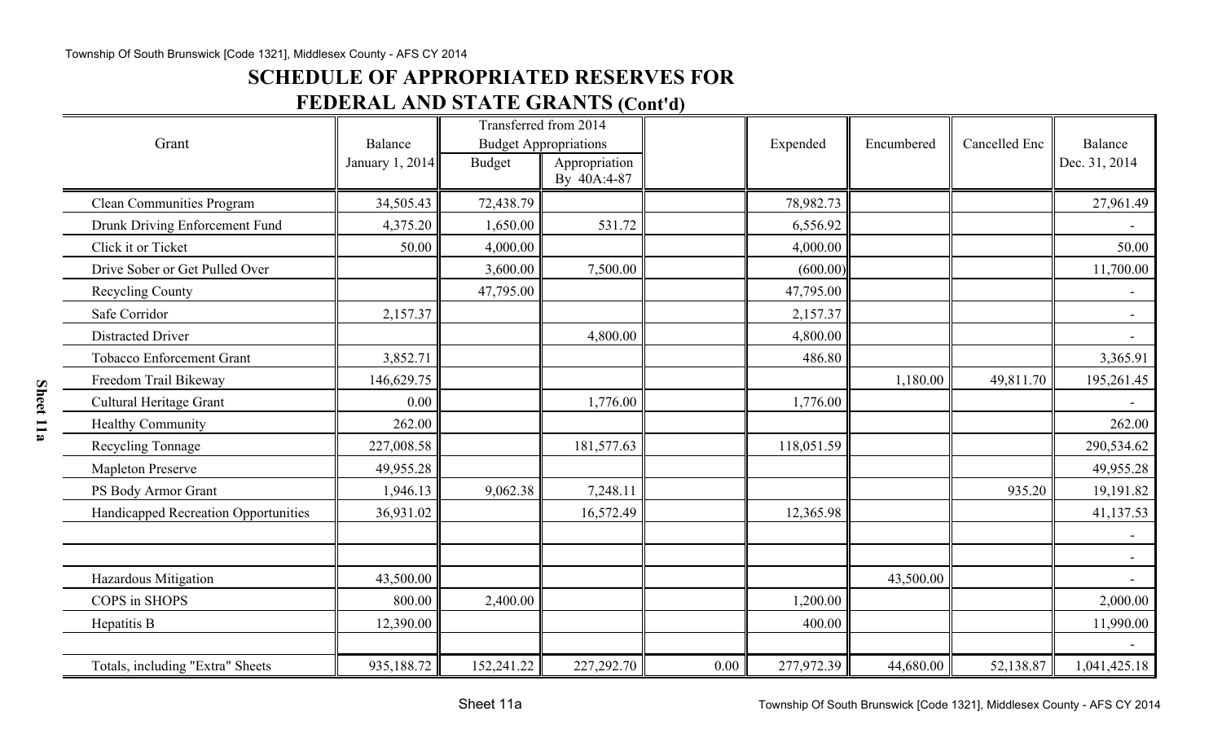# SCHEDULE OF APPROPRIATED RESERVES FOR FEDERAL AND STATE GRANTS (Cont'd)

| Grant | Balance January 1, 2014 | Transferred from 2014 Budget Appropriations | | | Expended | Encumbered | Cancelled Enc | Balance Dec. 31, 2014 |
|---|---|---|---|---|---|---|---|---|
| | | Budget | Appropriation By 40A:4-87 | | | | | |
| Clean Communities Program | 34,505.43 | 72,438.79 | | | 78,982.73 | | | 27,961.49 |
| Drunk Driving Enforcement Fund | 4,375.20 | 1,650.00 | 531.72 | | 6,556.92 | | | - |
| Click it or Ticket | 50.00 | 4,000.00 | | | 4,000.00 | | | 50.00 |
| Drive Sober or Get Pulled Over | | 3,600.00 | 7,500.00 | | (600.00) | | | 11,700.00 |
| Recycling County | | 47,795.00 | | | 47,795.00 | | | - |
| Safe Corridor | 2,157.37 | | | | 2,157.37 | | | - |
| Distracted Driver | | | 4,800.00 | | 4,800.00 | | | - |
| Tobacco Enforcement Grant | 3,852.71 | | | | 486.80 | | | 3,365.91 |
| Freedom Trail Bikeway | 146,629.75 | | | | | 1,180.00 | 49,811.70 | 195,261.45 |
| Cultural Heritage Grant | 0.00 | | 1,776.00 | | 1,776.00 | | | - |
| Healthy Community | 262.00 | | | | | | | 262.00 |
| Recycling Tonnage | 227,008.58 | | 181,577.63 | | 118,051.59 | | | 290,534.62 |
| Mapleton Preserve | 49,955.28 | | | | | | | 49,955.28 |
| PS Body Armor Grant | 1,946.13 | 9,062.38 | 7,248.11 | | | | 935.20 | 19,191.82 |
| Handicapped Recreation Opportunities | 36,931.02 | | 16,572.49 | | 12,365.98 | | | 41,137.53 |
| | | | | | | | | - |
| | | | | | | | | - |
| Hazardous Mitigation | 43,500.00 | | | | | 43,500.00 | | - |
| COPS in SHOPS | 800.00 | 2,400.00 | | | 1,200.00 | | | 2,000.00 |
| Hepatitis B | 12,390.00 | | | | 400.00 | | | 11,990.00 |
| | | | | | | | | - |
| Totals, including "Extra" Sheets | 935,188.72 | 152,241.22 | 227,292.70 | 0.00 | 277,972.39 | 44,680.00 | 52,138.87 | 1,041,425.18 |

Sheet 11a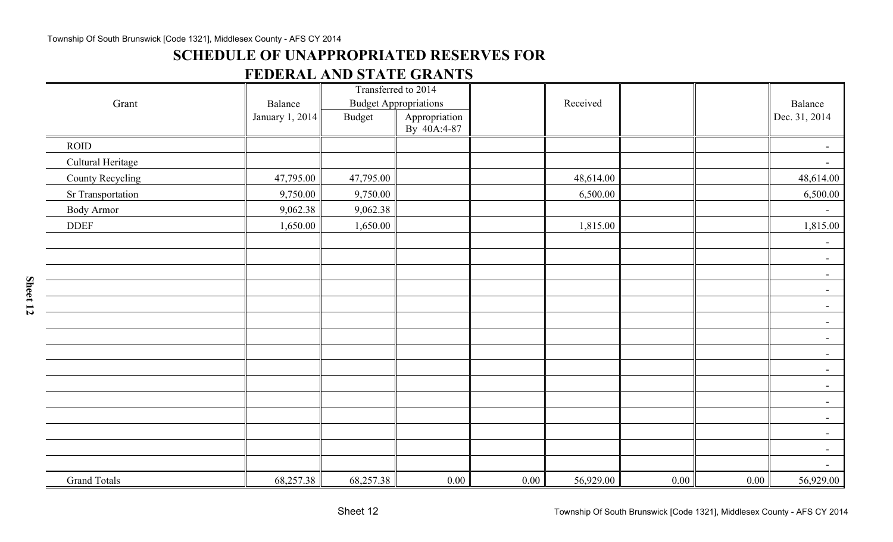# SCHEDULE OF UNAPPROPRIATED RESERVES FOR FEDERAL AND STATE GRANTS

| Grant | Balance January 1, 2014 | Transferred to 2014 Budget Appropriations | | | Received | | | Balance Dec. 31, 2014 |
|---|---|---|---|---|---|---|---|---|
| | | Budget | Appropriation By 40A:4-87 | | | | | |
| ROID | | | | | | | | - |
| Cultural Heritage | | | | | | | | - |
| County Recycling | 47,795.00 | 47,795.00 | | | 48,614.00 | | | 48,614.00 |
| Sr Transportation | 9,750.00 | 9,750.00 | | | 6,500.00 | | | 6,500.00 |
| Body Armor | 9,062.38 | 9,062.38 | | | | | | - |
| DDEF | 1,650.00 | 1,650.00 | | | 1,815.00 | | | 1,815.00 |
| | | | | | | | | - |
| | | | | | | | | - |
| | | | | | | | | - |
| | | | | | | | | - |
| | | | | | | | | - |
| | | | | | | | | - |
| | | | | | | | | - |
| | | | | | | | | - |
| | | | | | | | | - |
| | | | | | | | | - |
| | | | | | | | | - |
| | | | | | | | | - |
| | | | | | | | | - |
| | | | | | | | | - |
| | | | | | | | | - |
| Grand Totals | 68,257.38 | 68,257.38 | 0.00 | 0.00 | 56,929.00 | 0.00 | 0.00 | 56,929.00 |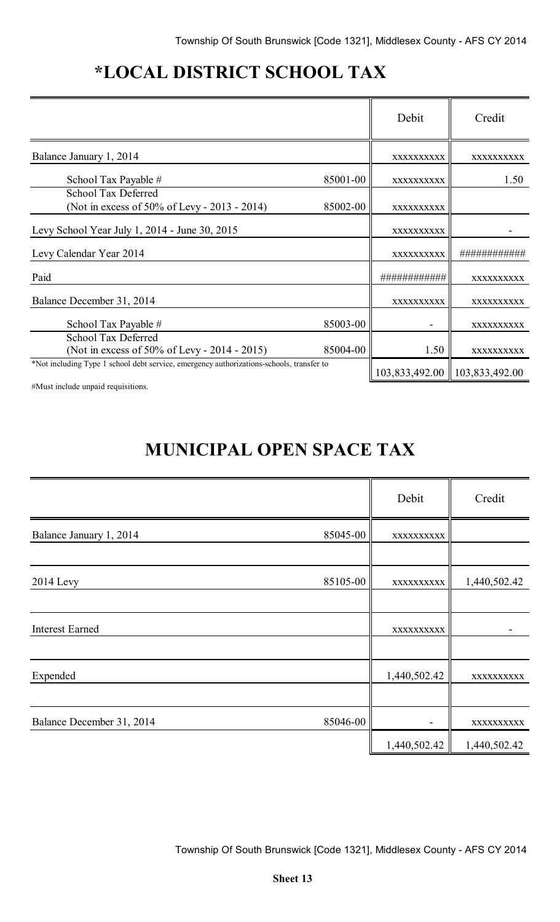# *LOCAL DISTRICT SCHOOL TAX

| | | Debit | Credit |
|---|---|---|---|
| Balance January 1, 2014 | | xxxxxxxxxx | xxxxxxxxxx |
| School Tax Payable # | 85001-00 | xxxxxxxxxx | 1.50 |
| School Tax Deferred (Not in excess of 50% of Levy - 2013 - 2014) | 85002-00 | xxxxxxxxxx | |
| Levy School Year July 1, 2014 - June 30, 2015 | | xxxxxxxxxx | - |
| Levy Calendar Year 2014 | | xxxxxxxxxx | ############ |
| Paid | | ############ | xxxxxxxxxx |
| Balance December 31, 2014 | | xxxxxxxxxx | xxxxxxxxxx |
| School Tax Payable # | 85003-00 | - | xxxxxxxxxx |
| School Tax Deferred (Not in excess of 50% of Levy - 2014 - 2015) | 85004-00 | 1.50 | xxxxxxxxxx |
| *Not including Type 1 school debt service, emergency authorizations-schools, transfer to | | 103,833,492.00 | 103,833,492.00 |

#Must include unpaid requisitions.

# MUNICIPAL OPEN SPACE TAX

| | | Debit | Credit |
|---|---|---|---|
| Balance January 1, 2014 | 85045-00 | xxxxxxxxxx | |
| 2014 Levy | 85105-00 | xxxxxxxxxx | 1,440,502.42 |
| Interest Earned | | xxxxxxxxxx | - |
| Expended | | 1,440,502.42 | xxxxxxxxxx |
| Balance December 31, 2014 | 85046-00 | - | xxxxxxxxxx |
| | | 1,440,502.42 | 1,440,502.42 |

**Sheet 13**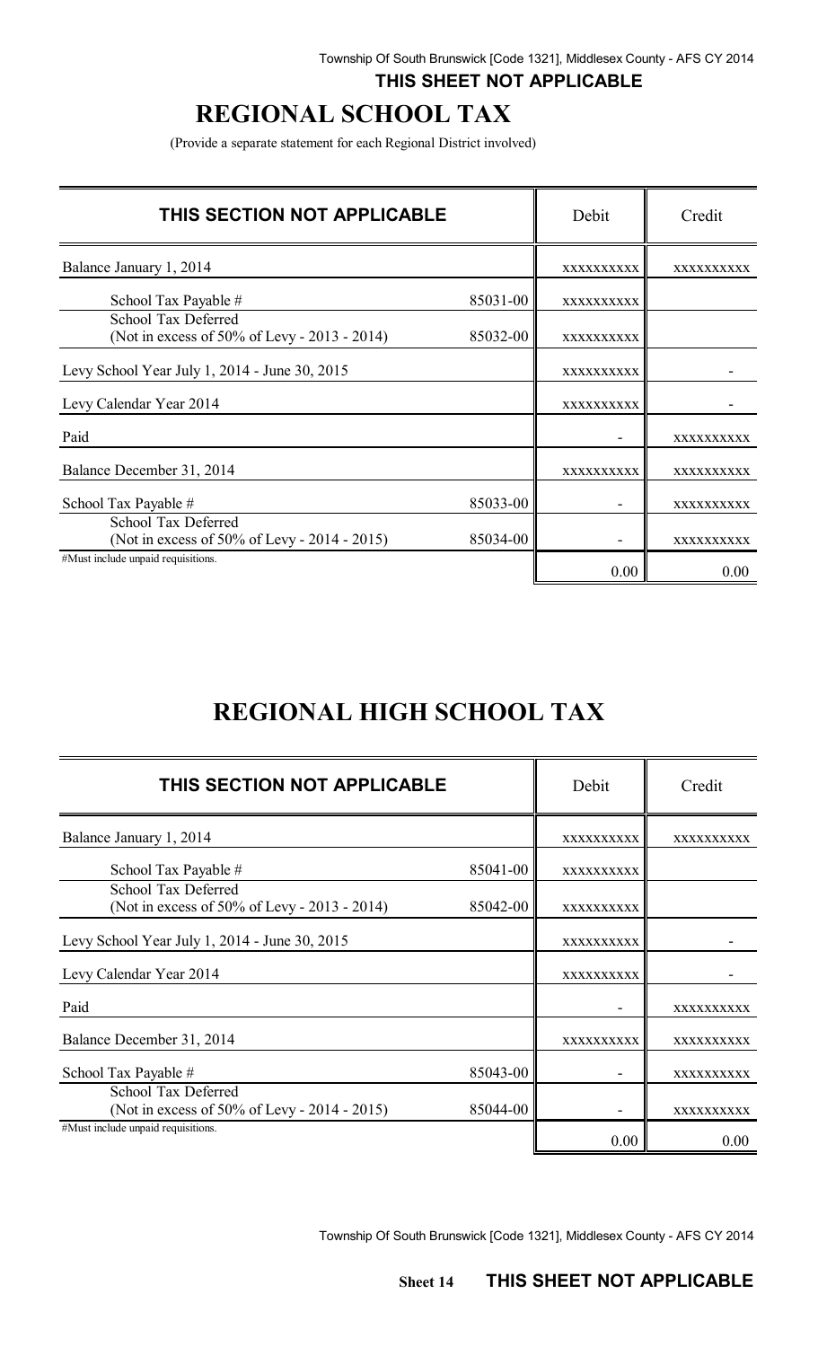**THIS SHEET NOT APPLICABLE**

# REGIONAL SCHOOL TAX

(Provide a separate statement for each Regional District involved)

| THIS SECTION NOT APPLICABLE | | Debit | Credit |
|---|---|---|---|
| Balance January 1, 2014 | | XXXXXXXXXX | XXXXXXXXXX |
| School Tax Payable # | 85031-00 | XXXXXXXXXX | |
| School Tax Deferred (Not in excess of 50% of Levy - 2013 - 2014) | 85032-00 | XXXXXXXXXX | |
| Levy School Year July 1, 2014 - June 30, 2015 | | XXXXXXXXXX | - |
| Levy Calendar Year 2014 | | XXXXXXXXXX | - |
| Paid | | - | XXXXXXXXXX |
| Balance December 31, 2014 | | XXXXXXXXXX | XXXXXXXXXX |
| School Tax Payable # | 85033-00 | - | XXXXXXXXXX |
| School Tax Deferred (Not in excess of 50% of Levy - 2014 - 2015) | 85034-00 | - | XXXXXXXXXX |
| #Must include unpaid requisitions. | | 0.00 | 0.00 |

# REGIONAL HIGH SCHOOL TAX

| THIS SECTION NOT APPLICABLE | | Debit | Credit |
|---|---|---|---|
| Balance January 1, 2014 | | XXXXXXXXXX | XXXXXXXXXX |
| School Tax Payable # | 85041-00 | XXXXXXXXXX | |
| School Tax Deferred (Not in excess of 50% of Levy - 2013 - 2014) | 85042-00 | XXXXXXXXXX | |
| Levy School Year July 1, 2014 - June 30, 2015 | | XXXXXXXXXX | - |
| Levy Calendar Year 2014 | | XXXXXXXXXX | - |
| Paid | | - | XXXXXXXXXX |
| Balance December 31, 2014 | | XXXXXXXXXX | XXXXXXXXXX |
| School Tax Payable # | 85043-00 | - | XXXXXXXXXX |
| School Tax Deferred (Not in excess of 50% of Levy - 2014 - 2015) | 85044-00 | - | XXXXXXXXXX |
| #Must include unpaid requisitions. | | 0.00 | 0.00 |

**Sheet 14 THIS SHEET NOT APPLICABLE**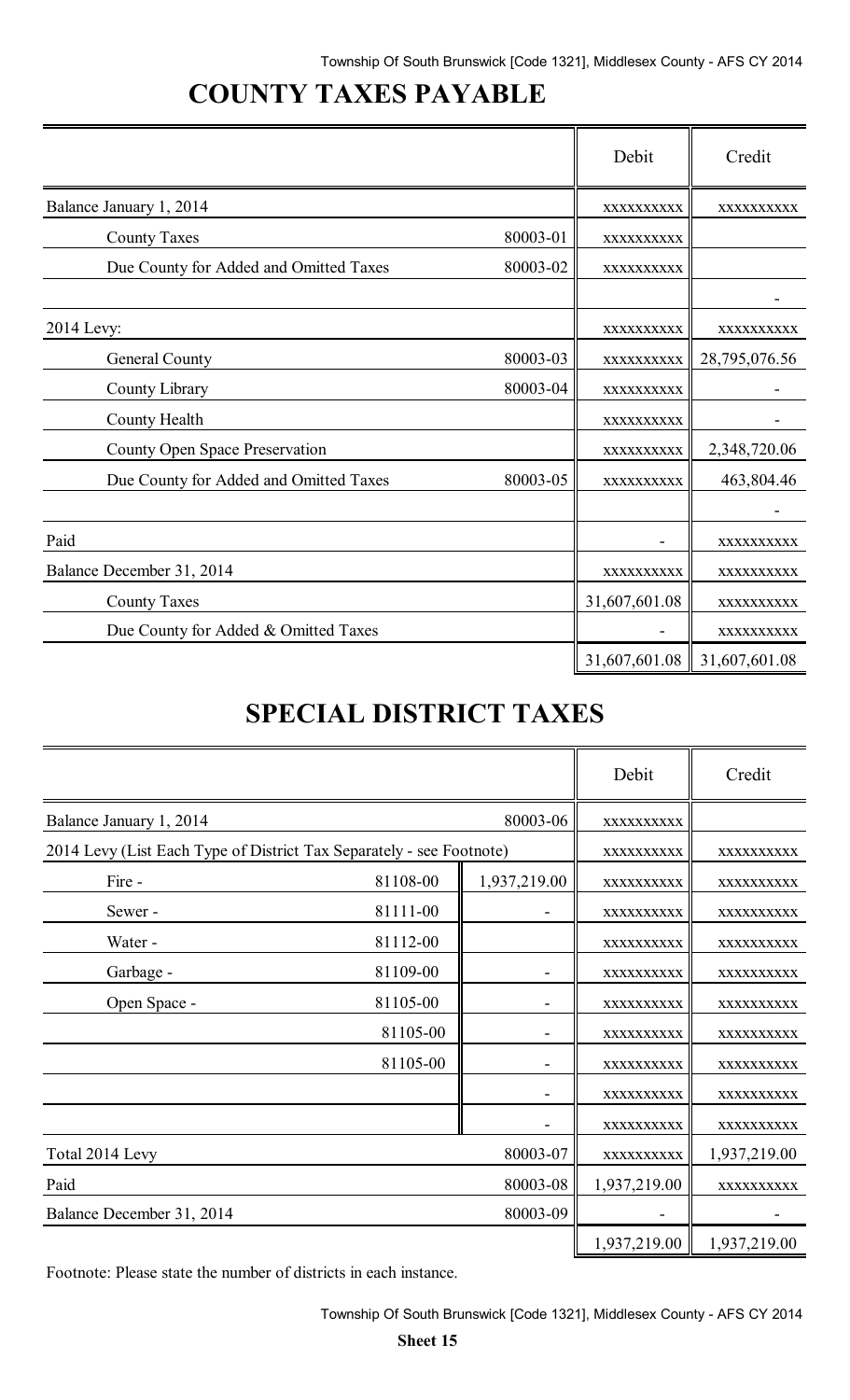## COUNTY TAXES PAYABLE

| | | Debit | Credit |
|---|---|---|---|
| Balance January 1, 2014 | | xxxxxxxxxx | xxxxxxxxxx |
| County Taxes | 80003-01 | xxxxxxxxxx | |
| Due County for Added and Omitted Taxes | 80003-02 | xxxxxxxxxx | |
| | | | - |
| 2014 Levy: | | xxxxxxxxxx | xxxxxxxxxx |
| General County | 80003-03 | xxxxxxxxxx | 28,795,076.56 |
| County Library | 80003-04 | xxxxxxxxxx | - |
| County Health | | xxxxxxxxxx | - |
| County Open Space Preservation | | xxxxxxxxxx | 2,348,720.06 |
| Due County for Added and Omitted Taxes | 80003-05 | xxxxxxxxxx | 463,804.46 |
| | | | - |
| Paid | | - | xxxxxxxxxx |
| Balance December 31, 2014 | | xxxxxxxxxx | xxxxxxxxxx |
| County Taxes | | 31,607,601.08 | xxxxxxxxxx |
| Due County for Added & Omitted Taxes | | - | xxxxxxxxxx |
| | | 31,607,601.08 | 31,607,601.08 |

## SPECIAL DISTRICT TAXES

| | | | Debit | Credit |
|---|---|---|---|---|
| Balance January 1, 2014 | 80003-06 | | xxxxxxxxxx | |
| 2014 Levy (List Each Type of District Tax Separately - see Footnote) | | | xxxxxxxxxx | xxxxxxxxxx |
| Fire - | 81108-00 | 1,937,219.00 | xxxxxxxxxx | xxxxxxxxxx |
| Sewer - | 81111-00 | - | xxxxxxxxxx | xxxxxxxxxx |
| Water - | 81112-00 | | xxxxxxxxxx | xxxxxxxxxx |
| Garbage - | 81109-00 | - | xxxxxxxxxx | xxxxxxxxxx |
| Open Space - | 81105-00 | - | xxxxxxxxxx | xxxxxxxxxx |
| | 81105-00 | - | xxxxxxxxxx | xxxxxxxxxx |
| | 81105-00 | - | xxxxxxxxxx | xxxxxxxxxx |
| | | - | xxxxxxxxxx | xxxxxxxxxx |
| | | - | xxxxxxxxxx | xxxxxxxxxx |
| Total 2014 Levy | 80003-07 | | xxxxxxxxxx | 1,937,219.00 |
| Paid | 80003-08 | | 1,937,219.00 | xxxxxxxxxx |
| Balance December 31, 2014 | 80003-09 | | - | - |
| | | | 1,937,219.00 | 1,937,219.00 |

Footnote: Please state the number of districts in each instance.

Sheet 15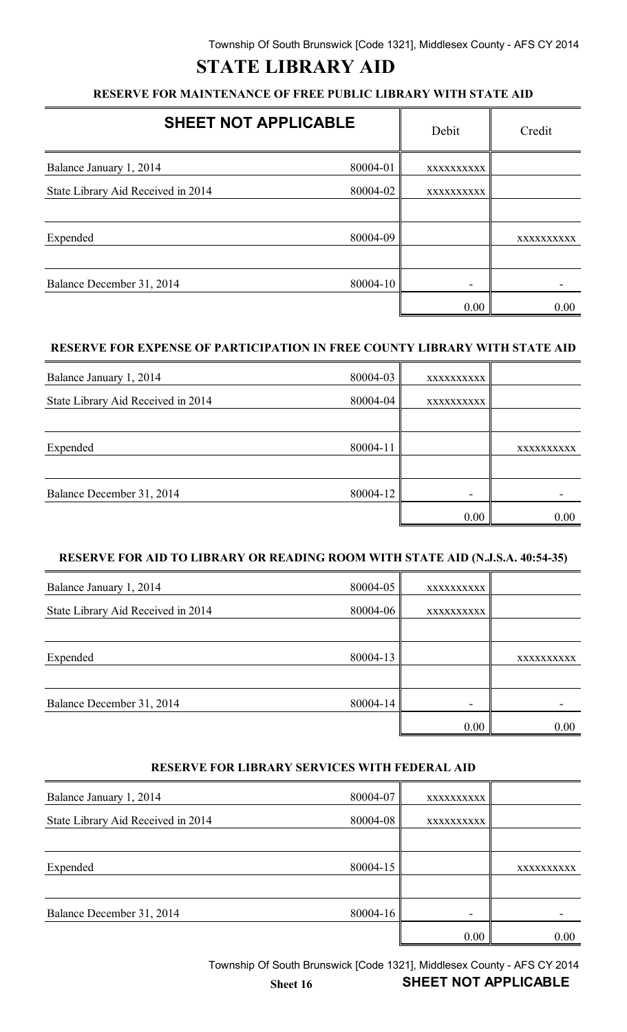# STATE LIBRARY AID

## RESERVE FOR MAINTENANCE OF FREE PUBLIC LIBRARY WITH STATE AID

| SHEET NOT APPLICABLE | | Debit | Credit |
|---|---|---|---|
| Balance January 1, 2014 | 80004-01 | xxxxxxxxxx | |
| State Library Aid Received in 2014 | 80004-02 | xxxxxxxxxx | |
| | | | |
| Expended | 80004-09 | | xxxxxxxxxx |
| | | | |
| Balance December 31, 2014 | 80004-10 | - | - |
| | | 0.00 | 0.00 |

## RESERVE FOR EXPENSE OF PARTICIPATION IN FREE COUNTY LIBRARY WITH STATE AID

| | | Debit | Credit |
|---|---|---|---|
| Balance January 1, 2014 | 80004-03 | xxxxxxxxxx | |
| State Library Aid Received in 2014 | 80004-04 | xxxxxxxxxx | |
| | | | |
| Expended | 80004-11 | | xxxxxxxxxx |
| | | | |
| Balance December 31, 2014 | 80004-12 | - | - |
| | | 0.00 | 0.00 |

## RESERVE FOR AID TO LIBRARY OR READING ROOM WITH STATE AID (N.J.S.A. 40:54-35)

| | | Debit | Credit |
|---|---|---|---|
| Balance January 1, 2014 | 80004-05 | xxxxxxxxxx | |
| State Library Aid Received in 2014 | 80004-06 | xxxxxxxxxx | |
| | | | |
| Expended | 80004-13 | | xxxxxxxxxx |
| | | | |
| Balance December 31, 2014 | 80004-14 | - | - |
| | | 0.00 | 0.00 |

## RESERVE FOR LIBRARY SERVICES WITH FEDERAL AID

| | | Debit | Credit |
|---|---|---|---|
| Balance January 1, 2014 | 80004-07 | xxxxxxxxxx | |
| State Library Aid Received in 2014 | 80004-08 | xxxxxxxxxx | |
| | | | |
| Expended | 80004-15 | | xxxxxxxxxx |
| | | | |
| Balance December 31, 2014 | 80004-16 | - | - |
| | | 0.00 | 0.00 |

Sheet 16

**SHEET NOT APPLICABLE**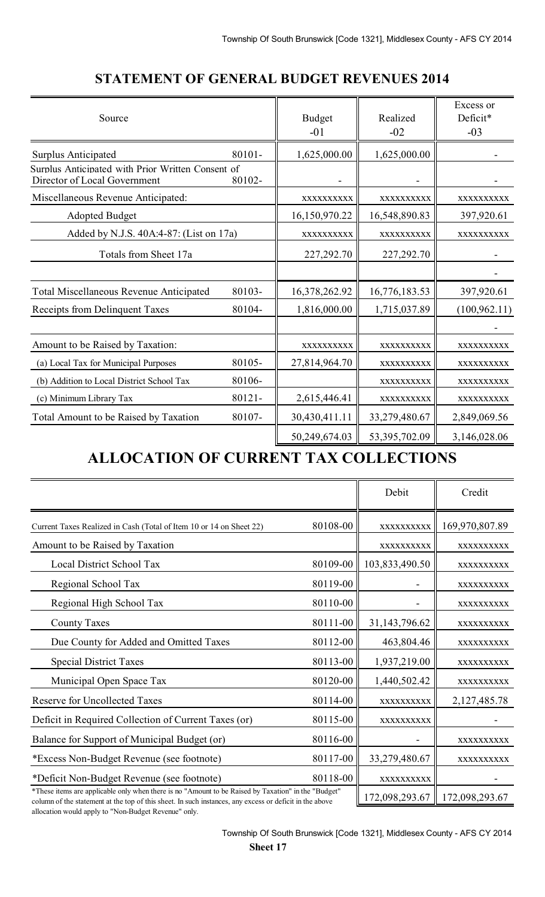# STATEMENT OF GENERAL BUDGET REVENUES 2014

| Source | | Budget -01 | Realized -02 | Excess or Deficit* -03 |
|---|---|---|---|---|
| Surplus Anticipated | 80101- | 1,625,000.00 | 1,625,000.00 | - |
| Surplus Anticipated with Prior Written Consent of Director of Local Government | 80102- | - | - | - |
| Miscellaneous Revenue Anticipated: | | xxxxxxxxxx | xxxxxxxxxx | xxxxxxxxxx |
| Adopted Budget | | 16,150,970.22 | 16,548,890.83 | 397,920.61 |
| Added by N.J.S. 40A:4-87: (List on 17a) | | xxxxxxxxxx | xxxxxxxxxx | xxxxxxxxxx |
| Totals from Sheet 17a | | 227,292.70 | 227,292.70 | - |
| | | | | - |
| Total Miscellaneous Revenue Anticipated | 80103- | 16,378,262.92 | 16,776,183.53 | 397,920.61 |
| Receipts from Delinquent Taxes | 80104- | 1,816,000.00 | 1,715,037.89 | (100,962.11) |
| | | | | - |
| Amount to be Raised by Taxation: | | xxxxxxxxxx | xxxxxxxxxx | xxxxxxxxxx |
| (a) Local Tax for Municipal Purposes | 80105- | 27,814,964.70 | xxxxxxxxxx | xxxxxxxxxx |
| (b) Addition to Local District School Tax | 80106- | | xxxxxxxxxx | xxxxxxxxxx |
| (c) Minimum Library Tax | 80121- | 2,615,446.41 | xxxxxxxxxx | xxxxxxxxxx |
| Total Amount to be Raised by Taxation | 80107- | 30,430,411.11 | 33,279,480.67 | 2,849,069.56 |
| | | 50,249,674.03 | 53,395,702.09 | 3,146,028.06 |

# ALLOCATION OF CURRENT TAX COLLECTIONS

| | | Debit | Credit |
|---|---|---|---|
| Current Taxes Realized in Cash (Total of Item 10 or 14 on Sheet 22) | 80108-00 | xxxxxxxxxx | 169,970,807.89 |
| Amount to be Raised by Taxation | | xxxxxxxxxx | xxxxxxxxxx |
| Local District School Tax | 80109-00 | 103,833,490.50 | xxxxxxxxxx |
| Regional School Tax | 80119-00 | - | xxxxxxxxxx |
| Regional High School Tax | 80110-00 | - | xxxxxxxxxx |
| County Taxes | 80111-00 | 31,143,796.62 | xxxxxxxxxx |
| Due County for Added and Omitted Taxes | 80112-00 | 463,804.46 | xxxxxxxxxx |
| Special District Taxes | 80113-00 | 1,937,219.00 | xxxxxxxxxx |
| Municipal Open Space Tax | 80120-00 | 1,440,502.42 | xxxxxxxxxx |
| Reserve for Uncollected Taxes | 80114-00 | xxxxxxxxxx | 2,127,485.78 |
| Deficit in Required Collection of Current Taxes (or) | 80115-00 | xxxxxxxxxx | - |
| Balance for Support of Municipal Budget (or) | 80116-00 | - | xxxxxxxxxx |
| *Excess Non-Budget Revenue (see footnote) | 80117-00 | 33,279,480.67 | xxxxxxxxxx |
| *Deficit Non-Budget Revenue (see footnote) | 80118-00 | xxxxxxxxxx | - |
| | | 172,098,293.67 | 172,098,293.67 |

*These items are applicable only when there is no "Amount to be Raised by Taxation" in the "Budget" column of the statement at the top of this sheet. In such instances, any excess or deficit in the above allocation would apply to "Non-Budget Revenue" only.

**Sheet 17**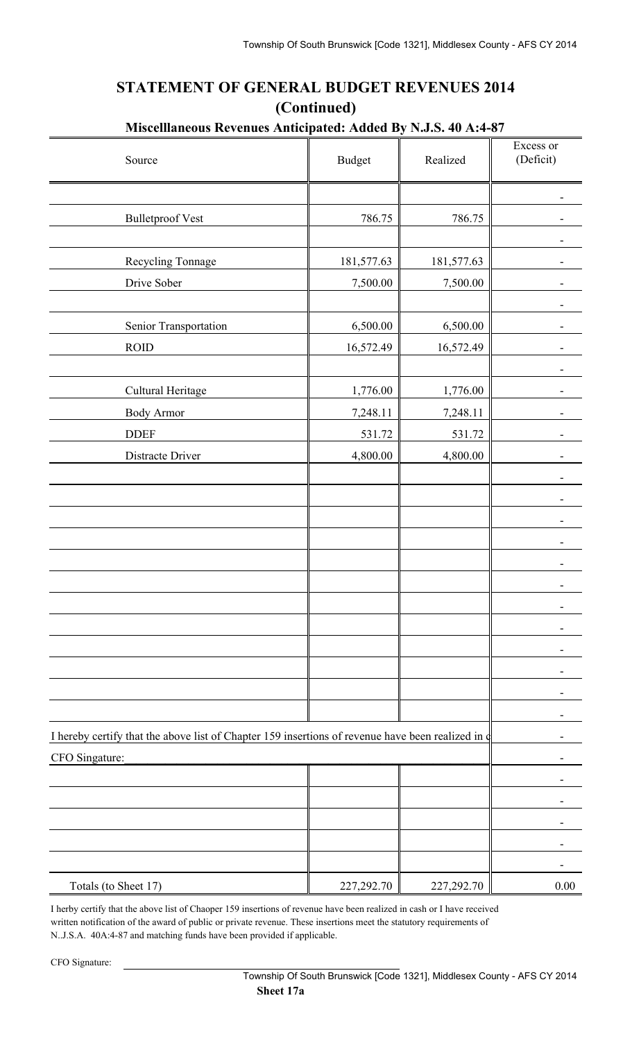## STATEMENT OF GENERAL BUDGET REVENUES 2014

### (Continued)

**Miscelllaneous Revenues Anticipated: Added By N.J.S. 40 A:4-87**

| Source | Budget | Realized | Excess or (Deficit) |
|---|---|---|---|
| | | | - |
| Bulletproof Vest | 786.75 | 786.75 | - |
| | | | - |
| Recycling Tonnage | 181,577.63 | 181,577.63 | - |
| Drive Sober | 7,500.00 | 7,500.00 | - |
| | | | - |
| Senior Transportation | 6,500.00 | 6,500.00 | - |
| ROID | 16,572.49 | 16,572.49 | - |
| | | | - |
| Cultural Heritage | 1,776.00 | 1,776.00 | - |
| Body Armor | 7,248.11 | 7,248.11 | - |
| DDEF | 531.72 | 531.72 | - |
| Distracte Driver | 4,800.00 | 4,800.00 | - |
| | | | - |
| | | | - |
| | | | - |
| | | | - |
| | | | - |
| | | | - |
| | | | - |
| | | | - |
| | | | - |
| | | | - |
| | | | - |
| | | | - |
| I hereby certify that the above list of Chapter 159 insertions of revenue have been realized in c | | | - |
| CFO Singature: | | | - |
| | | | - |
| | | | - |
| | | | - |
| | | | - |
| | | | - |
| Totals (to Sheet 17) | 227,292.70 | 227,292.70 | 0.00 |

I herby certify that the above list of Chaoper 159 insertions of revenue have been realized in cash or I have received written notification of the award of public or private revenue. These insertions meet the statutory requirements of N..J.S.A. 40A:4-87 and matching funds have been provided if applicable.

CFO Signature: ______________________

**Sheet 17a**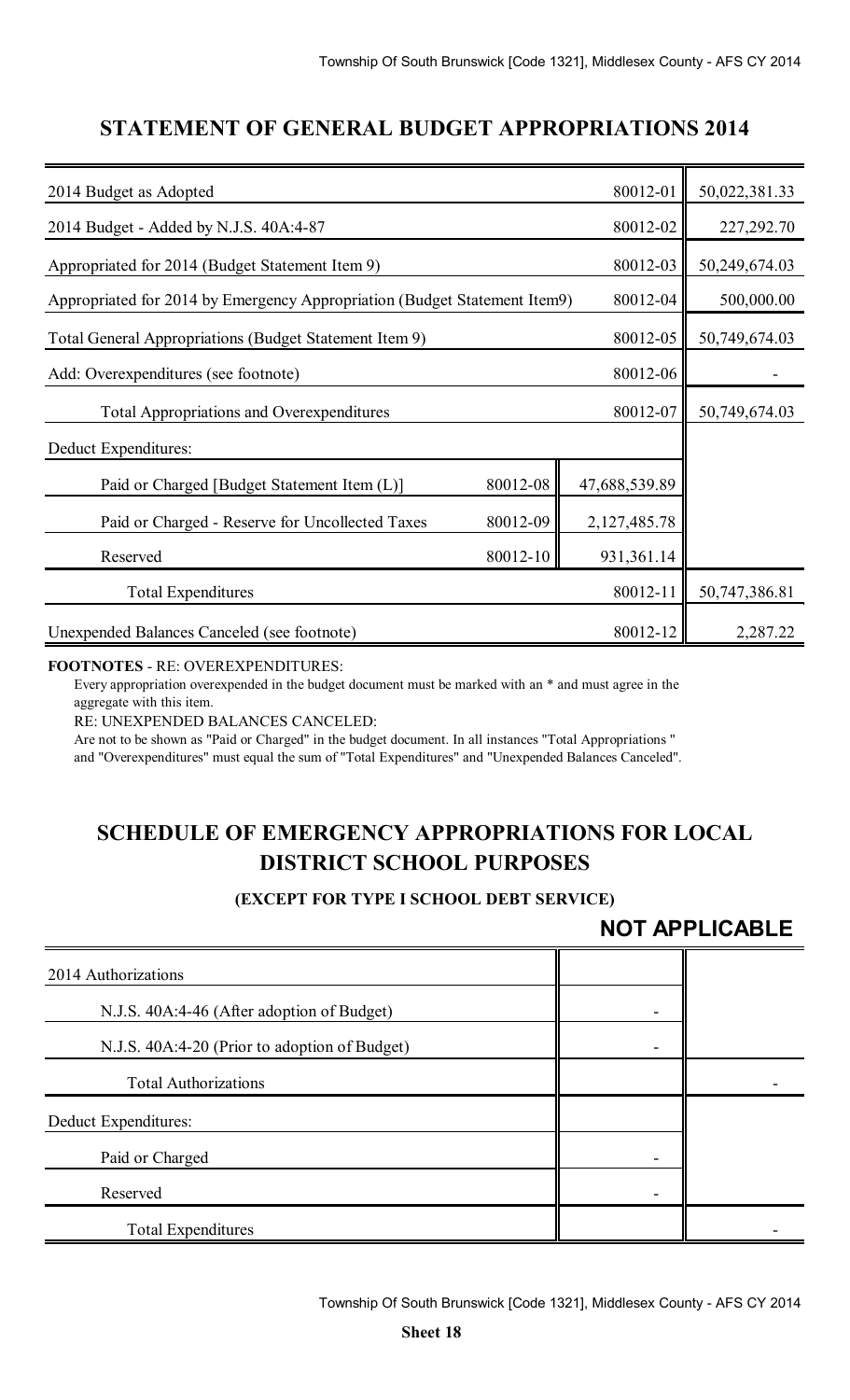## STATEMENT OF GENERAL BUDGET APPROPRIATIONS 2014

| | | | |
|---|---|---|---|
| 2014 Budget as Adopted | | 80012-01 | 50,022,381.33 |
| 2014 Budget - Added by N.J.S. 40A:4-87 | | 80012-02 | 227,292.70 |
| Appropriated for 2014 (Budget Statement Item 9) | | 80012-03 | 50,249,674.03 |
| Appropriated for 2014 by Emergency Appropriation (Budget Statement Item9) | | 80012-04 | 500,000.00 |
| Total General Appropriations (Budget Statement Item 9) | | 80012-05 | 50,749,674.03 |
| Add: Overexpenditures (see footnote) | | 80012-06 | - |
| Total Appropriations and Overexpenditures | | 80012-07 | 50,749,674.03 |
| Deduct Expenditures: | | | |
| Paid or Charged [Budget Statement Item (L)] | 80012-08 | 47,688,539.89 | |
| Paid or Charged - Reserve for Uncollected Taxes | 80012-09 | 2,127,485.78 | |
| Reserved | 80012-10 | 931,361.14 | |
| Total Expenditures | | 80012-11 | 50,747,386.81 |
| Unexpended Balances Canceled (see footnote) | | 80012-12 | 2,287.22 |

**FOOTNOTES** - RE: OVEREXPENDITURES:

Every appropriation overexpended in the budget document must be marked with an * and must agree in the aggregate with this item.

RE: UNEXPENDED BALANCES CANCELED:

Are not to be shown as "Paid or Charged" in the budget document. In all instances "Total Appropriations " and "Overexpenditures" must equal the sum of "Total Expenditures" and "Unexpended Balances Canceled".

## SCHEDULE OF EMERGENCY APPROPRIATIONS FOR LOCAL DISTRICT SCHOOL PURPOSES

### (EXCEPT FOR TYPE I SCHOOL DEBT SERVICE)

**NOT APPLICABLE**

| | | |
|---|---|---|
| 2014 Authorizations | | |
| N.J.S. 40A:4-46 (After adoption of Budget) | - | |
| N.J.S. 40A:4-20 (Prior to adoption of Budget) | - | |
| Total Authorizations | | - |
| Deduct Expenditures: | | |
| Paid or Charged | - | |
| Reserved | - | |
| Total Expenditures | | - |

**Sheet 18**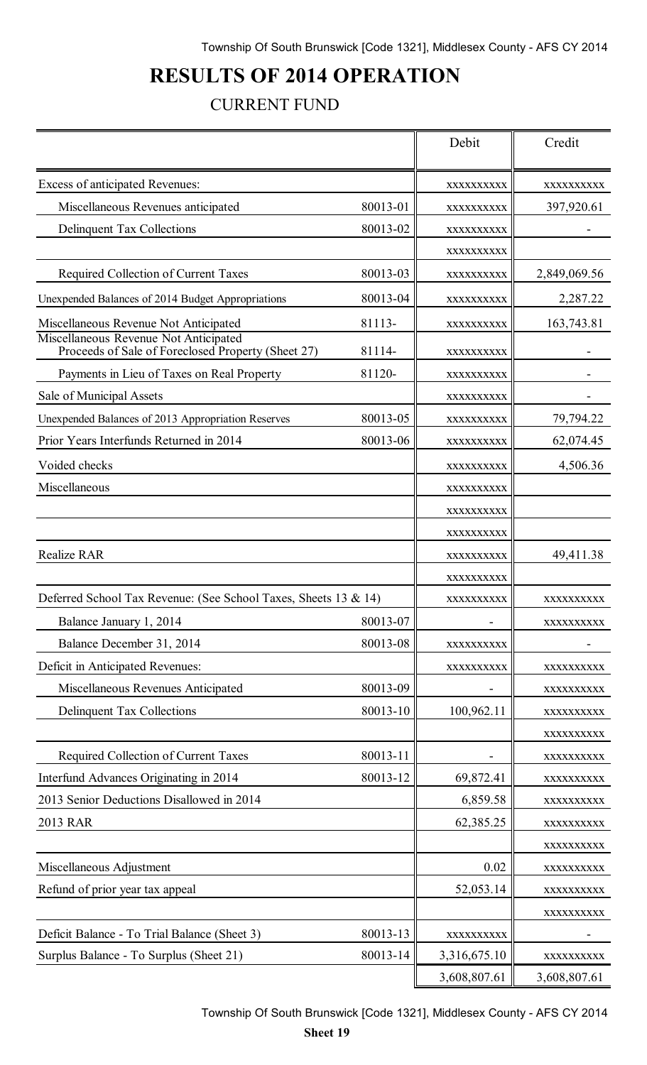# RESULTS OF 2014 OPERATION

## CURRENT FUND

| | | Debit | Credit |
|---|---|---|---|
| Excess of anticipated Revenues: | | xxxxxxxxxx | xxxxxxxxxx |
| Miscellaneous Revenues anticipated | 80013-01 | xxxxxxxxxx | 397,920.61 |
| Delinquent Tax Collections | 80013-02 | xxxxxxxxxx | - |
| | | xxxxxxxxxx | |
| Required Collection of Current Taxes | 80013-03 | xxxxxxxxxx | 2,849,069.56 |
| Unexpended Balances of 2014 Budget Appropriations | 80013-04 | xxxxxxxxxx | 2,287.22 |
| Miscellaneous Revenue Not Anticipated | 81113- | xxxxxxxxxx | 163,743.81 |
| Miscellaneous Revenue Not Anticipated Proceeds of Sale of Foreclosed Property (Sheet 27) | 81114- | xxxxxxxxxx | - |
| Payments in Lieu of Taxes on Real Property | 81120- | xxxxxxxxxx | - |
| Sale of Municipal Assets | | xxxxxxxxxx | - |
| Unexpended Balances of 2013 Appropriation Reserves | 80013-05 | xxxxxxxxxx | 79,794.22 |
| Prior Years Interfunds Returned in 2014 | 80013-06 | xxxxxxxxxx | 62,074.45 |
| Voided checks | | xxxxxxxxxx | 4,506.36 |
| Miscellaneous | | xxxxxxxxxx | |
| | | xxxxxxxxxx | |
| | | xxxxxxxxxx | |
| Realize RAR | | xxxxxxxxxx | 49,411.38 |
| | | xxxxxxxxxx | |
| Deferred School Tax Revenue: (See School Taxes, Sheets 13 & 14) | | xxxxxxxxxx | xxxxxxxxxx |
| Balance January 1, 2014 | 80013-07 | - | xxxxxxxxxx |
| Balance December 31, 2014 | 80013-08 | xxxxxxxxxx | - |
| Deficit in Anticipated Revenues: | | xxxxxxxxxx | xxxxxxxxxx |
| Miscellaneous Revenues Anticipated | 80013-09 | - | xxxxxxxxxx |
| Delinquent Tax Collections | 80013-10 | 100,962.11 | xxxxxxxxxx |
| | | | xxxxxxxxxx |
| Required Collection of Current Taxes | 80013-11 | - | xxxxxxxxxx |
| Interfund Advances Originating in 2014 | 80013-12 | 69,872.41 | xxxxxxxxxx |
| 2013 Senior Deductions Disallowed in 2014 | | 6,859.58 | xxxxxxxxxx |
| 2013 RAR | | 62,385.25 | xxxxxxxxxx |
| | | | xxxxxxxxxx |
| Miscellaneous Adjustment | | 0.02 | xxxxxxxxxx |
| Refund of prior year tax appeal | | 52,053.14 | xxxxxxxxxx |
| | | | xxxxxxxxxx |
| Deficit Balance - To Trial Balance (Sheet 3) | 80013-13 | xxxxxxxxxx | - |
| Surplus Balance - To Surplus (Sheet 21) | 80013-14 | 3,316,675.10 | xxxxxxxxxx |
| | | 3,608,807.61 | 3,608,807.61 |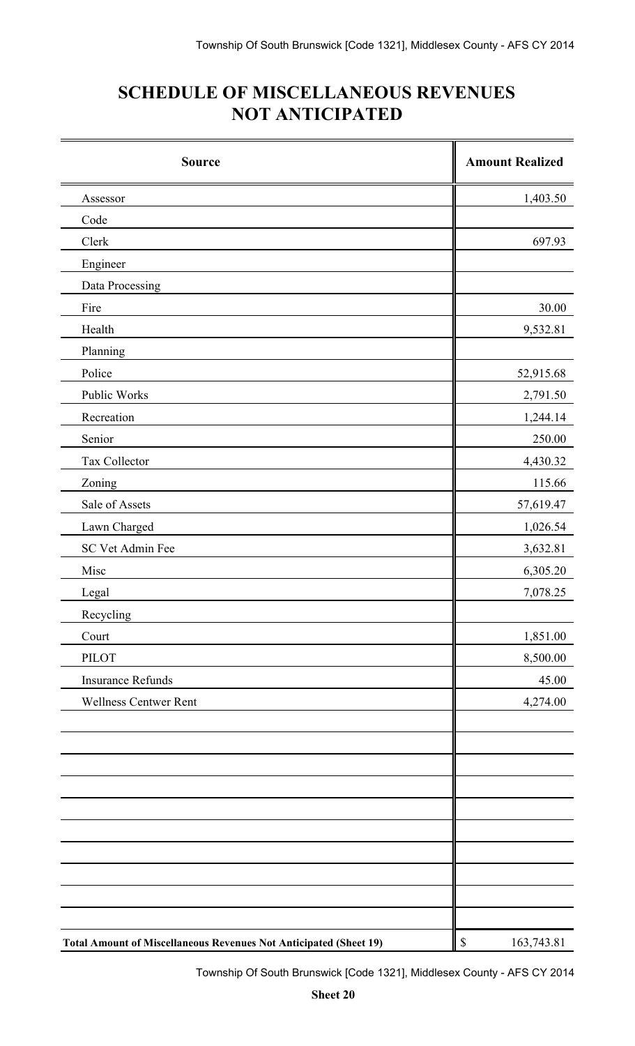# SCHEDULE OF MISCELLANEOUS REVENUES NOT ANTICIPATED

| Source | Amount Realized |
|---|---|
| Assessor | 1,403.50 |
| Code | |
| Clerk | 697.93 |
| Engineer | |
| Data Processing | |
| Fire | 30.00 |
| Health | 9,532.81 |
| Planning | |
| Police | 52,915.68 |
| Public Works | 2,791.50 |
| Recreation | 1,244.14 |
| Senior | 250.00 |
| Tax Collector | 4,430.32 |
| Zoning | 115.66 |
| Sale of Assets | 57,619.47 |
| Lawn Charged | 1,026.54 |
| SC Vet Admin Fee | 3,632.81 |
| Misc | 6,305.20 |
| Legal | 7,078.25 |
| Recycling | |
| Court | 1,851.00 |
| PILOT | 8,500.00 |
| Insurance Refunds | 45.00 |
| Wellness Centwer Rent | 4,274.00 |
| | |
| | |
| | |
| | |
| | |
| | |
| | |
| | |
| | |
| | |
| **Total Amount of Miscellaneous Revenues Not Anticipated (Sheet 19)** | $ 163,743.81 |

**Sheet 20**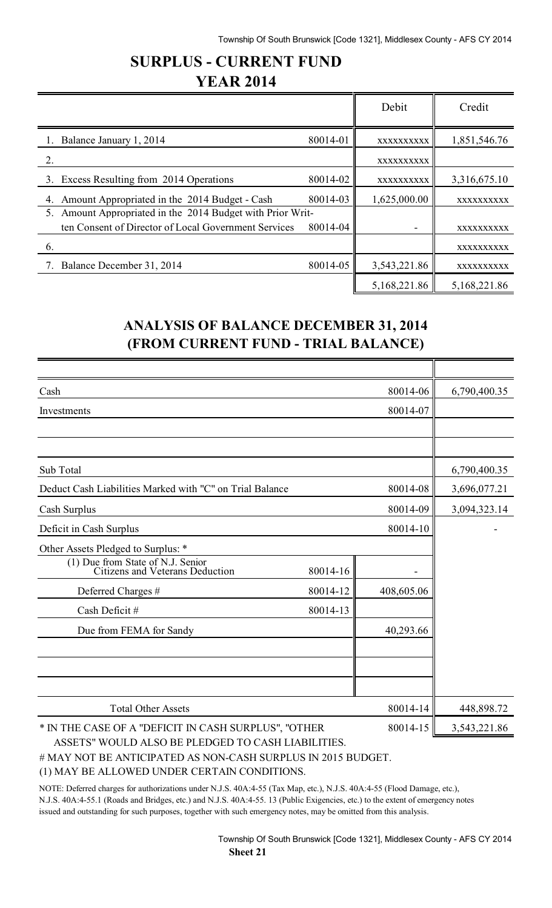# SURPLUS - CURRENT FUND

## YEAR 2014

| | | Debit | Credit |
|---|---|---|---|
| 1. Balance January 1, 2014 | 80014-01 | xxxxxxxxxx | 1,851,546.76 |
| 2. | | xxxxxxxxxx | |
| 3. Excess Resulting from 2014 Operations | 80014-02 | xxxxxxxxxx | 3,316,675.10 |
| 4. Amount Appropriated in the 2014 Budget - Cash | 80014-03 | 1,625,000.00 | xxxxxxxxxx |
| 5. Amount Appropriated in the 2014 Budget with Prior Written Consent of Director of Local Government Services | 80014-04 | - | xxxxxxxxxx |
| 6. | | | xxxxxxxxxx |
| 7. Balance December 31, 2014 | 80014-05 | 3,543,221.86 | xxxxxxxxxx |
| | | 5,168,221.86 | 5,168,221.86 |

## ANALYSIS OF BALANCE DECEMBER 31, 2014 (FROM CURRENT FUND - TRIAL BALANCE)

| | | | |
|---|---|---|---|
| Cash | | 80014-06 | 6,790,400.35 |
| Investments | | 80014-07 | |
| | | | |
| | | | |
| Sub Total | | | 6,790,400.35 |
| Deduct Cash Liabilities Marked with "C" on Trial Balance | | 80014-08 | 3,696,077.21 |
| Cash Surplus | | 80014-09 | 3,094,323.14 |
| Deficit in Cash Surplus | | 80014-10 | - |
| Other Assets Pledged to Surplus: * | | | |
| (1) Due from State of N.J. Senior Citizens and Veterans Deduction | 80014-16 | - | |
| Deferred Charges # | 80014-12 | 408,605.06 | |
| Cash Deficit # | 80014-13 | | |
| Due from FEMA for Sandy | | 40,293.66 | |
| | | | |
| | | | |
| | | | |
| Total Other Assets | | 80014-14 | 448,898.72 |
| * IN THE CASE OF A "DEFICIT IN CASH SURPLUS", "OTHER ASSETS" WOULD ALSO BE PLEDGED TO CASH LIABILITIES. | | 80014-15 | 3,543,221.86 |

# MAY NOT BE ANTICIPATED AS NON-CASH SURPLUS IN 2015 BUDGET.

(1) MAY BE ALLOWED UNDER CERTAIN CONDITIONS.

NOTE: Deferred charges for authorizations under N.J.S. 40A:4-55 (Tax Map, etc.), N.J.S. 40A:4-55 (Flood Damage, etc.), N.J.S. 40A:4-55.1 (Roads and Bridges, etc.) and N.J.S. 40A:4-55. 13 (Public Exigencies, etc.) to the extent of emergency notes issued and outstanding for such purposes, together with such emergency notes, may be omitted from this analysis.

**Sheet 21**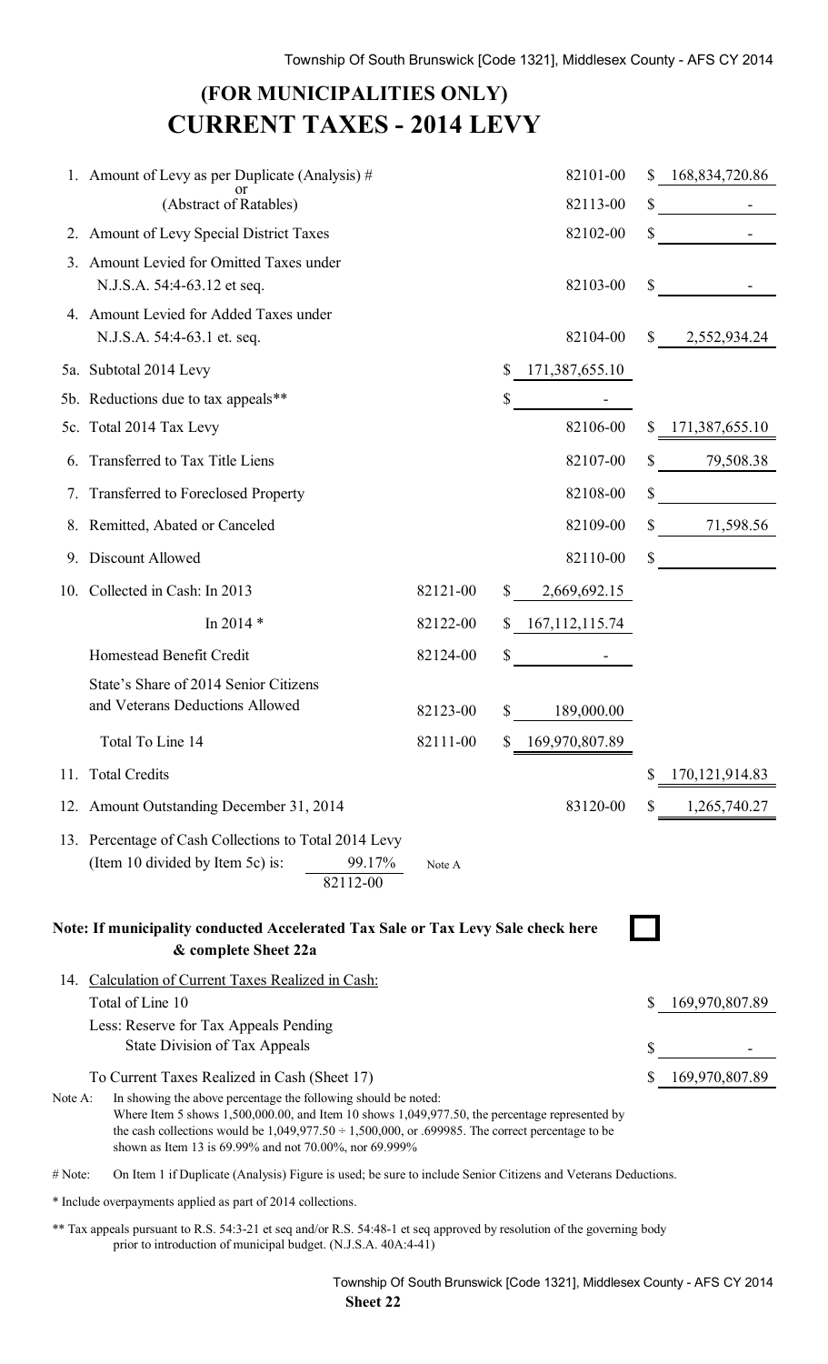## (FOR MUNICIPALITIES ONLY)

# CURRENT TAXES - 2014 LEVY

| | | | | | |
|---|---|---|---|---|---|
| 1. | Amount of Levy as per Duplicate (Analysis) # | | | 82101-00 | $ 168,834,720.86 |
| | or (Abstract of Ratables) | | | 82113-00 | $ - |
| 2. | Amount of Levy Special District Taxes | | | 82102-00 | $ - |
| 3. | Amount Levied for Omitted Taxes under N.J.S.A. 54:4-63.12 et seq. | | | 82103-00 | $ - |
| 4. | Amount Levied for Added Taxes under N.J.S.A. 54:4-63.1 et. seq. | | | 82104-00 | $ 2,552,934.24 |
| 5a. | Subtotal 2014 Levy | | $ 171,387,655.10 | | |
| 5b. | Reductions due to tax appeals** | | $ - | | |
| 5c. | Total 2014 Tax Levy | | | 82106-00 | $ 171,387,655.10 |
| 6. | Transferred to Tax Title Liens | | | 82107-00 | $ 79,508.38 |
| 7. | Transferred to Foreclosed Property | | | 82108-00 | $ |
| 8. | Remitted, Abated or Canceled | | | 82109-00 | $ 71,598.56 |
| 9. | Discount Allowed | | | 82110-00 | $ |
| 10. | Collected in Cash: In 2013 | 82121-00 | $ 2,669,692.15 | | |
| | In 2014 * | 82122-00 | $ 167,112,115.74 | | |
| | Homestead Benefit Credit | 82124-00 | $ - | | |
| | State's Share of 2014 Senior Citizens and Veterans Deductions Allowed | 82123-00 | $ 189,000.00 | | |
| | Total To Line 14 | 82111-00 | $ 169,970,807.89 | | |
| 11. | Total Credits | | | | $ 170,121,914.83 |
| 12. | Amount Outstanding December 31, 2014 | | | 83120-00 | $ 1,265,740.27 |
| 13. | Percentage of Cash Collections to Total 2014 Levy (Item 10 divided by Item 5c) is: 99.17% (82112-00) | Note A | | | |

**Note: If municipality conducted Accelerated Tax Sale or Tax Levy Sale check here & complete Sheet 22a** ☐

| | | |
|---|---|---|
| 14. | Calculation of Current Taxes Realized in Cash: | |
| | Total of Line 10 | $ 169,970,807.89 |
| | Less: Reserve for Tax Appeals Pending State Division of Tax Appeals | $ - |
| | To Current Taxes Realized in Cash (Sheet 17) | $ 169,970,807.89 |

Note A: In showing the above percentage the following should be noted: Where Item 5 shows 1,500,000.00, and Item 10 shows 1,049,977.50, the percentage represented by the cash collections would be 1,049,977.50 ÷ 1,500,000, or .699985. The correct percentage to be shown as Item 13 is 69.99% and not 70.00%, nor 69.999%

# Note: On Item 1 if Duplicate (Analysis) Figure is used; be sure to include Senior Citizens and Veterans Deductions.

* Include overpayments applied as part of 2014 collections.

** Tax appeals pursuant to R.S. 54:3-21 et seq and/or R.S. 54:48-1 et seq approved by resolution of the governing body prior to introduction of municipal budget. (N.J.S.A. 40A:4-41)

**Sheet 22**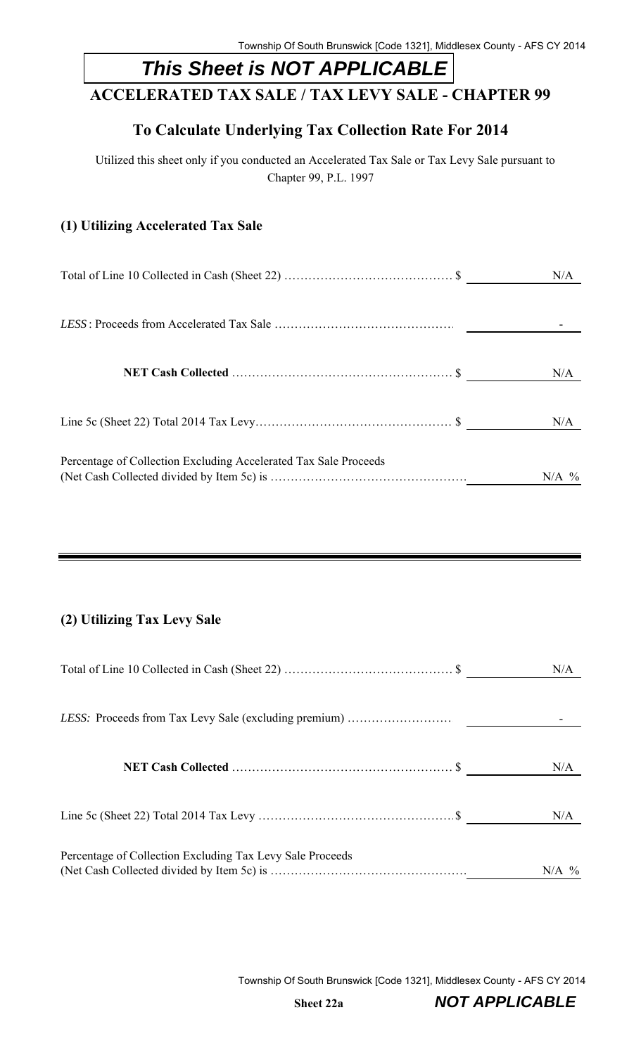**This Sheet is NOT APPLICABLE**

# ACCELERATED TAX SALE / TAX LEVY SALE - CHAPTER 99

## To Calculate Underlying Tax Collection Rate For 2014

Utilized this sheet only if you conducted an Accelerated Tax Sale or Tax Levy Sale pursuant to Chapter 99, P.L. 1997

### (1) Utilizing Accelerated Tax Sale

| | | |
|---|---|---|
| Total of Line 10 Collected in Cash (Sheet 22) ………………………………… | $ | N/A |
| *LESS*: Proceeds from Accelerated Tax Sale …………………………………… | | - |
| **NET Cash Collected** ……………………………………………… | $ | N/A |
| Line 5c (Sheet 22) Total 2014 Tax Levy………………………………………… | $ | N/A |
| Percentage of Collection Excluding Accelerated Tax Sale Proceeds (Net Cash Collected divided by Item 5c) is ………………………………………… | | N/A % |

### (2) Utilizing Tax Levy Sale

| | | |
|---|---|---|
| Total of Line 10 Collected in Cash (Sheet 22) ………………………………… | $ | N/A |
| *LESS:* Proceeds from Tax Levy Sale (excluding premium) …………………… | | - |
| **NET Cash Collected** ……………………………………………… | $ | N/A |
| Line 5c (Sheet 22) Total 2014 Tax Levy ………………………………………… | $ | N/A |
| Percentage of Collection Excluding Tax Levy Sale Proceeds (Net Cash Collected divided by Item 5c) is ………………………………………… | | N/A % |

**Sheet 22a** ***NOT APPLICABLE***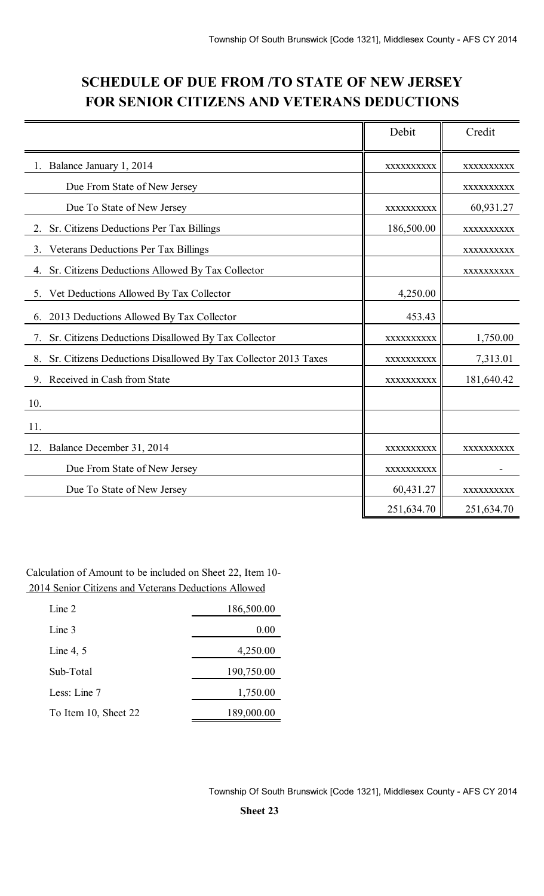# SCHEDULE OF DUE FROM /TO STATE OF NEW JERSEY FOR SENIOR CITIZENS AND VETERANS DEDUCTIONS

| | Debit | Credit |
|---|---|---|
| 1. Balance January 1, 2014 | xxxxxxxxxx | xxxxxxxxxx |
| Due From State of New Jersey | | xxxxxxxxxx |
| Due To State of New Jersey | xxxxxxxxxx | 60,931.27 |
| 2. Sr. Citizens Deductions Per Tax Billings | 186,500.00 | xxxxxxxxxx |
| 3. Veterans Deductions Per Tax Billings | | xxxxxxxxxx |
| 4. Sr. Citizens Deductions Allowed By Tax Collector | | xxxxxxxxxx |
| 5. Vet Deductions Allowed By Tax Collector | 4,250.00 | |
| 6. 2013 Deductions Allowed By Tax Collector | 453.43 | |
| 7. Sr. Citizens Deductions Disallowed By Tax Collector | xxxxxxxxxx | 1,750.00 |
| 8. Sr. Citizens Deductions Disallowed By Tax Collector 2013 Taxes | xxxxxxxxxx | 7,313.01 |
| 9. Received in Cash from State | xxxxxxxxxx | 181,640.42 |
| 10. | | |
| 11. | | |
| 12. Balance December 31, 2014 | xxxxxxxxxx | xxxxxxxxxx |
| Due From State of New Jersey | xxxxxxxxxx | - |
| Due To State of New Jersey | 60,431.27 | xxxxxxxxxx |
| | 251,634.70 | 251,634.70 |

Calculation of Amount to be included on Sheet 22, Item 10-
2014 Senior Citizens and Veterans Deductions Allowed

| | |
|---|---|
| Line 2 | 186,500.00 |
| Line 3 | 0.00 |
| Line 4, 5 | 4,250.00 |
| Sub-Total | 190,750.00 |
| Less: Line 7 | 1,750.00 |
| To Item 10, Sheet 22 | 189,000.00 |

Sheet 23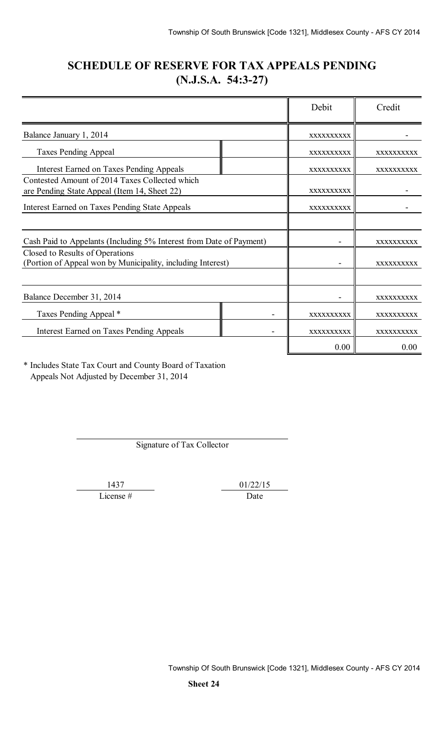# SCHEDULE OF RESERVE FOR TAX APPEALS PENDING
## (N.J.S.A. 54:3-27)

| | | Debit | Credit |
|---|---|---|---|
| Balance January 1, 2014 | | xxxxxxxxxx | - |
| Taxes Pending Appeal | | xxxxxxxxxx | xxxxxxxxxx |
| Interest Earned on Taxes Pending Appeals | | xxxxxxxxxx | xxxxxxxxxx |
| Contested Amount of 2014 Taxes Collected which are Pending State Appeal (Item 14, Sheet 22) | | xxxxxxxxxx | - |
| Interest Earned on Taxes Pending State Appeals | | xxxxxxxxxx | - |
| | | | |
| Cash Paid to Appelants (Including 5% Interest from Date of Payment) | | - | xxxxxxxxxx |
| Closed to Results of Operations (Portion of Appeal won by Municipality, including Interest) | | - | xxxxxxxxxx |
| | | | |
| Balance December 31, 2014 | | - | xxxxxxxxxx |
| Taxes Pending Appeal * | - | xxxxxxxxxx | xxxxxxxxxx |
| Interest Earned on Taxes Pending Appeals | - | xxxxxxxxxx | xxxxxxxxxx |
| | | 0.00 | 0.00 |

\* Includes State Tax Court and County Board of Taxation Appeals Not Adjusted by December 31, 2014

Signature of Tax Collector

1437 — License #

01/22/15 — Date

Sheet 24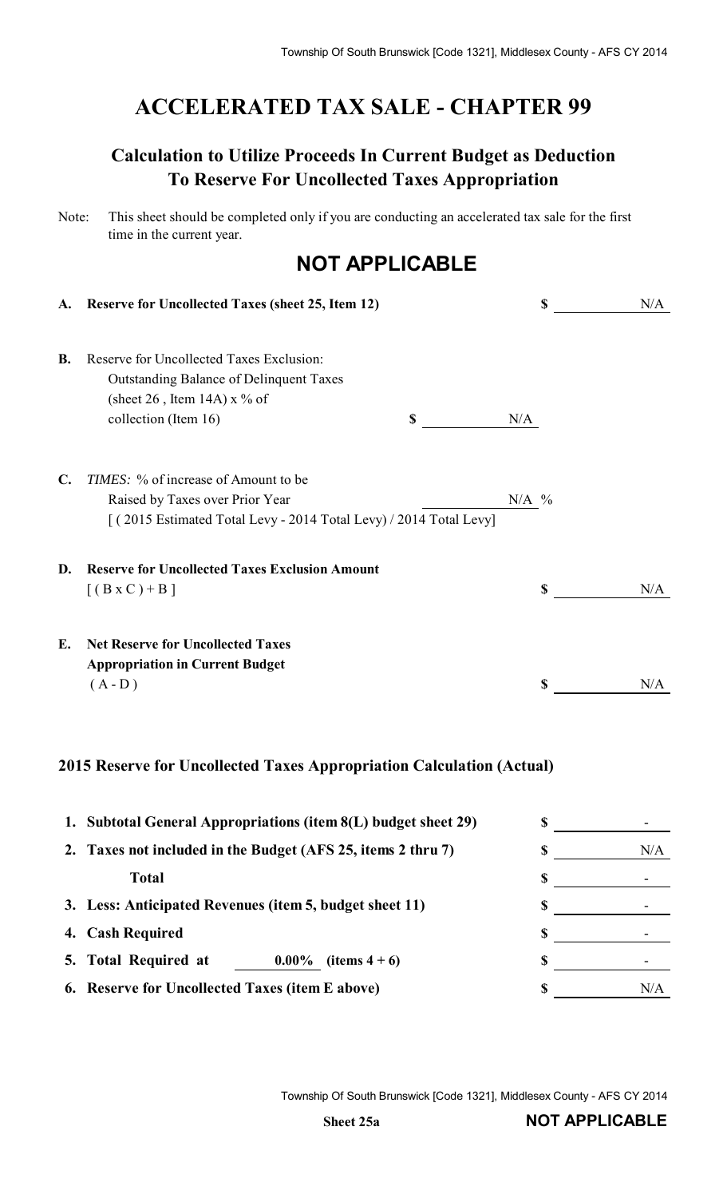# ACCELERATED TAX SALE - CHAPTER 99

## Calculation to Utilize Proceeds In Current Budget as Deduction To Reserve For Uncollected Taxes Appropriation

Note: This sheet should be completed only if you are conducting an accelerated tax sale for the first time in the current year.

## NOT APPLICABLE

| | | | |
|---|---|---|---|
| **A.** | **Reserve for Uncollected Taxes (sheet 25, Item 12)** | | $ N/A |
| **B.** | Reserve for Uncollected Taxes Exclusion: Outstanding Balance of Delinquent Taxes (sheet 26 , Item 14A) x % of collection (Item 16) | $ N/A | |
| **C.** | *TIMES:* % of increase of Amount to be Raised by Taxes over Prior Year [ ( 2015 Estimated Total Levy - 2014 Total Levy) / 2014 Total Levy] | N/A % | |
| **D.** | **Reserve for Uncollected Taxes Exclusion Amount** [ ( B x C ) + B ] | | $ N/A |
| **E.** | **Net Reserve for Uncollected Taxes Appropriation in Current Budget** ( A - D ) | | $ N/A |

### 2015 Reserve for Uncollected Taxes Appropriation Calculation (Actual)

| | |
|---|---|
| **1. Subtotal General Appropriations (item 8(L) budget sheet 29)** | $ - |
| **2. Taxes not included in the Budget (AFS 25, items 2 thru 7)** | $ N/A |
| **Total** | $ - |
| **3. Less: Anticipated Revenues (item 5, budget sheet 11)** | $ - |
| **4. Cash Required** | $ - |
| **5. Total Required at 0.00% (items 4 + 6)** | $ - |
| **6. Reserve for Uncollected Taxes (item E above)** | $ N/A |

**Sheet 25a** **NOT APPLICABLE**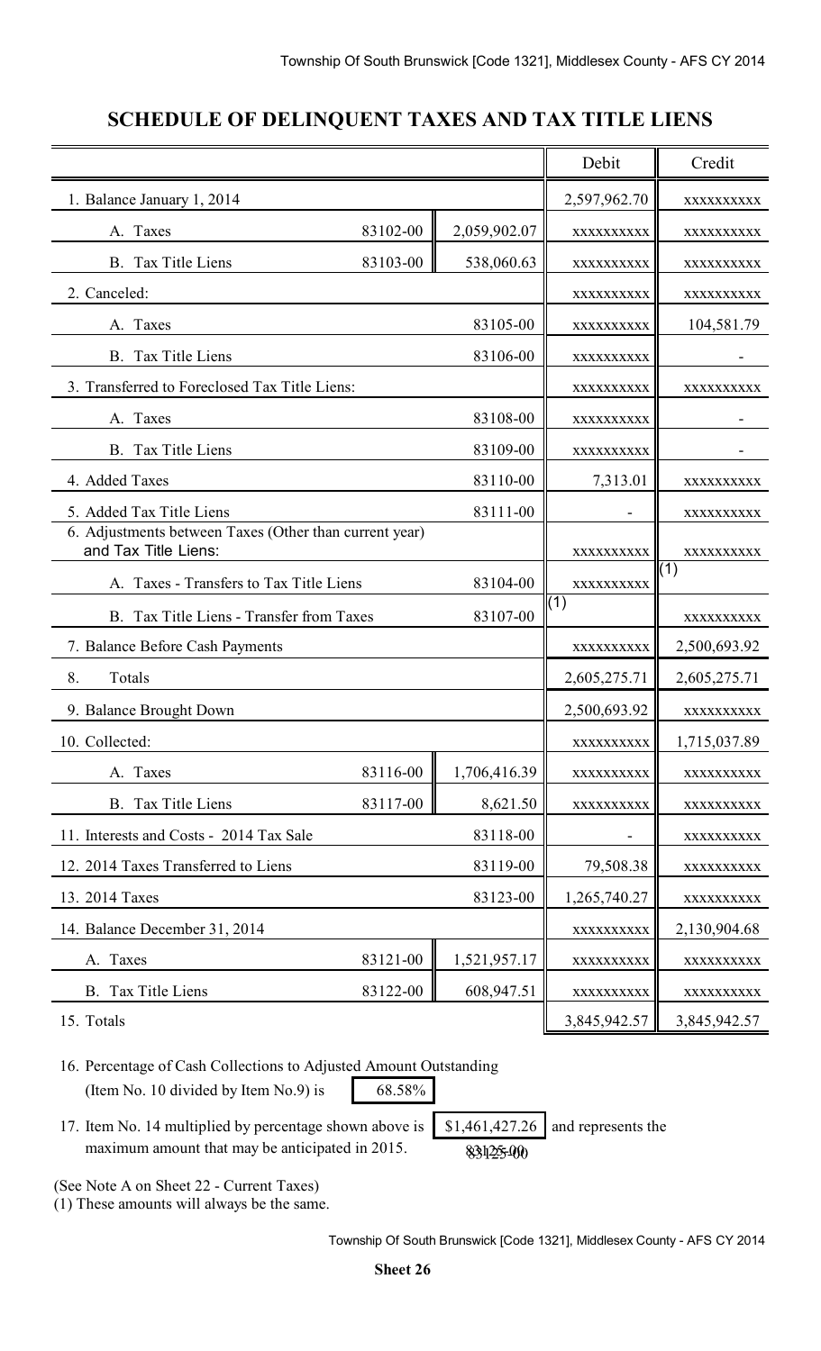## SCHEDULE OF DELINQUENT TAXES AND TAX TITLE LIENS

| | | | Debit | Credit |
|---|---|---|---|---|
| 1. Balance January 1, 2014 | | | 2,597,962.70 | xxxxxxxxxx |
| A. Taxes | 83102-00 | 2,059,902.07 | xxxxxxxxxx | xxxxxxxxxx |
| B. Tax Title Liens | 83103-00 | 538,060.63 | xxxxxxxxxx | xxxxxxxxxx |
| 2. Canceled: | | | xxxxxxxxxx | xxxxxxxxxx |
| A. Taxes | | 83105-00 | xxxxxxxxxx | 104,581.79 |
| B. Tax Title Liens | | 83106-00 | xxxxxxxxxx | - |
| 3. Transferred to Foreclosed Tax Title Liens: | | | xxxxxxxxxx | xxxxxxxxxx |
| A. Taxes | | 83108-00 | xxxxxxxxxx | - |
| B. Tax Title Liens | | 83109-00 | xxxxxxxxxx | - |
| 4. Added Taxes | | 83110-00 | 7,313.01 | xxxxxxxxxx |
| 5. Added Tax Title Liens | | 83111-00 | - | xxxxxxxxxx |
| 6. Adjustments between Taxes (Other than current year) and Tax Title Liens: | | | xxxxxxxxxx | xxxxxxxxxx |
| A. Taxes - Transfers to Tax Title Liens | | 83104-00 | xxxxxxxxxx | (1) |
| B. Tax Title Liens - Transfer from Taxes | | 83107-00 | (1) | xxxxxxxxxx |
| 7. Balance Before Cash Payments | | | xxxxxxxxxx | 2,500,693.92 |
| 8. Totals | | | 2,605,275.71 | 2,605,275.71 |
| 9. Balance Brought Down | | | 2,500,693.92 | xxxxxxxxxx |
| 10. Collected: | | | xxxxxxxxxx | 1,715,037.89 |
| A. Taxes | 83116-00 | 1,706,416.39 | xxxxxxxxxx | xxxxxxxxxx |
| B. Tax Title Liens | 83117-00 | 8,621.50 | xxxxxxxxxx | xxxxxxxxxx |
| 11. Interests and Costs - 2014 Tax Sale | | 83118-00 | - | xxxxxxxxxx |
| 12. 2014 Taxes Transferred to Liens | | 83119-00 | 79,508.38 | xxxxxxxxxx |
| 13. 2014 Taxes | | 83123-00 | 1,265,740.27 | xxxxxxxxxx |
| 14. Balance December 31, 2014 | | | xxxxxxxxxx | 2,130,904.68 |
| A. Taxes | 83121-00 | 1,521,957.17 | xxxxxxxxxx | xxxxxxxxxx |
| B. Tax Title Liens | 83122-00 | 608,947.51 | xxxxxxxxxx | xxxxxxxxxx |
| 15. Totals | | | 3,845,942.57 | 3,845,942.57 |

16. Percentage of Cash Collections to Adjusted Amount Outstanding (Item No. 10 divided by Item No.9) is 68.58%

17. Item No. 14 multiplied by percentage shown above is $1,461,427.26 and represents the maximum amount that may be anticipated in 2015. 83125-00

(See Note A on Sheet 22 - Current Taxes)
(1) These amounts will always be the same.

**Sheet 26**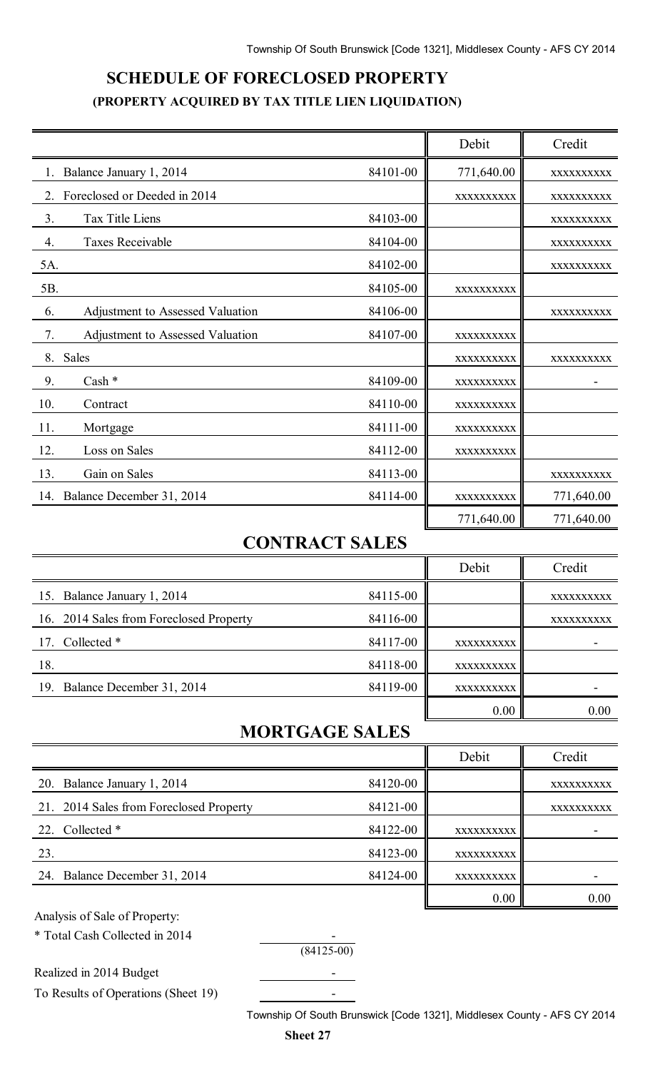## SCHEDULE OF FORECLOSED PROPERTY

### (PROPERTY ACQUIRED BY TAX TITLE LIEN LIQUIDATION)

| | | Debit | Credit |
|---|---|---|---|
| 1. Balance January 1, 2014 | 84101-00 | 771,640.00 | xxxxxxxxxx |
| 2. Foreclosed or Deeded in 2014 | | xxxxxxxxxx | xxxxxxxxxx |
| 3. Tax Title Liens | 84103-00 | | xxxxxxxxxx |
| 4. Taxes Receivable | 84104-00 | | xxxxxxxxxx |
| 5A. | 84102-00 | | xxxxxxxxxx |
| 5B. | 84105-00 | xxxxxxxxxx | |
| 6. Adjustment to Assessed Valuation | 84106-00 | | xxxxxxxxxx |
| 7. Adjustment to Assessed Valuation | 84107-00 | xxxxxxxxxx | |
| 8. Sales | | xxxxxxxxxx | xxxxxxxxxx |
| 9. Cash * | 84109-00 | xxxxxxxxxx | - |
| 10. Contract | 84110-00 | xxxxxxxxxx | |
| 11. Mortgage | 84111-00 | xxxxxxxxxx | |
| 12. Loss on Sales | 84112-00 | xxxxxxxxxx | |
| 13. Gain on Sales | 84113-00 | | xxxxxxxxxx |
| 14. Balance December 31, 2014 | 84114-00 | xxxxxxxxxx | 771,640.00 |
| | | 771,640.00 | 771,640.00 |

## CONTRACT SALES

| | | Debit | Credit |
|---|---|---|---|
| 15. Balance January 1, 2014 | 84115-00 | | xxxxxxxxxx |
| 16. 2014 Sales from Foreclosed Property | 84116-00 | | xxxxxxxxxx |
| 17. Collected * | 84117-00 | xxxxxxxxxx | - |
| 18. | 84118-00 | xxxxxxxxxx | |
| 19. Balance December 31, 2014 | 84119-00 | xxxxxxxxxx | - |
| | | 0.00 | 0.00 |

## MORTGAGE SALES

| | | Debit | Credit |
|---|---|---|---|
| 20. Balance January 1, 2014 | 84120-00 | | xxxxxxxxxx |
| 21. 2014 Sales from Foreclosed Property | 84121-00 | | xxxxxxxxxx |
| 22. Collected * | 84122-00 | xxxxxxxxxx | - |
| 23. | 84123-00 | xxxxxxxxxx | |
| 24. Balance December 31, 2014 | 84124-00 | xxxxxxxxxx | - |
| | | 0.00 | 0.00 |

Analysis of Sale of Property:

| | |
|---|---|
| * Total Cash Collected in 2014 | - (84125-00) |
| Realized in 2014 Budget | - |
| To Results of Operations (Sheet 19) | - |

Sheet 27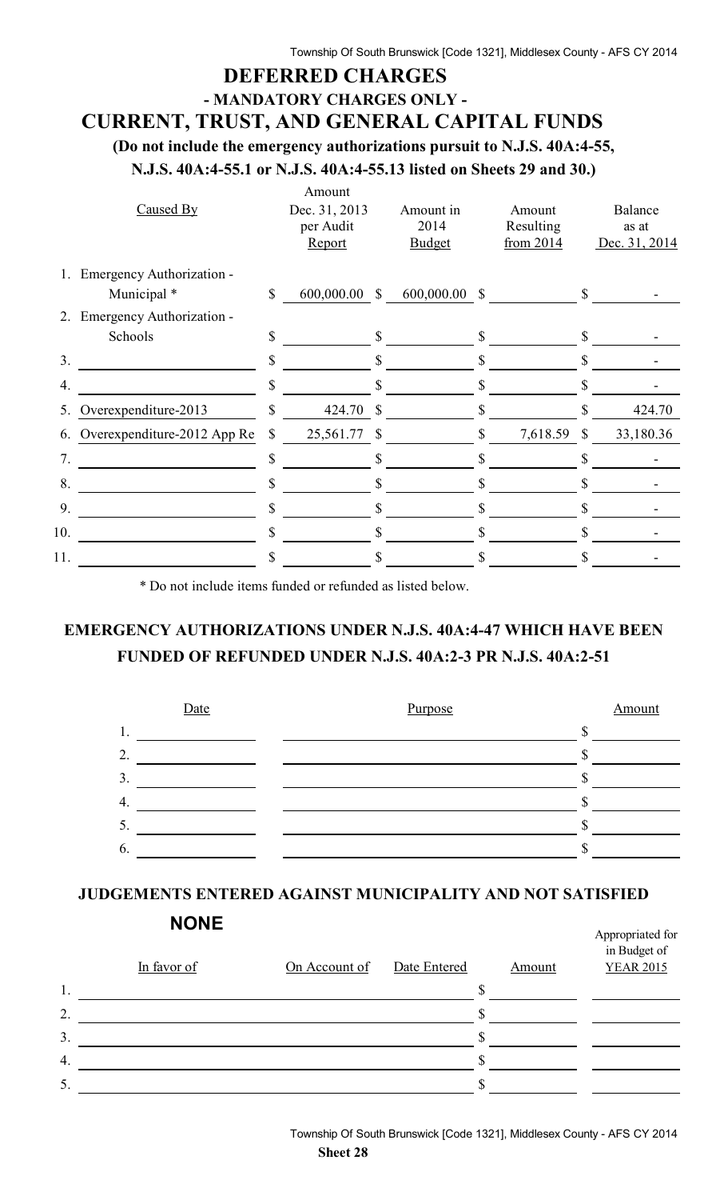# DEFERRED CHARGES

## - MANDATORY CHARGES ONLY -

## CURRENT, TRUST, AND GENERAL CAPITAL FUNDS

**(Do not include the emergency authorizations pursuit to N.J.S. 40A:4-55, N.J.S. 40A:4-55.1 or N.J.S. 40A:4-55.13 listed on Sheets 29 and 30.)**

| | Caused By | Amount Dec. 31, 2013 per Audit Report | Amount in 2014 Budget | Amount Resulting from 2014 | Balance as at Dec. 31, 2014 |
|---|---|---|---|---|---|
| 1. | Emergency Authorization - Municipal * | $ 600,000.00 | $ 600,000.00 | $ | $ - |
| 2. | Emergency Authorization - Schools | $ | $ | $ | $ - |
| 3. | | $ | $ | $ | $ - |
| 4. | | $ | $ | $ | $ - |
| 5. | Overexpenditure-2013 | $ 424.70 | $ | $ | $ 424.70 |
| 6. | Overexpenditure-2012 App Re | $ 25,561.77 | $ | $ 7,618.59 | $ 33,180.36 |
| 7. | | $ | $ | $ | $ - |
| 8. | | $ | $ | $ | $ - |
| 9. | | $ | $ | $ | $ - |
| 10. | | $ | $ | $ | $ - |
| 11. | | $ | $ | $ | $ - |

* Do not include items funded or refunded as listed below.

## EMERGENCY AUTHORIZATIONS UNDER N.J.S. 40A:4-47 WHICH HAVE BEEN FUNDED OF REFUNDED UNDER N.J.S. 40A:2-3 PR N.J.S. 40A:2-51

| | Date | Purpose | Amount |
|---|---|---|---|
| 1. | | | $ |
| 2. | | | $ |
| 3. | | | $ |
| 4. | | | $ |
| 5. | | | $ |
| 6. | | | $ |

## JUDGEMENTS ENTERED AGAINST MUNICIPALITY AND NOT SATISFIED

**NONE**

| | In favor of | On Account of | Date Entered | Amount | Appropriated for in Budget of YEAR 2015 |
|---|---|---|---|---|---|
| 1. | | | | $ | |
| 2. | | | | $ | |
| 3. | | | | $ | |
| 4. | | | | $ | |
| 5. | | | | $ | |

**Sheet 28**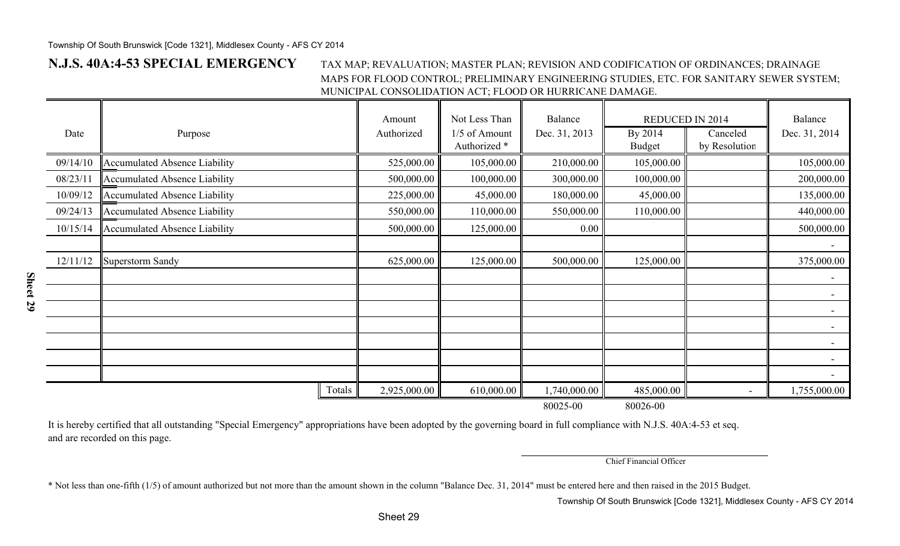## N.J.S. 40A:4-53 SPECIAL EMERGENCY

TAX MAP; REVALUATION; MASTER PLAN; REVISION AND CODIFICATION OF ORDINANCES; DRAINAGE MAPS FOR FLOOD CONTROL; PRELIMINARY ENGINEERING STUDIES, ETC. FOR SANITARY SEWER SYSTEM; MUNICIPAL CONSOLIDATION ACT; FLOOD OR HURRICANE DAMAGE.

| Date | Purpose | Amount Authorized | Not Less Than 1/5 of Amount Authorized * | Balance Dec. 31, 2013 | REDUCED IN 2014 | | Balance Dec. 31, 2014 |
|---|---|---|---|---|---|---|---|
| | | | | | By 2014 Budget | Canceled by Resolution | |
| 09/14/10 | Accumulated Absence Liability | 525,000.00 | 105,000.00 | 210,000.00 | 105,000.00 | | 105,000.00 |
| 08/23/11 | Accumulated Absence Liability | 500,000.00 | 100,000.00 | 300,000.00 | 100,000.00 | | 200,000.00 |
| 10/09/12 | Accumulated Absence Liability | 225,000.00 | 45,000.00 | 180,000.00 | 45,000.00 | | 135,000.00 |
| 09/24/13 | Accumulated Absence Liability | 550,000.00 | 110,000.00 | 550,000.00 | 110,000.00 | | 440,000.00 |
| 10/15/14 | Accumulated Absence Liability | 500,000.00 | 125,000.00 | 0.00 | | | 500,000.00 |
| | | | | | | | - |
| 12/11/12 | Superstorm Sandy | 625,000.00 | 125,000.00 | 500,000.00 | 125,000.00 | | 375,000.00 |
| | | | | | | | - |
| | | | | | | | - |
| | | | | | | | - |
| | | | | | | | - |
| | | | | | | | - |
| | | | | | | | - |
| | | | | | | | - |
| | Totals | 2,925,000.00 | 610,000.00 | 1,740,000.00 | 485,000.00 | - | 1,755,000.00 |
| | | | | 80025-00 | 80026-00 | | |

It is hereby certified that all outstanding "Special Emergency" appropriations have been adopted by the governing board in full compliance with N.J.S. 40A:4-53 et seq. and are recorded on this page.

Chief Financial Officer

* Not less than one-fifth (1/5) of amount authorized but not more than the amount shown in the column "Balance Dec. 31, 2014" must be entered here and then raised in the 2015 Budget.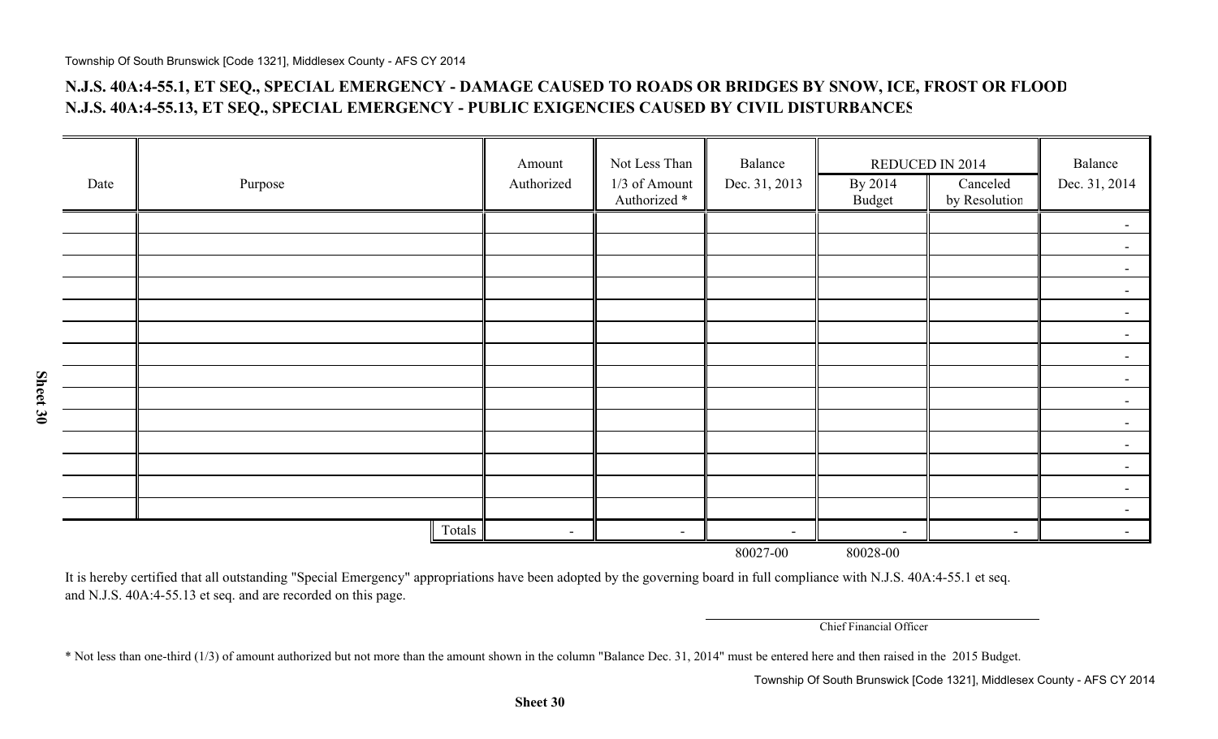## N.J.S. 40A:4-55.1, ET SEQ., SPECIAL EMERGENCY - DAMAGE CAUSED TO ROADS OR BRIDGES BY SNOW, ICE, FROST OR FLOOD
## N.J.S. 40A:4-55.13, ET SEQ., SPECIAL EMERGENCY - PUBLIC EXIGENCIES CAUSED BY CIVIL DISTURBANCES

| Date | Purpose | Amount Authorized | Not Less Than 1/3 of Amount Authorized * | Balance Dec. 31, 2013 | REDUCED IN 2014 By 2014 Budget | REDUCED IN 2014 Canceled by Resolution | Balance Dec. 31, 2014 |
|---|---|---|---|---|---|---|---|
| | | | | | | | - |
| | | | | | | | - |
| | | | | | | | - |
| | | | | | | | - |
| | | | | | | | - |
| | | | | | | | - |
| | | | | | | | - |
| | | | | | | | - |
| | | | | | | | - |
| | | | | | | | - |
| | | | | | | | - |
| | | | | | | | - |
| | | | | | | | - |
| | | | | | | | - |
| | Totals | - | - | - | - | - | - |
| | | | | 80027-00 | 80028-00 | | |

It is hereby certified that all outstanding "Special Emergency" appropriations have been adopted by the governing board in full compliance with N.J.S. 40A:4-55.1 et seq. and N.J.S. 40A:4-55.13 et seq. and are recorded on this page.

Chief Financial Officer

* Not less than one-third (1/3) of amount authorized but not more than the amount shown in the column "Balance Dec. 31, 2014" must be entered here and then raised in the 2015 Budget.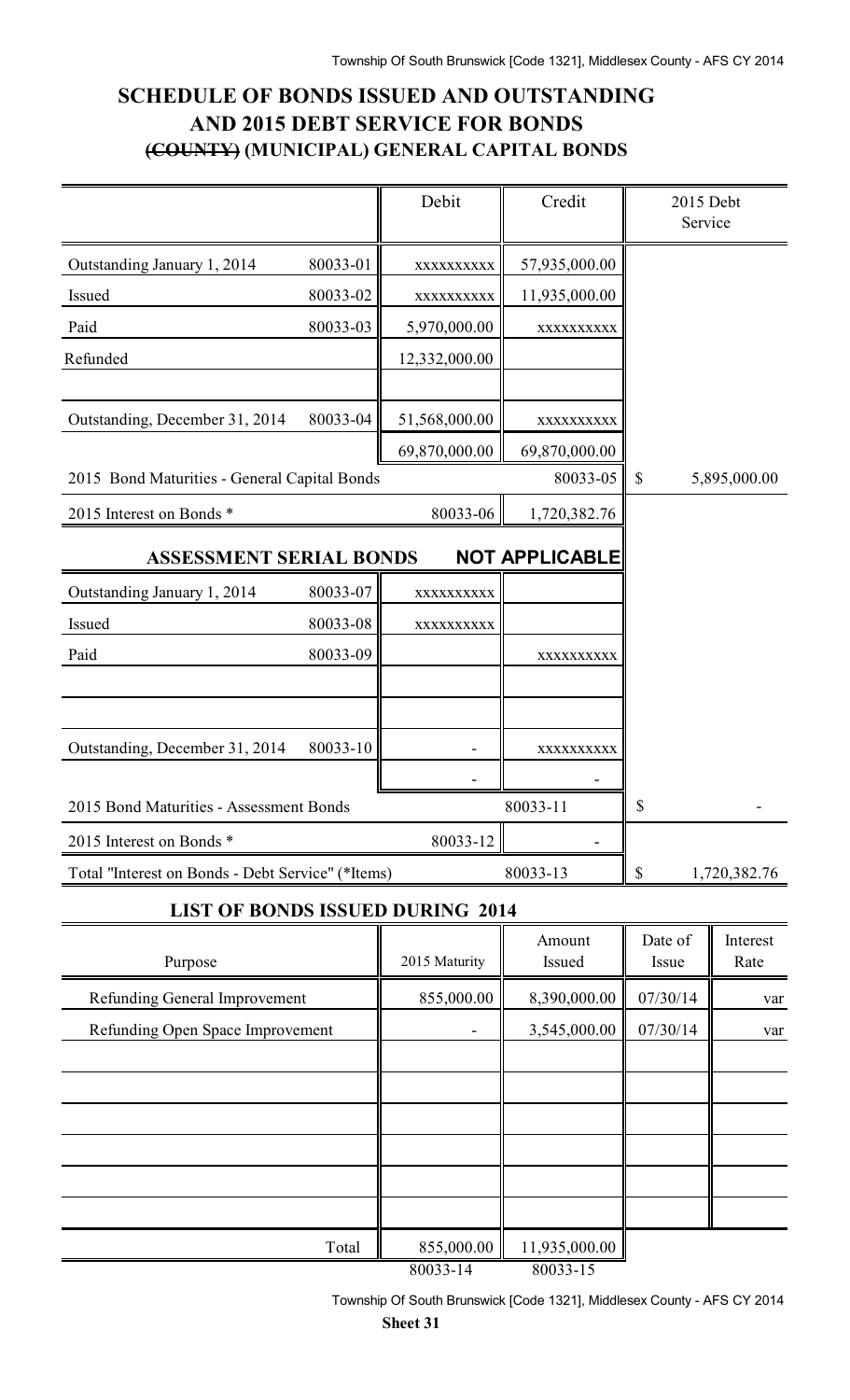## SCHEDULE OF BONDS ISSUED AND OUTSTANDING AND 2015 DEBT SERVICE FOR BONDS ~~(COUNTY)~~ (MUNICIPAL) GENERAL CAPITAL BONDS

| | | Debit | Credit | 2015 Debt Service |
|---|---|---|---|---|
| Outstanding January 1, 2014 | 80033-01 | xxxxxxxxxx | 57,935,000.00 | |
| Issued | 80033-02 | xxxxxxxxxx | 11,935,000.00 | |
| Paid | 80033-03 | 5,970,000.00 | xxxxxxxxxx | |
| Refunded | | 12,332,000.00 | | |
| | | | | |
| Outstanding, December 31, 2014 | 80033-04 | 51,568,000.00 | xxxxxxxxxx | |
| | | 69,870,000.00 | 69,870,000.00 | |
| 2015 Bond Maturities - General Capital Bonds | | | 80033-05 | $ 5,895,000.00 |
| 2015 Interest on Bonds * | | 80033-06 | 1,720,382.76 | |
| **ASSESSMENT SERIAL BONDS** | | | **NOT APPLICABLE** | |
| Outstanding January 1, 2014 | 80033-07 | xxxxxxxxxx | | |
| Issued | 80033-08 | xxxxxxxxxx | | |
| Paid | 80033-09 | | xxxxxxxxxx | |
| | | | | |
| | | | | |
| Outstanding, December 31, 2014 | 80033-10 | - | xxxxxxxxxx | |
| | | - | - | |
| 2015 Bond Maturities - Assessment Bonds | | | 80033-11 | $ - |
| 2015 Interest on Bonds * | | 80033-12 | - | |
| Total "Interest on Bonds - Debt Service" (*Items) | | | 80033-13 | $ 1,720,382.76 |

### LIST OF BONDS ISSUED DURING 2014

| Purpose | 2015 Maturity | Amount Issued | Date of Issue | Interest Rate |
|---|---|---|---|---|
| Refunding General Improvement | 855,000.00 | 8,390,000.00 | 07/30/14 | var |
| Refunding Open Space Improvement | - | 3,545,000.00 | 07/30/14 | var |
| | | | | |
| | | | | |
| | | | | |
| | | | | |
| | | | | |
| | | | | |
| Total | 855,000.00 | 11,935,000.00 | | |
| | 80033-14 | 80033-15 | | |

Sheet 31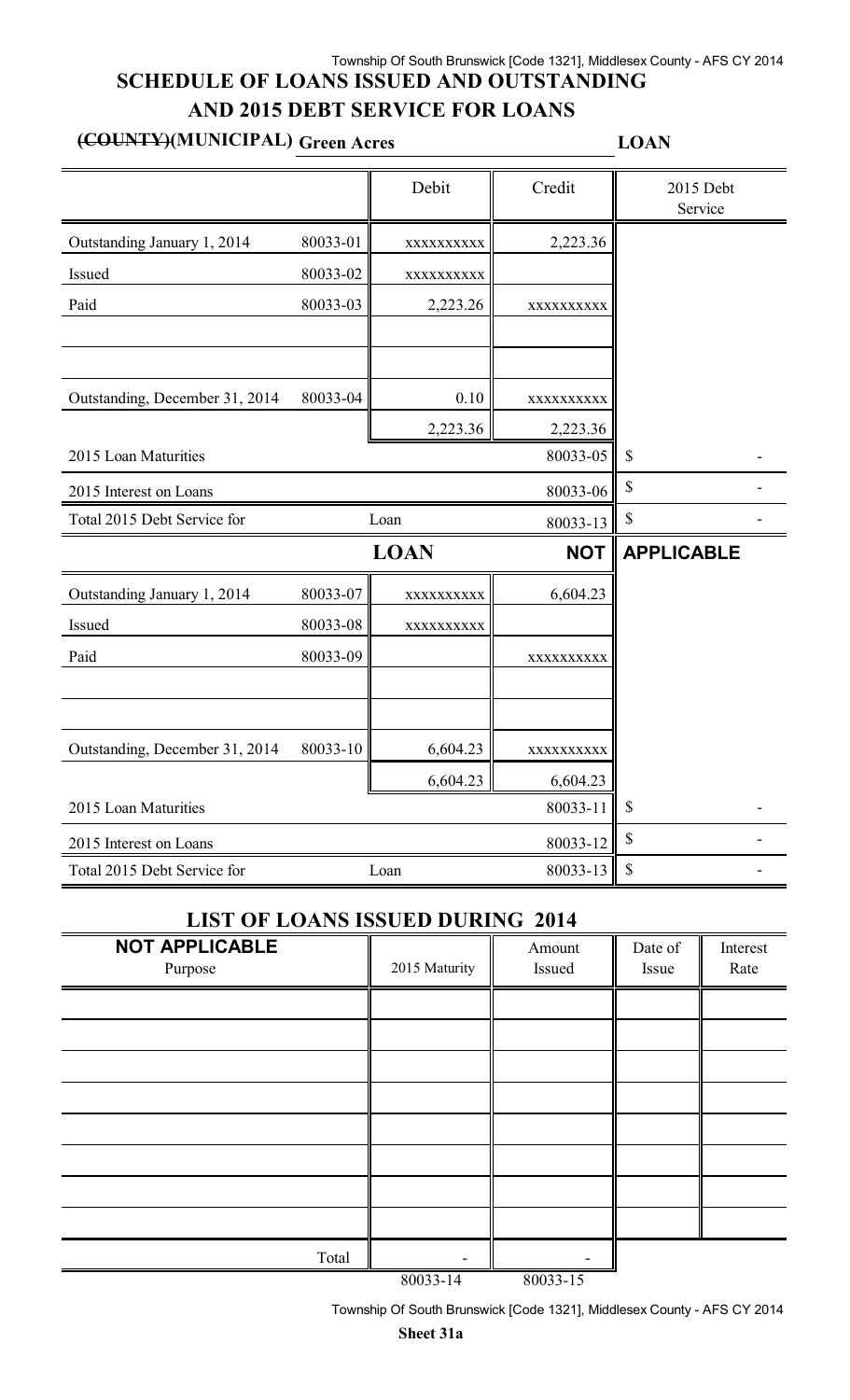# SCHEDULE OF LOANS ISSUED AND OUTSTANDING AND 2015 DEBT SERVICE FOR LOANS

**~~(COUNTY)~~(MUNICIPAL) Green Acres LOAN**

| | | Debit | Credit | 2015 Debt Service |
|---|---|---|---|---|
| Outstanding January 1, 2014 | 80033-01 | xxxxxxxxxx | 2,223.36 | |
| Issued | 80033-02 | xxxxxxxxxx | | |
| Paid | 80033-03 | 2,223.26 | xxxxxxxxxx | |
| | | | | |
| | | | | |
| Outstanding, December 31, 2014 | 80033-04 | 0.10 | xxxxxxxxxx | |
| | | 2,223.36 | 2,223.36 | |
| 2015 Loan Maturities | | | 80033-05 | $ - |
| 2015 Interest on Loans | | | 80033-06 | $ - |
| Total 2015 Debt Service for | | Loan | 80033-13 | $ - |
| | | **LOAN** | **NOT** | **APPLICABLE** |
| Outstanding January 1, 2014 | 80033-07 | xxxxxxxxxx | 6,604.23 | |
| Issued | 80033-08 | xxxxxxxxxx | | |
| Paid | 80033-09 | | xxxxxxxxxx | |
| | | | | |
| | | | | |
| Outstanding, December 31, 2014 | 80033-10 | 6,604.23 | xxxxxxxxxx | |
| | | 6,604.23 | 6,604.23 | |
| 2015 Loan Maturities | | | 80033-11 | $ - |
| 2015 Interest on Loans | | | 80033-12 | $ - |
| Total 2015 Debt Service for | | Loan | 80033-13 | $ - |

## LIST OF LOANS ISSUED DURING 2014

| **NOT APPLICABLE** Purpose | 2015 Maturity | Amount Issued | Date of Issue | Interest Rate |
|---|---|---|---|---|
| | | | | |
| | | | | |
| | | | | |
| | | | | |
| | | | | |
| | | | | |
| | | | | |
| | | | | |
| Total | - | - | | |
| | 80033-14 | 80033-15 | | |

**Sheet 31a**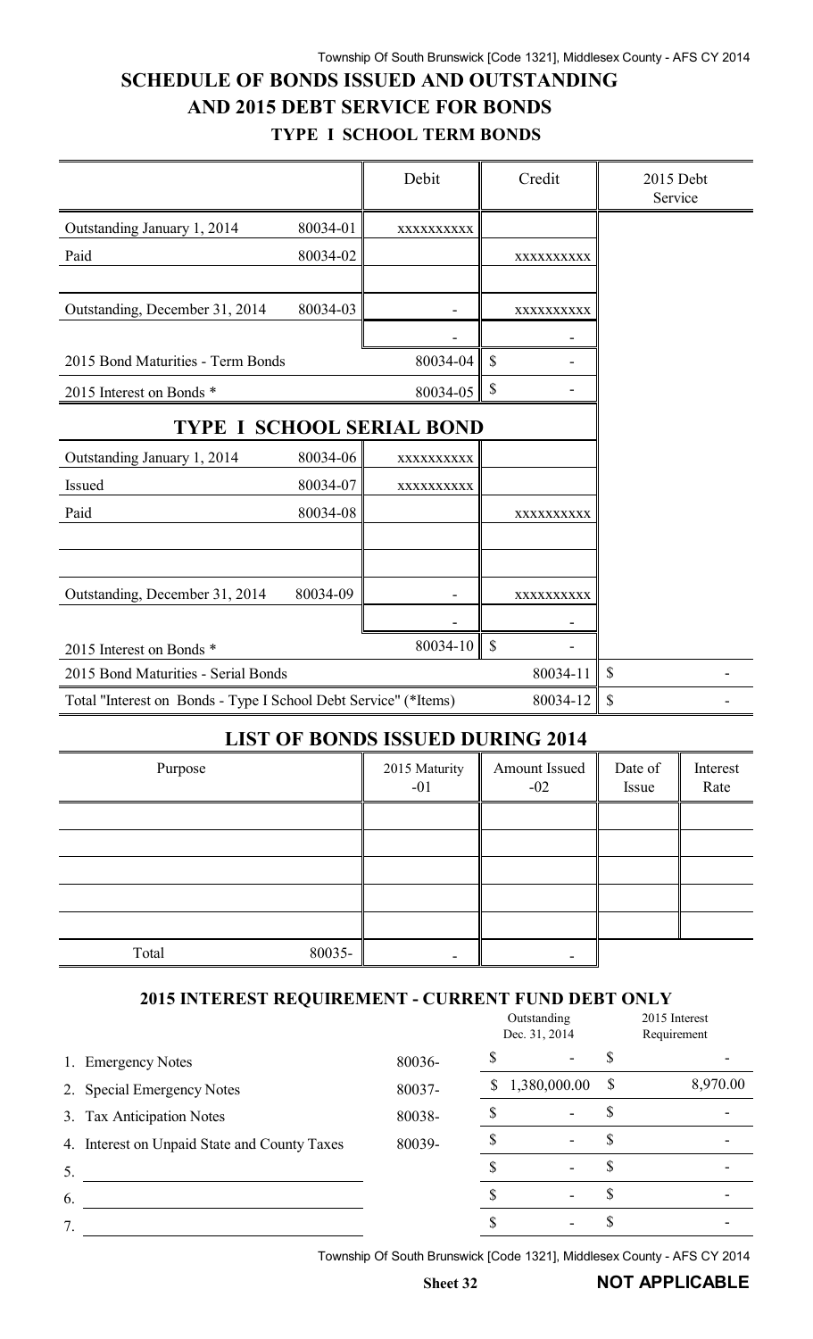## SCHEDULE OF BONDS ISSUED AND OUTSTANDING AND 2015 DEBT SERVICE FOR BONDS

### TYPE I SCHOOL TERM BONDS

| | | Debit | Credit | 2015 Debt Service |
|---|---|---|---|---|
| Outstanding January 1, 2014 | 80034-01 | xxxxxxxxxx | | |
| Paid | 80034-02 | | xxxxxxxxxx | |
| | | | | |
| Outstanding, December 31, 2014 | 80034-03 | - | xxxxxxxxxx | |
| | | - | - | |
| 2015 Bond Maturities - Term Bonds | | 80034-04 | $ - | |
| 2015 Interest on Bonds * | | 80034-05 | $ - | |

### TYPE I SCHOOL SERIAL BOND

| | | Debit | Credit | 2015 Debt Service |
|---|---|---|---|---|
| Outstanding January 1, 2014 | 80034-06 | xxxxxxxxxx | | |
| Issued | 80034-07 | xxxxxxxxxx | | |
| Paid | 80034-08 | | xxxxxxxxxx | |
| | | | | |
| | | | | |
| Outstanding, December 31, 2014 | 80034-09 | - | xxxxxxxxxx | |
| | | - | - | |
| 2015 Interest on Bonds * | | 80034-10 | $ - | |
| 2015 Bond Maturities - Serial Bonds | | | 80034-11 | $ - |
| Total "Interest on Bonds - Type I School Debt Service" (*Items) | | | 80034-12 | $ - |

### LIST OF BONDS ISSUED DURING 2014

| Purpose | | 2015 Maturity -01 | Amount Issued -02 | Date of Issue | Interest Rate |
|---|---|---|---|---|---|
| | | | | | |
| | | | | | |
| | | | | | |
| | | | | | |
| | | | | | |
| Total | 80035- | - | - | | |

### 2015 INTEREST REQUIREMENT - CURRENT FUND DEBT ONLY

| | | Outstanding Dec. 31, 2014 | 2015 Interest Requirement |
|---|---|---|---|
| 1. Emergency Notes | 80036- | $ - | $ - |
| 2. Special Emergency Notes | 80037- | $ 1,380,000.00 | $ 8,970.00 |
| 3. Tax Anticipation Notes | 80038- | $ - | $ - |
| 4. Interest on Unpaid State and County Taxes | 80039- | $ - | $ - |
| 5. | | $ - | $ - |
| 6. | | $ - | $ - |
| 7. | | $ - | $ - |

**NOT APPLICABLE**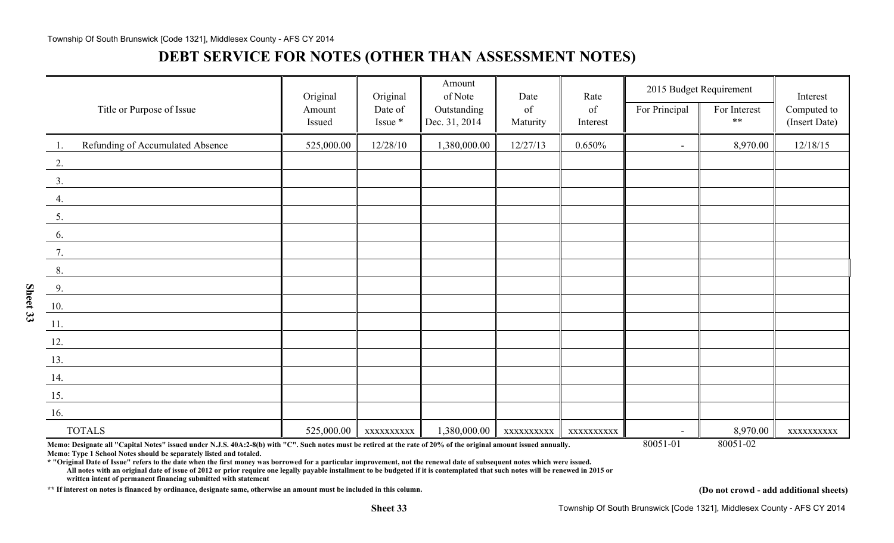# DEBT SERVICE FOR NOTES (OTHER THAN ASSESSMENT NOTES)

| Title or Purpose of Issue | Original Amount Issued | Original Date of Issue * | Amount of Note Outstanding Dec. 31, 2014 | Date of Maturity | Rate of Interest | 2015 Budget Requirement | | Interest Computed to (Insert Date) |
|---|---|---|---|---|---|---|---|---|
| | | | | | | For Principal | For Interest ** | |
| 1. Refunding of Accumulated Absence | 525,000.00 | 12/28/10 | 1,380,000.00 | 12/27/13 | 0.650% | - | 8,970.00 | 12/18/15 |
| 2. | | | | | | | | |
| 3. | | | | | | | | |
| 4. | | | | | | | | |
| 5. | | | | | | | | |
| 6. | | | | | | | | |
| 7. | | | | | | | | |
| 8. | | | | | | | | |
| 9. | | | | | | | | |
| 10. | | | | | | | | |
| 11. | | | | | | | | |
| 12. | | | | | | | | |
| 13. | | | | | | | | |
| 14. | | | | | | | | |
| 15. | | | | | | | | |
| 16. | | | | | | | | |
| TOTALS | 525,000.00 | xxxxxxxxxx | 1,380,000.00 | xxxxxxxxxx | xxxxxxxxxx | - | 8,970.00 | xxxxxxxxxx |
| | | | | | | 80051-01 | 80051-02 | |

**Memo: Designate all "Capital Notes" issued under N.J.S. 40A:2-8(b) with "C". Such notes must be retired at the rate of 20% of the original amount issued annually.**

**Memo: Type 1 School Notes should be separately listed and totaled.**

**\* "Original Date of Issue" refers to the date when the first money was borrowed for a particular improvement, not the renewal date of subsequent notes which were issued.**
**All notes with an original date of issue of 2012 or prior require one legally payable installment to be budgeted if it is contemplated that such notes will be renewed in 2015 or written intent of permanent financing submitted with statement**

**\*\* If interest on notes is financed by ordinance, designate same, otherwise an amount must be included in this column.**

**(Do not crowd - add additional sheets)**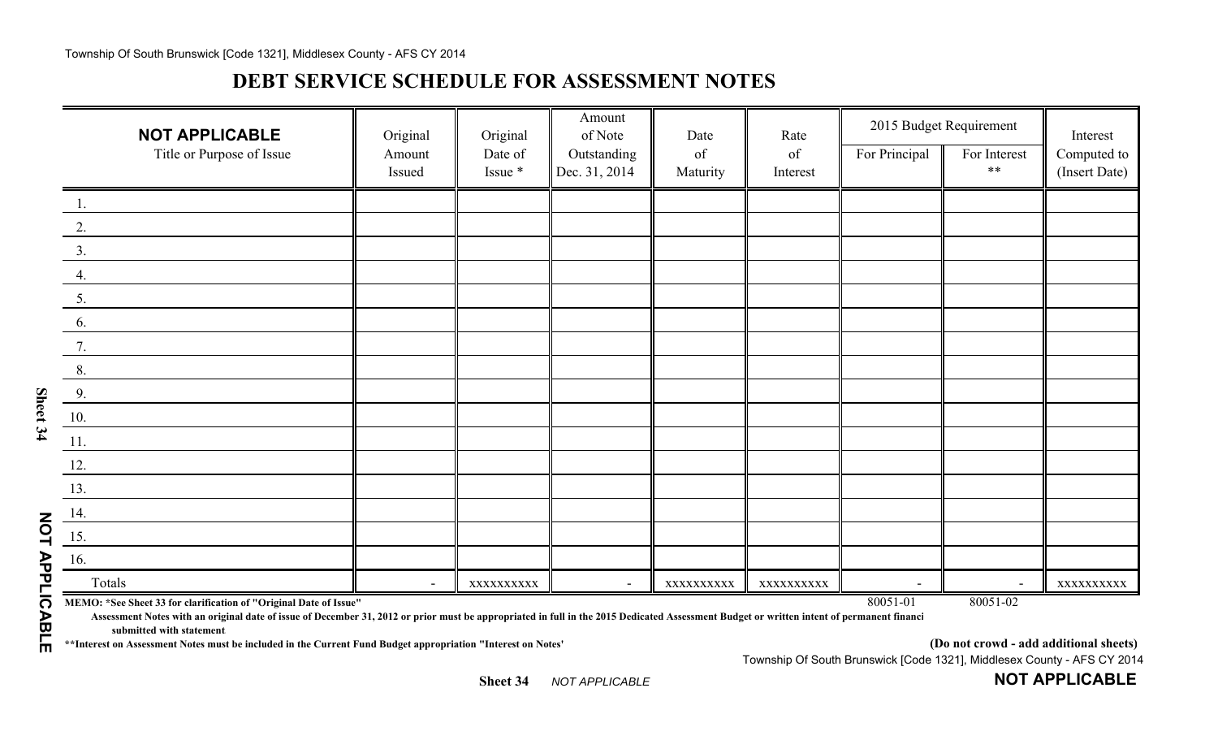# DEBT SERVICE SCHEDULE FOR ASSESSMENT NOTES

| **NOT APPLICABLE**<br>Title or Purpose of Issue | Original Amount Issued | Original Date of Issue * | Amount of Note Outstanding Dec. 31, 2014 | Date of Maturity | Rate of Interest | 2015 Budget Requirement | | Interest Computed to (Insert Date) |
|---|---|---|---|---|---|---|---|---|
| | | | | | | For Principal | For Interest ** | |
| 1. | | | | | | | | |
| 2. | | | | | | | | |
| 3. | | | | | | | | |
| 4. | | | | | | | | |
| 5. | | | | | | | | |
| 6. | | | | | | | | |
| 7. | | | | | | | | |
| 8. | | | | | | | | |
| 9. | | | | | | | | |
| 10. | | | | | | | | |
| 11. | | | | | | | | |
| 12. | | | | | | | | |
| 13. | | | | | | | | |
| 14. | | | | | | | | |
| 15. | | | | | | | | |
| 16. | | | | | | | | |
| Totals | - | xxxxxxxxxx | - | xxxxxxxxxx | xxxxxxxxxx | - | - | xxxxxxxxxx |
| | | | | | | 80051-01 | 80051-02 | |

**MEMO: *See Sheet 33 for clarification of "Original Date of Issue"**

**Assessment Notes with an original date of issue of December 31, 2012 or prior must be appropriated in full in the 2015 Dedicated Assessment Budget or written intent of permanent financi submitted with statement**

**\*\*Interest on Assessment Notes must be included in the Current Fund Budget appropriation "Interest on Notes'**

**(Do not crowd - add additional sheets)**

**Sheet 34** *NOT APPLICABLE*

**NOT APPLICABLE**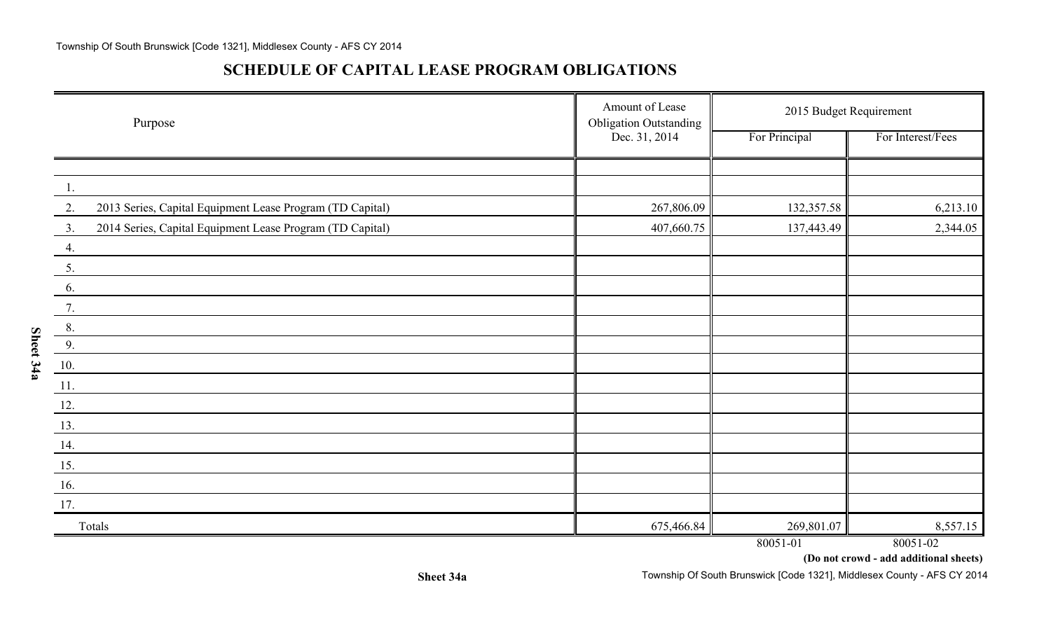## SCHEDULE OF CAPITAL LEASE PROGRAM OBLIGATIONS

| Purpose | Amount of Lease Obligation Outstanding Dec. 31, 2014 | 2015 Budget Requirement | |
|---|---|---|---|
| | | For Principal | For Interest/Fees |
| 1. | | | |
| 2. 2013 Series, Capital Equipment Lease Program (TD Capital) | 267,806.09 | 132,357.58 | 6,213.10 |
| 3. 2014 Series, Capital Equipment Lease Program (TD Capital) | 407,660.75 | 137,443.49 | 2,344.05 |
| 4. | | | |
| 5. | | | |
| 6. | | | |
| 7. | | | |
| 8. | | | |
| 9. | | | |
| 10. | | | |
| 11. | | | |
| 12. | | | |
| 13. | | | |
| 14. | | | |
| 15. | | | |
| 16. | | | |
| 17. | | | |
| Totals | 675,466.84 | 269,801.07 | 8,557.15 |
| | | 80051-01 | 80051-02 |

**(Do not crowd - add additional sheets)**

**Sheet 34a**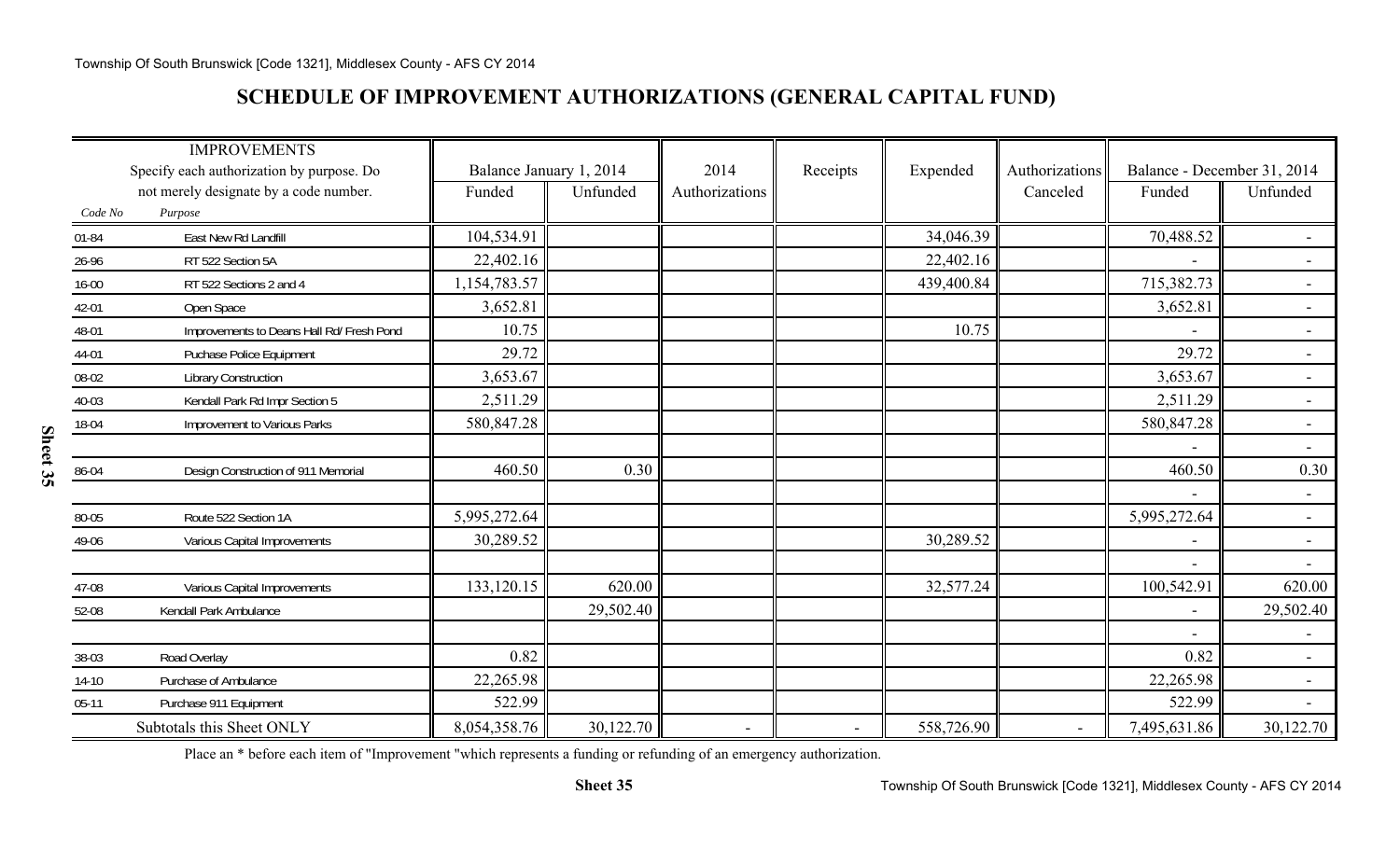## SCHEDULE OF IMPROVEMENT AUTHORIZATIONS (GENERAL CAPITAL FUND)

| IMPROVEMENTS Specify each authorization by purpose. Do not merely designate by a code number. | | Balance January 1, 2014 | | 2014 | Receipts | Expended | Authorizations | Balance - December 31, 2014 | |
|---|---|---|---|---|---|---|---|---|---|
| Code No | Purpose | Funded | Unfunded | Authorizations | | | Canceled | Funded | Unfunded |
| 01-84 | East New Rd Landfill | 104,534.91 | | | | 34,046.39 | | 70,488.52 | - |
| 26-96 | RT 522 Section 5A | 22,402.16 | | | | 22,402.16 | | - | - |
| 16-00 | RT 522 Sections 2 and 4 | 1,154,783.57 | | | | 439,400.84 | | 715,382.73 | - |
| 42-01 | Open Space | 3,652.81 | | | | | | 3,652.81 | - |
| 48-01 | Improvements to Deans Hall Rd/ Fresh Pond | 10.75 | | | | 10.75 | | - | - |
| 44-01 | Puchase Police Equipment | 29.72 | | | | | | 29.72 | - |
| 08-02 | Library Construction | 3,653.67 | | | | | | 3,653.67 | - |
| 40-03 | Kendall Park Rd Impr Section 5 | 2,511.29 | | | | | | 2,511.29 | - |
| 18-04 | Improvement to Various Parks | 580,847.28 | | | | | | 580,847.28 | - |
| | | | | | | | | - | - |
| 86-04 | Design Construction of 911 Memorial | 460.50 | 0.30 | | | | | 460.50 | 0.30 |
| | | | | | | | | - | - |
| 80-05 | Route 522 Section 1A | 5,995,272.64 | | | | | | 5,995,272.64 | - |
| 49-06 | Various Capital Improvements | 30,289.52 | | | | 30,289.52 | | - | - |
| | | | | | | | | - | - |
| 47-08 | Various Capital Improvements | 133,120.15 | 620.00 | | | 32,577.24 | | 100,542.91 | 620.00 |
| 52-08 | Kendall Park Ambulance | | 29,502.40 | | | | | - | 29,502.40 |
| | | | | | | | | - | - |
| 38-03 | Road Overlay | 0.82 | | | | | | 0.82 | - |
| 14-10 | Purchase of Ambulance | 22,265.98 | | | | | | 22,265.98 | - |
| 05-11 | Purchase 911 Equipment | 522.99 | | | | | | 522.99 | - |
| | Subtotals this Sheet ONLY | 8,054,358.76 | 30,122.70 | - | - | 558,726.90 | - | 7,495,631.86 | 30,122.70 |

Place an * before each item of "Improvement "which represents a funding or refunding of an emergency authorization.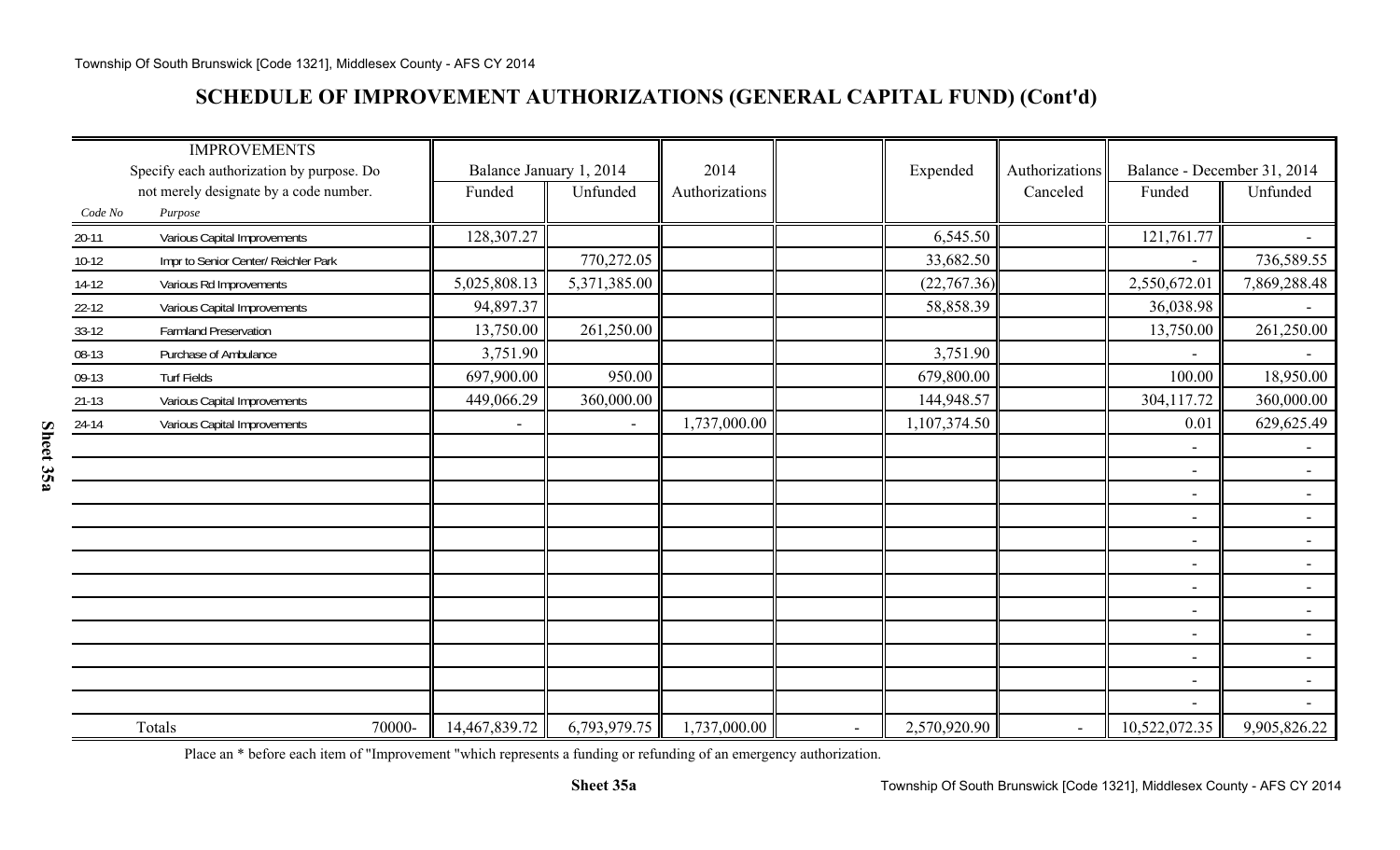## SCHEDULE OF IMPROVEMENT AUTHORIZATIONS (GENERAL CAPITAL FUND) (Cont'd)

| Code No | IMPROVEMENTS Specify each authorization by purpose. Do not merely designate by a code number. Purpose | Balance January 1, 2014 Funded | Balance January 1, 2014 Unfunded | 2014 Authorizations | | Expended | Authorizations Canceled | Balance - December 31, 2014 Funded | Balance - December 31, 2014 Unfunded |
|---|---|---|---|---|---|---|---|---|---|
| 20-11 | Various Capital Improvements | 128,307.27 | | | | 6,545.50 | | 121,761.77 | - |
| 10-12 | Impr to Senior Center/ Reichler Park | | 770,272.05 | | | 33,682.50 | | - | 736,589.55 |
| 14-12 | Various Rd Improvements | 5,025,808.13 | 5,371,385.00 | | | (22,767.36) | | 2,550,672.01 | 7,869,288.48 |
| 22-12 | Various Capital Improvements | 94,897.37 | | | | 58,858.39 | | 36,038.98 | - |
| 33-12 | Farmland Preservation | 13,750.00 | 261,250.00 | | | | | 13,750.00 | 261,250.00 |
| 08-13 | Purchase of Ambulance | 3,751.90 | | | | 3,751.90 | | - | - |
| 09-13 | Turf Fields | 697,900.00 | 950.00 | | | 679,800.00 | | 100.00 | 18,950.00 |
| 21-13 | Various Capital Improvements | 449,066.29 | 360,000.00 | | | 144,948.57 | | 304,117.72 | 360,000.00 |
| 24-14 | Various Capital Improvements | - | - | 1,737,000.00 | | 1,107,374.50 | | 0.01 | 629,625.49 |
| | | | | | | | | - | - |
| | | | | | | | | - | - |
| | | | | | | | | - | - |
| | | | | | | | | - | - |
| | | | | | | | | - | - |
| | | | | | | | | - | - |
| | | | | | | | | - | - |
| | | | | | | | | - | - |
| | | | | | | | | - | - |
| | | | | | | | | - | - |
| | | | | | | | | - | - |
| | | | | | | | | - | - |
| | Totals 70000- | 14,467,839.72 | 6,793,979.75 | 1,737,000.00 | - | 2,570,920.90 | - | 10,522,072.35 | 9,905,826.22 |

Place an * before each item of "Improvement "which represents a funding or refunding of an emergency authorization.

**Sheet 35a**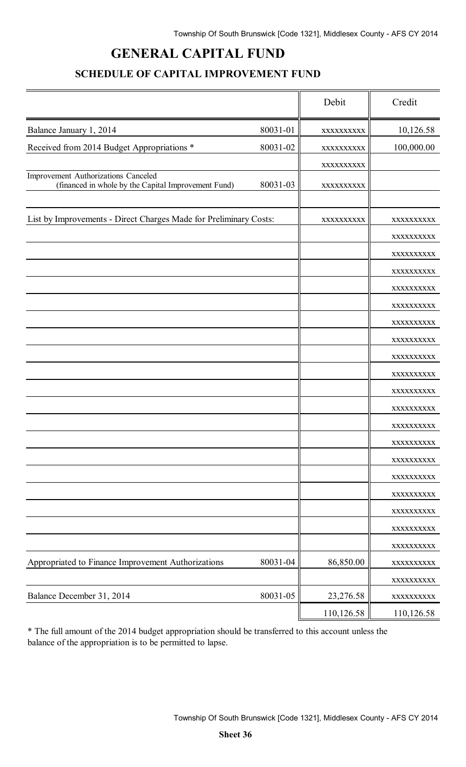# GENERAL CAPITAL FUND

## SCHEDULE OF CAPITAL IMPROVEMENT FUND

| | | Debit | Credit |
|---|---|---|---|
| Balance January 1, 2014 | 80031-01 | xxxxxxxxxx | 10,126.58 |
| Received from 2014 Budget Appropriations * | 80031-02 | xxxxxxxxxx | 100,000.00 |
| | | xxxxxxxxxx | |
| Improvement Authorizations Canceled (financed in whole by the Capital Improvement Fund) | 80031-03 | xxxxxxxxxx | |
| | | | |
| List by Improvements - Direct Charges Made for Preliminary Costs: | | xxxxxxxxxx | xxxxxxxxxx |
| | | | xxxxxxxxxx |
| | | | xxxxxxxxxx |
| | | | xxxxxxxxxx |
| | | | xxxxxxxxxx |
| | | | xxxxxxxxxx |
| | | | xxxxxxxxxx |
| | | | xxxxxxxxxx |
| | | | xxxxxxxxxx |
| | | | xxxxxxxxxx |
| | | | xxxxxxxxxx |
| | | | xxxxxxxxxx |
| | | | xxxxxxxxxx |
| | | | xxxxxxxxxx |
| | | | xxxxxxxxxx |
| | | | xxxxxxxxxx |
| | | | xxxxxxxxxx |
| | | | xxxxxxxxxx |
| | | | xxxxxxxxxx |
| | | | xxxxxxxxxx |
| Appropriated to Finance Improvement Authorizations | 80031-04 | 86,850.00 | xxxxxxxxxx |
| | | | xxxxxxxxxx |
| Balance December 31, 2014 | 80031-05 | 23,276.58 | xxxxxxxxxx |
| | | 110,126.58 | 110,126.58 |

* The full amount of the 2014 budget appropriation should be transferred to this account unless the balance of the appropriation is to be permitted to lapse.

**Sheet 36**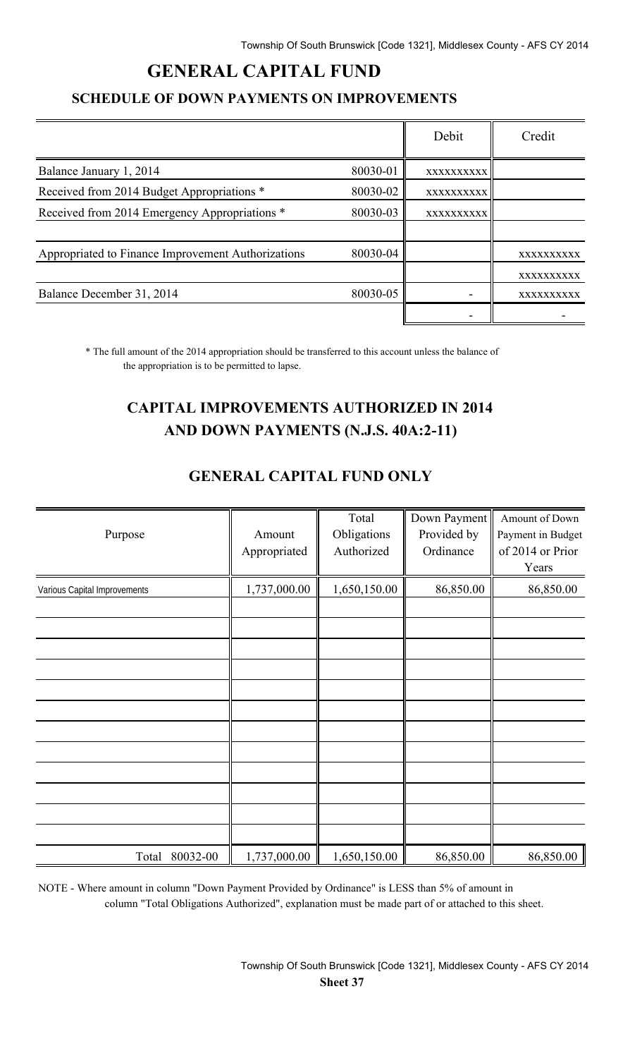# GENERAL CAPITAL FUND

## SCHEDULE OF DOWN PAYMENTS ON IMPROVEMENTS

| | | Debit | Credit |
|---|---|---|---|
| Balance January 1, 2014 | 80030-01 | xxxxxxxxxx | |
| Received from 2014 Budget Appropriations * | 80030-02 | xxxxxxxxxx | |
| Received from 2014 Emergency Appropriations * | 80030-03 | xxxxxxxxxx | |
| | | | |
| Appropriated to Finance Improvement Authorizations | 80030-04 | | xxxxxxxxxx |
| | | | xxxxxxxxxx |
| Balance December 31, 2014 | 80030-05 | - | xxxxxxxxxx |
| | | - | - |

\* The full amount of the 2014 appropriation should be transferred to this account unless the balance of the appropriation is to be permitted to lapse.

## CAPITAL IMPROVEMENTS AUTHORIZED IN 2014 AND DOWN PAYMENTS (N.J.S. 40A:2-11)

## GENERAL CAPITAL FUND ONLY

| Purpose | Amount Appropriated | Total Obligations Authorized | Down Payment Provided by Ordinance | Amount of Down Payment in Budget of 2014 or Prior Years |
|---|---|---|---|---|
| Various Capital Improvements | 1,737,000.00 | 1,650,150.00 | 86,850.00 | 86,850.00 |
| | | | | |
| | | | | |
| | | | | |
| | | | | |
| | | | | |
| | | | | |
| | | | | |
| | | | | |
| | | | | |
| | | | | |
| | | | | |
| | | | | |
| Total 80032-00 | 1,737,000.00 | 1,650,150.00 | 86,850.00 | 86,850.00 |

NOTE - Where amount in column "Down Payment Provided by Ordinance" is LESS than 5% of amount in column "Total Obligations Authorized", explanation must be made part of or attached to this sheet.

**Sheet 37**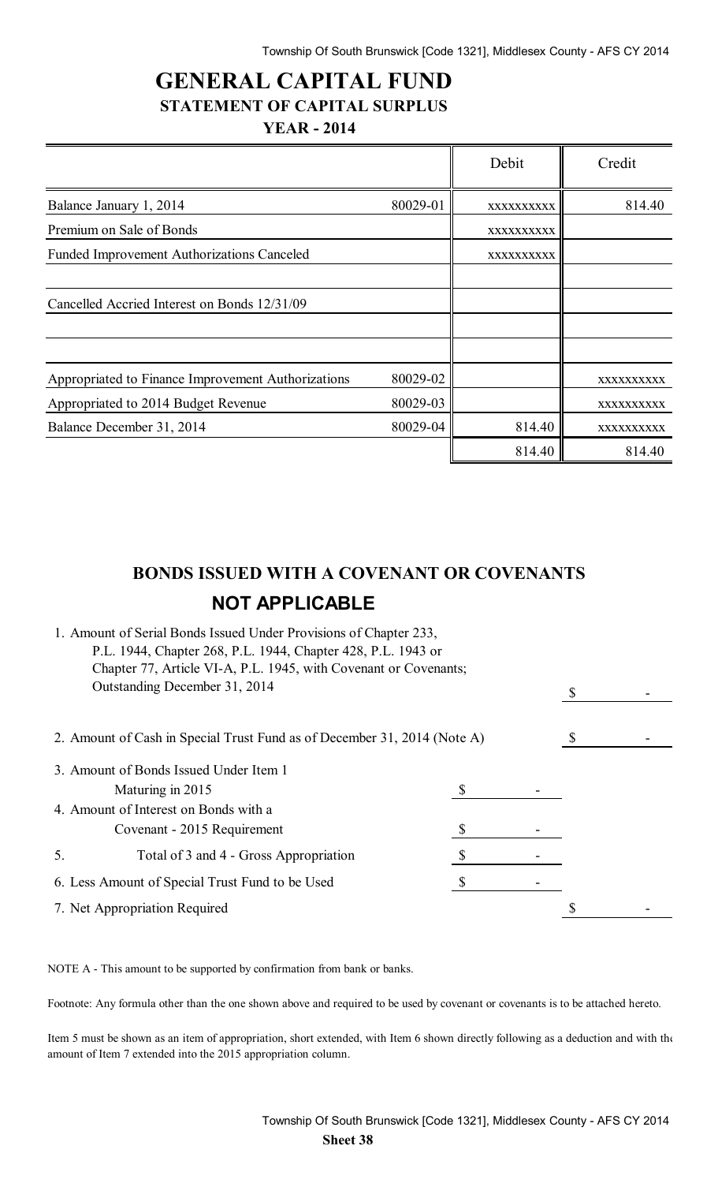# GENERAL CAPITAL FUND
## STATEMENT OF CAPITAL SURPLUS
### YEAR - 2014

| | | Debit | Credit |
|---|---|---|---|
| Balance January 1, 2014 | 80029-01 | xxxxxxxxxx | 814.40 |
| Premium on Sale of Bonds | | xxxxxxxxxx | |
| Funded Improvement Authorizations Canceled | | xxxxxxxxxx | |
| | | | |
| Cancelled Accried Interest on Bonds 12/31/09 | | | |
| | | | |
| | | | |
| Appropriated to Finance Improvement Authorizations | 80029-02 | | xxxxxxxxxx |
| Appropriated to 2014 Budget Revenue | 80029-03 | | xxxxxxxxxx |
| Balance December 31, 2014 | 80029-04 | 814.40 | xxxxxxxxxx |
| | | 814.40 | 814.40 |

## BONDS ISSUED WITH A COVENANT OR COVENANTS
## NOT APPLICABLE

| | | |
|---|---|---|
| 1. Amount of Serial Bonds Issued Under Provisions of Chapter 233, P.L. 1944, Chapter 268, P.L. 1944, Chapter 428, P.L. 1943 or Chapter 77, Article VI-A, P.L. 1945, with Covenant or Covenants; Outstanding December 31, 2014 | | $ - |
| 2. Amount of Cash in Special Trust Fund as of December 31, 2014 (Note A) | | $ - |
| 3. Amount of Bonds Issued Under Item 1 Maturing in 2015 | $ - | |
| 4. Amount of Interest on Bonds with a Covenant - 2015 Requirement | $ - | |
| 5. Total of 3 and 4 - Gross Appropriation | $ - | |
| 6. Less Amount of Special Trust Fund to be Used | $ - | |
| 7. Net Appropriation Required | | $ - |

NOTE A - This amount to be supported by confirmation from bank or banks.

Footnote: Any formula other than the one shown above and required to be used by covenant or covenants is to be attached hereto.

Item 5 must be shown as an item of appropriation, short extended, with Item 6 shown directly following as a deduction and with the amount of Item 7 extended into the 2015 appropriation column.

Sheet 38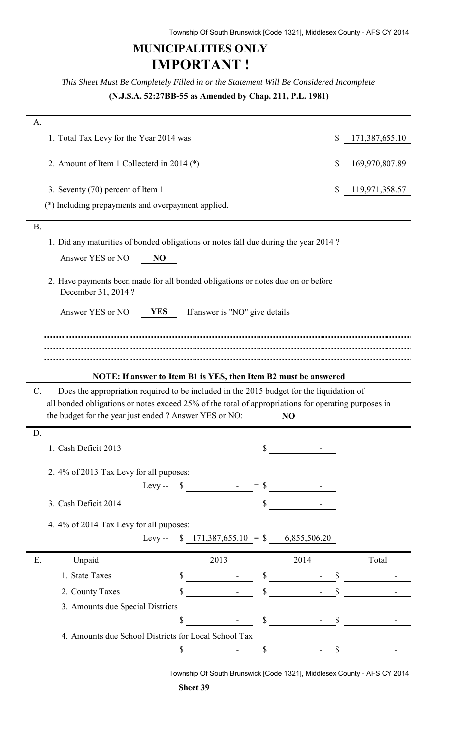# MUNICIPALITIES ONLY

# IMPORTANT !

*This Sheet Must Be Completely Filled in or the Statement Will Be Considered Incomplete*

**(N.J.S.A. 52:27BB-55 as Amended by Chap. 211, P.L. 1981)**

**A.**

1. Total Tax Levy for the Year 2014 was $ 171,387,655.10
2. Amount of Item 1 Collectetd in 2014 (*) $ 169,970,807.89
3. Seventy (70) percent of Item 1 $ 119,971,358.57

(*) Including prepayments and overpayment applied.

**B.**

1. Did any maturities of bonded obligations or notes fall due during the year 2014 ?

   Answer YES or NO **NO**

2. Have payments been made for all bonded obligations or notes due on or before December 31, 2014 ?

   Answer YES or NO **YES** If answer is "NO" give details

**NOTE: If answer to Item B1 is YES, then Item B2 must be answered**

**C.** Does the appropriation required to be included in the 2015 budget for the liquidation of all bonded obligations or notes exceed 25% of the total of appropriations for operating purposes in the budget for the year just ended ? Answer YES or NO: **NO**

**D.**

1. Cash Deficit 2013 $ -
2. 4% of 2013 Tax Levy for all puposes: Levy -- $ - = $ -
3. Cash Deficit 2014 $ -
4. 4% of 2014 Tax Levy for all puposes: Levy -- $ 171,387,655.10 = $ 6,855,506.20

**E.**

| Unpaid | 2013 | 2014 | Total |
|---|---|---|---|
| 1. State Taxes | $ - | $ - | $ - |
| 2. County Taxes | $ - | $ - | $ - |
| 3. Amounts due Special Districts | $ - | $ - | $ - |
| 4. Amounts due School Districts for Local School Tax | $ - | $ - | $ - |

**Sheet 39**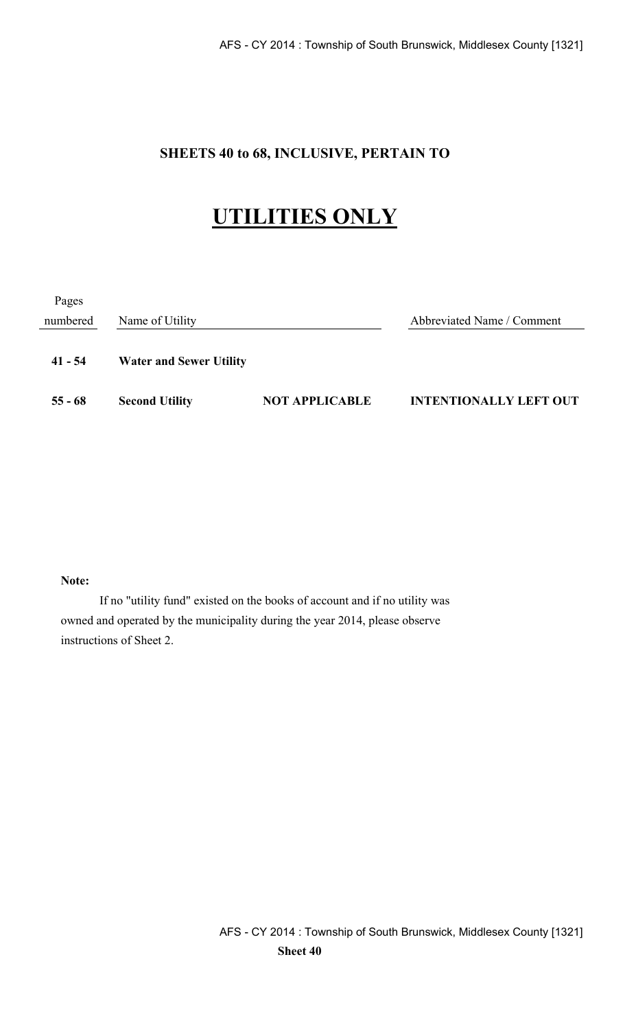**SHEETS 40 to 68, INCLUSIVE, PERTAIN TO**

# UTILITIES ONLY

| Pages numbered | Name of Utility | | Abbreviated Name / Comment |
|---|---|---|---|
| **41 - 54** | **Water and Sewer Utility** | | |
| **55 - 68** | **Second Utility** | **NOT APPLICABLE** | **INTENTIONALLY LEFT OUT** |

**Note:**

If no "utility fund" existed on the books of account and if no utility was owned and operated by the municipality during the year 2014, please observe instructions of Sheet 2.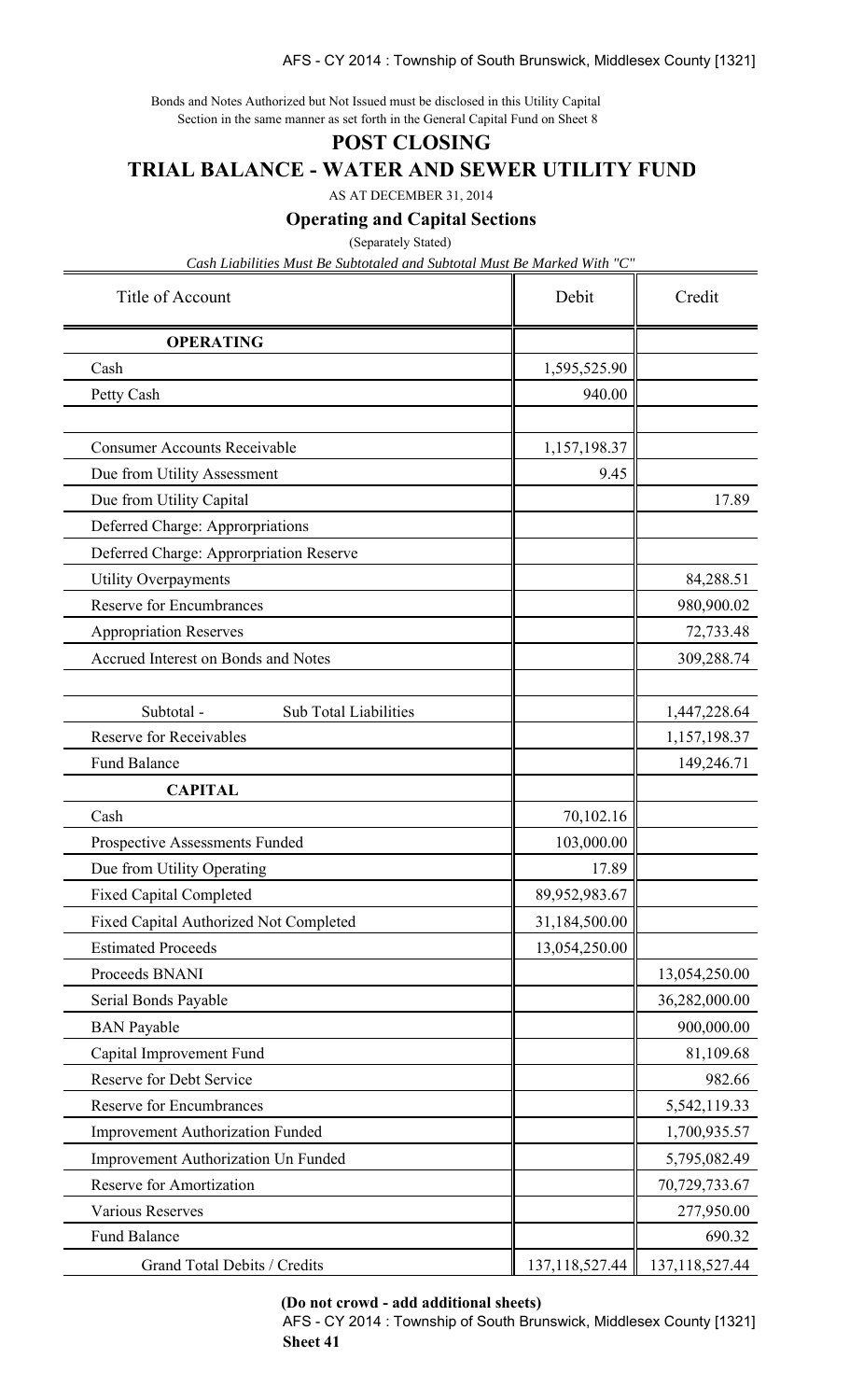Bonds and Notes Authorized but Not Issued must be disclosed in this Utility Capital Section in the same manner as set forth in the General Capital Fund on Sheet 8

# POST CLOSING

## TRIAL BALANCE - WATER AND SEWER UTILITY FUND

AS AT DECEMBER 31, 2014

### Operating and Capital Sections

(Separately Stated)

*Cash Liabilities Must Be Subtotaled and Subtotal Must Be Marked With "C"*

| Title of Account | Debit | Credit |
|---|---|---|
| **OPERATING** | | |
| Cash | 1,595,525.90 | |
| Petty Cash | 940.00 | |
| | | |
| Consumer Accounts Receivable | 1,157,198.37 | |
| Due from Utility Assessment | 9.45 | |
| Due from Utility Capital | | 17.89 |
| Deferred Charge: Approrpriations | | |
| Deferred Charge: Approrpriation Reserve | | |
| Utility Overpayments | | 84,288.51 |
| Reserve for Encumbrances | | 980,900.02 |
| Appropriation Reserves | | 72,733.48 |
| Accrued Interest on Bonds and Notes | | 309,288.74 |
| | | |
| Subtotal - Sub Total Liabilities | | 1,447,228.64 |
| Reserve for Receivables | | 1,157,198.37 |
| Fund Balance | | 149,246.71 |
| **CAPITAL** | | |
| Cash | 70,102.16 | |
| Prospective Assessments Funded | 103,000.00 | |
| Due from Utility Operating | 17.89 | |
| Fixed Capital Completed | 89,952,983.67 | |
| Fixed Capital Authorized Not Completed | 31,184,500.00 | |
| Estimated Proceeds | 13,054,250.00 | |
| Proceeds BNANI | | 13,054,250.00 |
| Serial Bonds Payable | | 36,282,000.00 |
| BAN Payable | | 900,000.00 |
| Capital Improvement Fund | | 81,109.68 |
| Reserve for Debt Service | | 982.66 |
| Reserve for Encumbrances | | 5,542,119.33 |
| Improvement Authorization Funded | | 1,700,935.57 |
| Improvement Authorization Un Funded | | 5,795,082.49 |
| Reserve for Amortization | | 70,729,733.67 |
| Various Reserves | | 277,950.00 |
| Fund Balance | | 690.32 |
| Grand Total Debits / Credits | 137,118,527.44 | 137,118,527.44 |

**(Do not crowd - add additional sheets)**

**Sheet 41**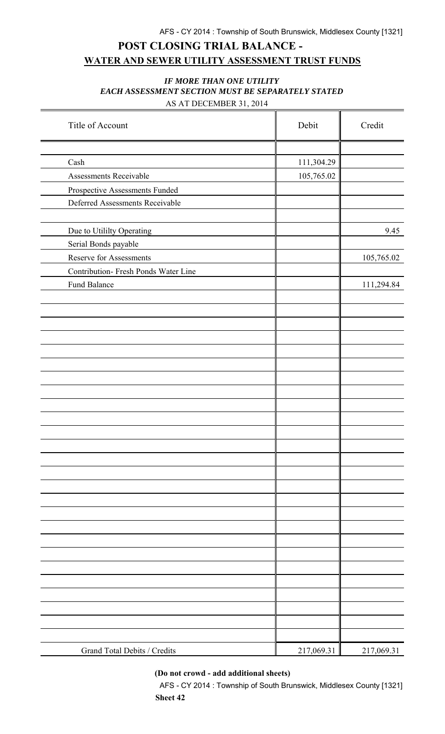# POST CLOSING TRIAL BALANCE -

## WATER AND SEWER UTILITY ASSESSMENT TRUST FUNDS

***IF MORE THAN ONE UTILITY***
***EACH ASSESSMENT SECTION MUST BE SEPARATELY STATED***

AS AT DECEMBER 31, 2014

| Title of Account | Debit | Credit |
|---|---|---|
| Cash | 111,304.29 | |
| Assessments Receivable | 105,765.02 | |
| Prospective Assessments Funded | | |
| Deferred Assessments Receivable | | |
| | | |
| Due to Utililty Operating | | 9.45 |
| Serial Bonds payable | | |
| Reserve for Assessments | | 105,765.02 |
| Contribution- Fresh Ponds Water Line | | |
| Fund Balance | | 111,294.84 |
| Grand Total Debits / Credits | 217,069.31 | 217,069.31 |

**(Do not crowd - add additional sheets)**

**Sheet 42**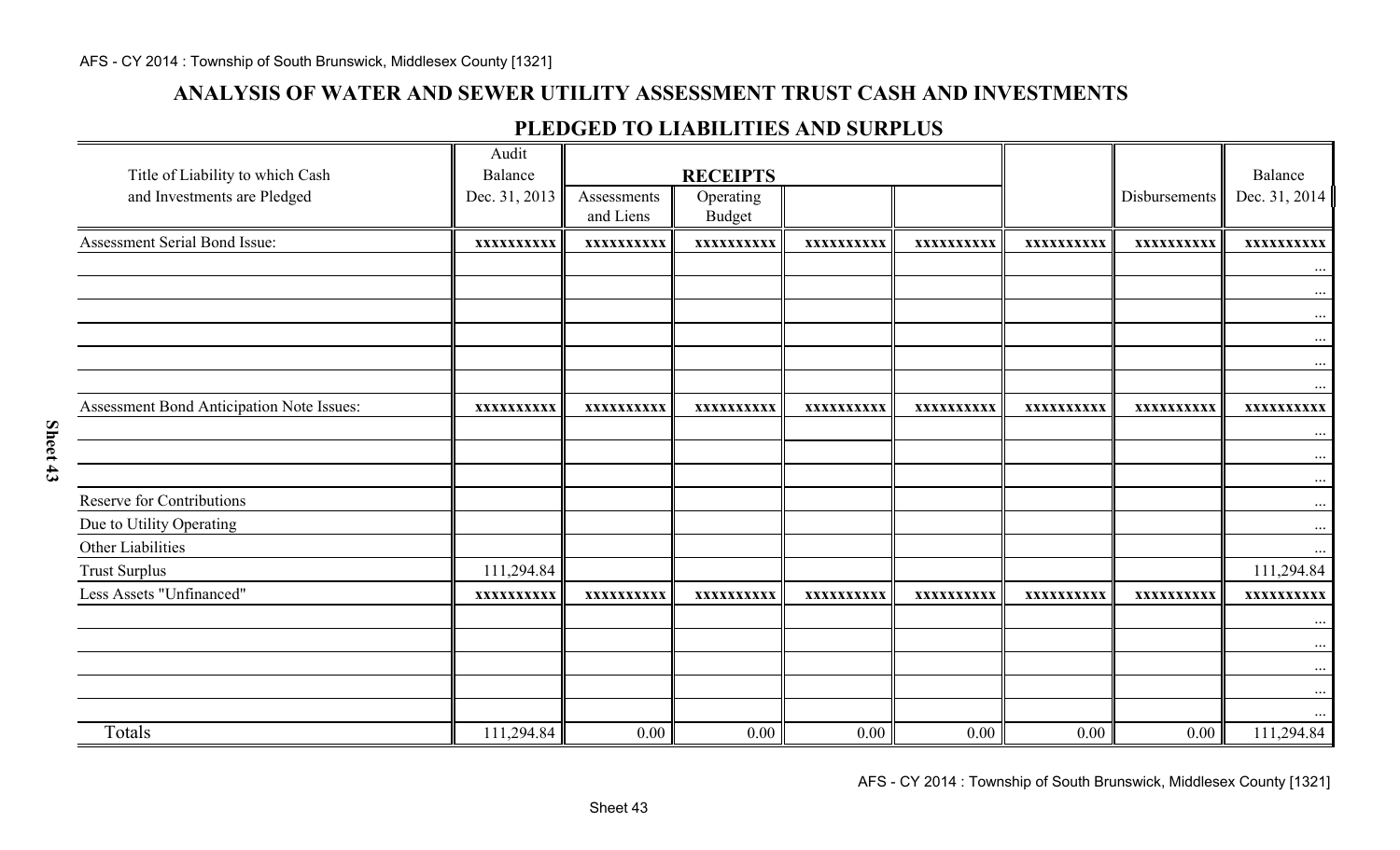# ANALYSIS OF WATER AND SEWER UTILITY ASSESSMENT TRUST CASH AND INVESTMENTS

## PLEDGED TO LIABILITIES AND SURPLUS

| Title of Liability to which Cash and Investments are Pledged | Audit Balance Dec. 31, 2013 | RECEIPTS | | | | | Disbursements | Balance Dec. 31, 2014 |
|---|---|---|---|---|---|---|---|---|
| | | Assessments and Liens | Operating Budget | | | | | |
| Assessment Serial Bond Issue: | xxxxxxxxxx | xxxxxxxxxx | xxxxxxxxxx | xxxxxxxxxx | xxxxxxxxxx | xxxxxxxxxx | xxxxxxxxxx | xxxxxxxxxx |
| | | | | | | | | ... |
| | | | | | | | | ... |
| | | | | | | | | ... |
| | | | | | | | | ... |
| | | | | | | | | ... |
| | | | | | | | | ... |
| Assessment Bond Anticipation Note Issues: | xxxxxxxxxx | xxxxxxxxxx | xxxxxxxxxx | xxxxxxxxxx | xxxxxxxxxx | xxxxxxxxxx | xxxxxxxxxx | xxxxxxxxxx |
| | | | | | | | | ... |
| | | | | | | | | ... |
| | | | | | | | | ... |
| Reserve for Contributions | | | | | | | | ... |
| Due to Utility Operating | | | | | | | | ... |
| Other Liabilities | | | | | | | | ... |
| Trust Surplus | 111,294.84 | | | | | | | 111,294.84 |
| Less Assets "Unfinanced" | xxxxxxxxxx | xxxxxxxxxx | xxxxxxxxxx | xxxxxxxxxx | xxxxxxxxxx | xxxxxxxxxx | xxxxxxxxxx | xxxxxxxxxx |
| | | | | | | | | ... |
| | | | | | | | | ... |
| | | | | | | | | ... |
| | | | | | | | | ... |
| | | | | | | | | ... |
| Totals | 111,294.84 | 0.00 | 0.00 | 0.00 | 0.00 | 0.00 | 0.00 | 111,294.84 |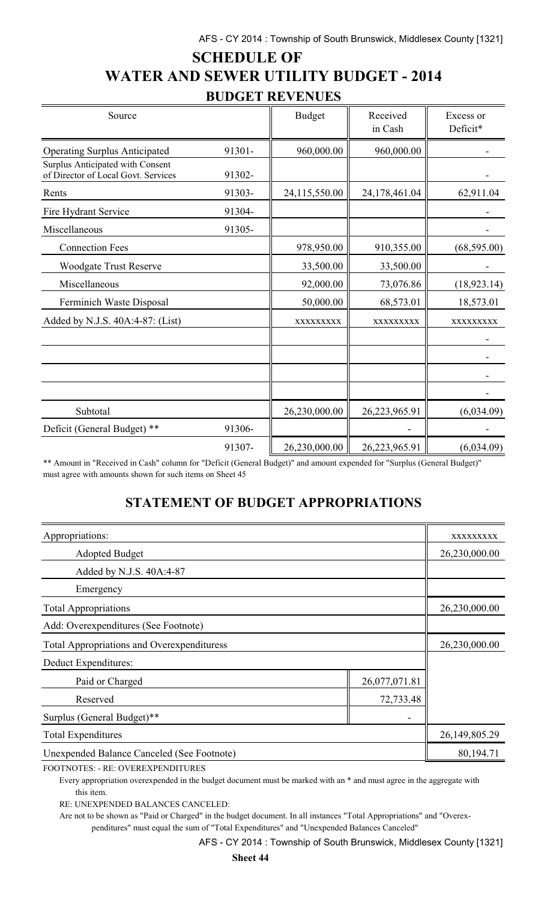# SCHEDULE OF WATER AND SEWER UTILITY BUDGET - 2014

## BUDGET REVENUES

| Source | | Budget | Received in Cash | Excess or Deficit* |
|---|---|---|---|---|
| Operating Surplus Anticipated | 91301- | 960,000.00 | 960,000.00 | - |
| Surplus Anticipated with Consent of Director of Local Govt. Services | 91302- | | | - |
| Rents | 91303- | 24,115,550.00 | 24,178,461.04 | 62,911.04 |
| Fire Hydrant Service | 91304- | | | - |
| Miscellaneous | 91305- | | | - |
| Connection Fees | | 978,950.00 | 910,355.00 | (68,595.00) |
| Woodgate Trust Reserve | | 33,500.00 | 33,500.00 | - |
| Miscellaneous | | 92,000.00 | 73,076.86 | (18,923.14) |
| Ferminich Waste Disposal | | 50,000.00 | 68,573.01 | 18,573.01 |
| Added by N.J.S. 40A:4-87: (List) | | xxxxxxxxx | xxxxxxxxx | xxxxxxxxx |
| | | | | - |
| | | | | - |
| | | | | - |
| | | | | - |
| Subtotal | | 26,230,000.00 | 26,223,965.91 | (6,034.09) |
| Deficit (General Budget) ** | 91306- | | - | - |
| | 91307- | 26,230,000.00 | 26,223,965.91 | (6,034.09) |

** Amount in "Received in Cash" column for "Deficit (General Budget)" and amount expended for "Surplus (General Budget)" must agree with amounts shown for such items on Sheet 45

## STATEMENT OF BUDGET APPROPRIATIONS

| Appropriations: | | xxxxxxxxx |
|---|---|---|
| Adopted Budget | | 26,230,000.00 |
| Added by N.J.S. 40A:4-87 | | |
| Emergency | | |
| Total Appropriations | | 26,230,000.00 |
| Add: Overexpenditures (See Footnote) | | |
| Total Appropriations and Overexpendituress | | 26,230,000.00 |
| Deduct Expenditures: | | |
| Paid or Charged | 26,077,071.81 | |
| Reserved | 72,733.48 | |
| Surplus (General Budget)** | - | |
| Total Expenditures | | 26,149,805.29 |
| Unexpended Balance Canceled (See Footnote) | | 80,194.71 |

FOOTNOTES: - RE: OVEREXPENDITURES

Every appropriation overexpended in the budget document must be marked with an * and must agree in the aggregate with this item.

RE: UNEXPENDED BALANCES CANCELED:

Are not to be shown as "Paid or Charged" in the budget document. In all instances "Total Appropriations" and "Overexpenditures" must equal the sum of "Total Expenditures" and "Unexpended Balances Canceled"

Sheet 44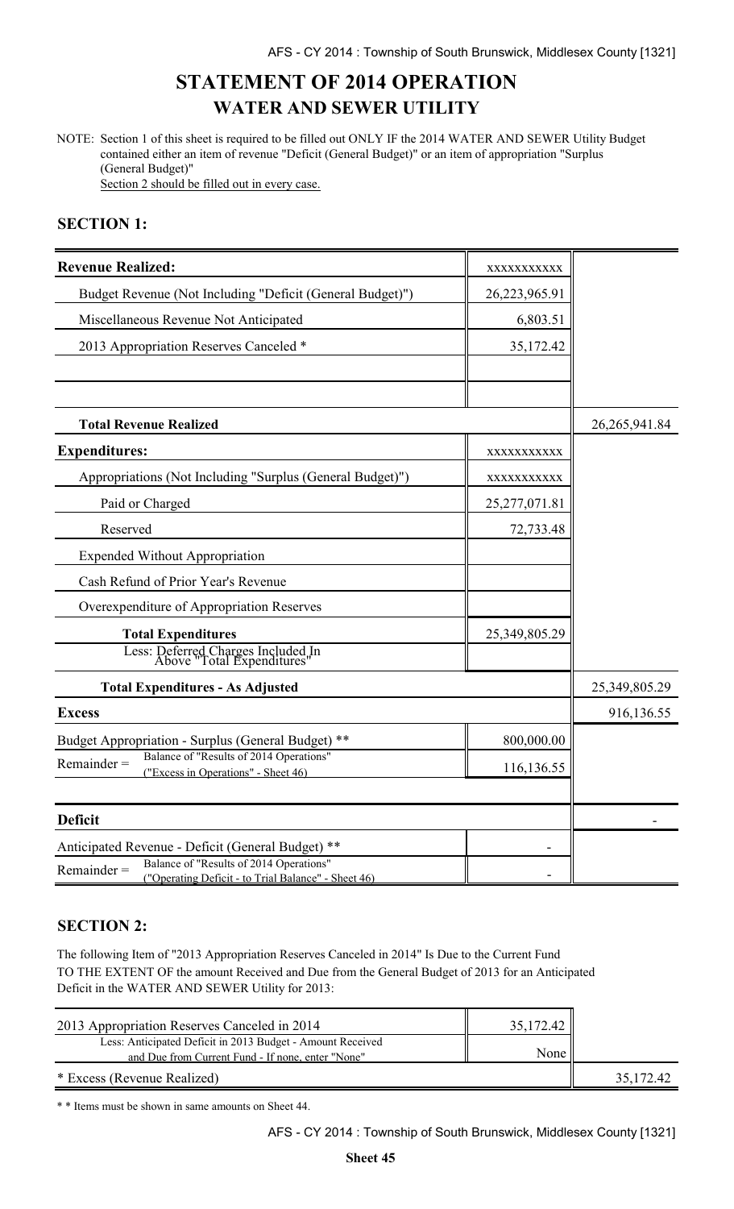# STATEMENT OF 2014 OPERATION

## WATER AND SEWER UTILITY

NOTE: Section 1 of this sheet is required to be filled out ONLY IF the 2014 WATER AND SEWER Utility Budget contained either an item of revenue "Deficit (General Budget)" or an item of appropriation "Surplus (General Budget)"
Section 2 should be filled out in every case.

### SECTION 1:

| | | |
|---|---|---|
| **Revenue Realized:** | xxxxxxxxxxx | |
| Budget Revenue (Not Including "Deficit (General Budget)") | 26,223,965.91 | |
| Miscellaneous Revenue Not Anticipated | 6,803.51 | |
| 2013 Appropriation Reserves Canceled * | 35,172.42 | |
| | | |
| | | |
| **Total Revenue Realized** | | 26,265,941.84 |
| **Expenditures:** | xxxxxxxxxxx | |
| Appropriations (Not Including "Surplus (General Budget)") | xxxxxxxxxxx | |
| Paid or Charged | 25,277,071.81 | |
| Reserved | 72,733.48 | |
| Expended Without Appropriation | | |
| Cash Refund of Prior Year's Revenue | | |
| Overexpenditure of Appropriation Reserves | | |
| **Total Expenditures** | 25,349,805.29 | |
| Less: Deferred Charges Included In Above "Total Expenditures" | | |
| **Total Expenditures - As Adjusted** | | 25,349,805.29 |
| **Excess** | | 916,136.55 |
| Budget Appropriation - Surplus (General Budget) ** | 800,000.00 | |
| Remainder = Balance of "Results of 2014 Operations" ("Excess in Operations" - Sheet 46) | 116,136.55 | |
| | | |
| **Deficit** | | - |
| Anticipated Revenue - Deficit (General Budget) ** | - | |
| Remainder = Balance of "Results of 2014 Operations" ("Operating Deficit - to Trial Balance" - Sheet 46) | - | |

### SECTION 2:

The following Item of "2013 Appropriation Reserves Canceled in 2014" Is Due to the Current Fund TO THE EXTENT OF the amount Received and Due from the General Budget of 2013 for an Anticipated Deficit in the WATER AND SEWER Utility for 2013:

| | | |
|---|---|---|
| 2013 Appropriation Reserves Canceled in 2014 | 35,172.42 | |
| Less: Anticipated Deficit in 2013 Budget - Amount Received and Due from Current Fund - If none, enter "None" | None | |
| * Excess (Revenue Realized) | | 35,172.42 |

* * Items must be shown in same amounts on Sheet 44.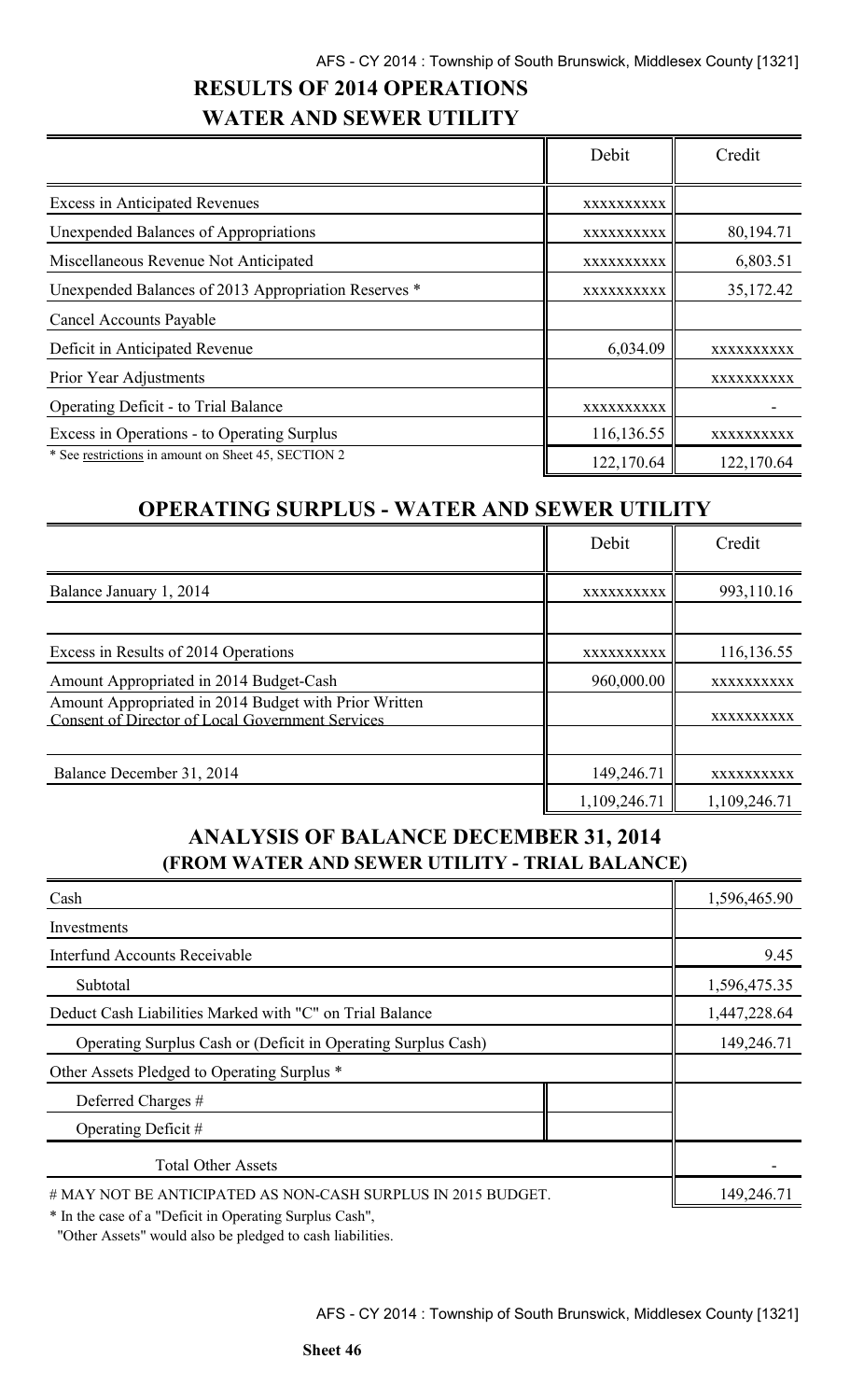# RESULTS OF 2014 OPERATIONS

## WATER AND SEWER UTILITY

| | Debit | Credit |
|---|---|---|
| Excess in Anticipated Revenues | xxxxxxxxxx | |
| Unexpended Balances of Appropriations | xxxxxxxxxx | 80,194.71 |
| Miscellaneous Revenue Not Anticipated | xxxxxxxxxx | 6,803.51 |
| Unexpended Balances of 2013 Appropriation Reserves * | xxxxxxxxxx | 35,172.42 |
| Cancel Accounts Payable | | |
| Deficit in Anticipated Revenue | 6,034.09 | xxxxxxxxxx |
| Prior Year Adjustments | | xxxxxxxxxx |
| Operating Deficit - to Trial Balance | xxxxxxxxxx | - |
| Excess in Operations - to Operating Surplus | 116,136.55 | xxxxxxxxxx |
| * See restrictions in amount on Sheet 45, SECTION 2 | 122,170.64 | 122,170.64 |

## OPERATING SURPLUS - WATER AND SEWER UTILITY

| | Debit | Credit |
|---|---|---|
| Balance January 1, 2014 | xxxxxxxxxx | 993,110.16 |
| | | |
| Excess in Results of 2014 Operations | xxxxxxxxxx | 116,136.55 |
| Amount Appropriated in 2014 Budget-Cash | 960,000.00 | xxxxxxxxxx |
| Amount Appropriated in 2014 Budget with Prior Written Consent of Director of Local Government Services | | xxxxxxxxxx |
| | | |
| Balance December 31, 2014 | 149,246.71 | xxxxxxxxxx |
| | 1,109,246.71 | 1,109,246.71 |

## ANALYSIS OF BALANCE DECEMBER 31, 2014
### (FROM WATER AND SEWER UTILITY - TRIAL BALANCE)

| | | |
|---|---|---|
| Cash | | 1,596,465.90 |
| Investments | | |
| Interfund Accounts Receivable | | 9.45 |
| Subtotal | | 1,596,475.35 |
| Deduct Cash Liabilities Marked with "C" on Trial Balance | | 1,447,228.64 |
| Operating Surplus Cash or (Deficit in Operating Surplus Cash) | | 149,246.71 |
| Other Assets Pledged to Operating Surplus * | | |
| Deferred Charges # | | |
| Operating Deficit # | | |
| Total Other Assets | | - |
| # MAY NOT BE ANTICIPATED AS NON-CASH SURPLUS IN 2015 BUDGET. | | 149,246.71 |

* In the case of a "Deficit in Operating Surplus Cash", "Other Assets" would also be pledged to cash liabilities.

**Sheet 46**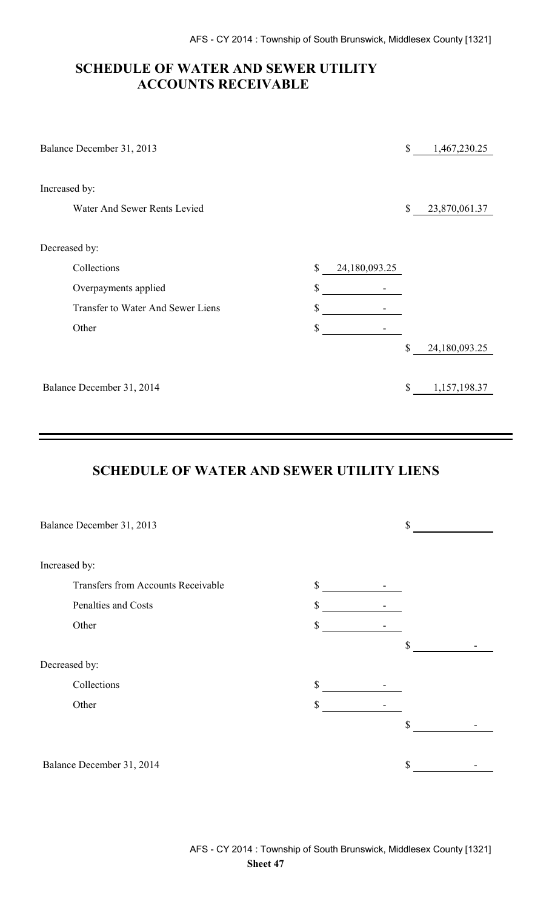## SCHEDULE OF WATER AND SEWER UTILITY ACCOUNTS RECEIVABLE

| | | |
|---|---|---|
| Balance December 31, 2013 | | $ 1,467,230.25 |
| Increased by: | | |
| Water And Sewer Rents Levied | | $ 23,870,061.37 |
| Decreased by: | | |
| Collections | $ 24,180,093.25 | |
| Overpayments applied | $ - | |
| Transfer to Water And Sewer Liens | $ - | |
| Other | $ - | |
| | | $ 24,180,093.25 |
| Balance December 31, 2014 | | $ 1,157,198.37 |

## SCHEDULE OF WATER AND SEWER UTILITY LIENS

| | | |
|---|---|---|
| Balance December 31, 2013 | | $ |
| Increased by: | | |
| Transfers from Accounts Receivable | $ - | |
| Penalties and Costs | $ - | |
| Other | $ - | |
| | | $ - |
| Decreased by: | | |
| Collections | $ - | |
| Other | $ - | |
| | | $ - |
| Balance December 31, 2014 | | $ - |

Sheet 47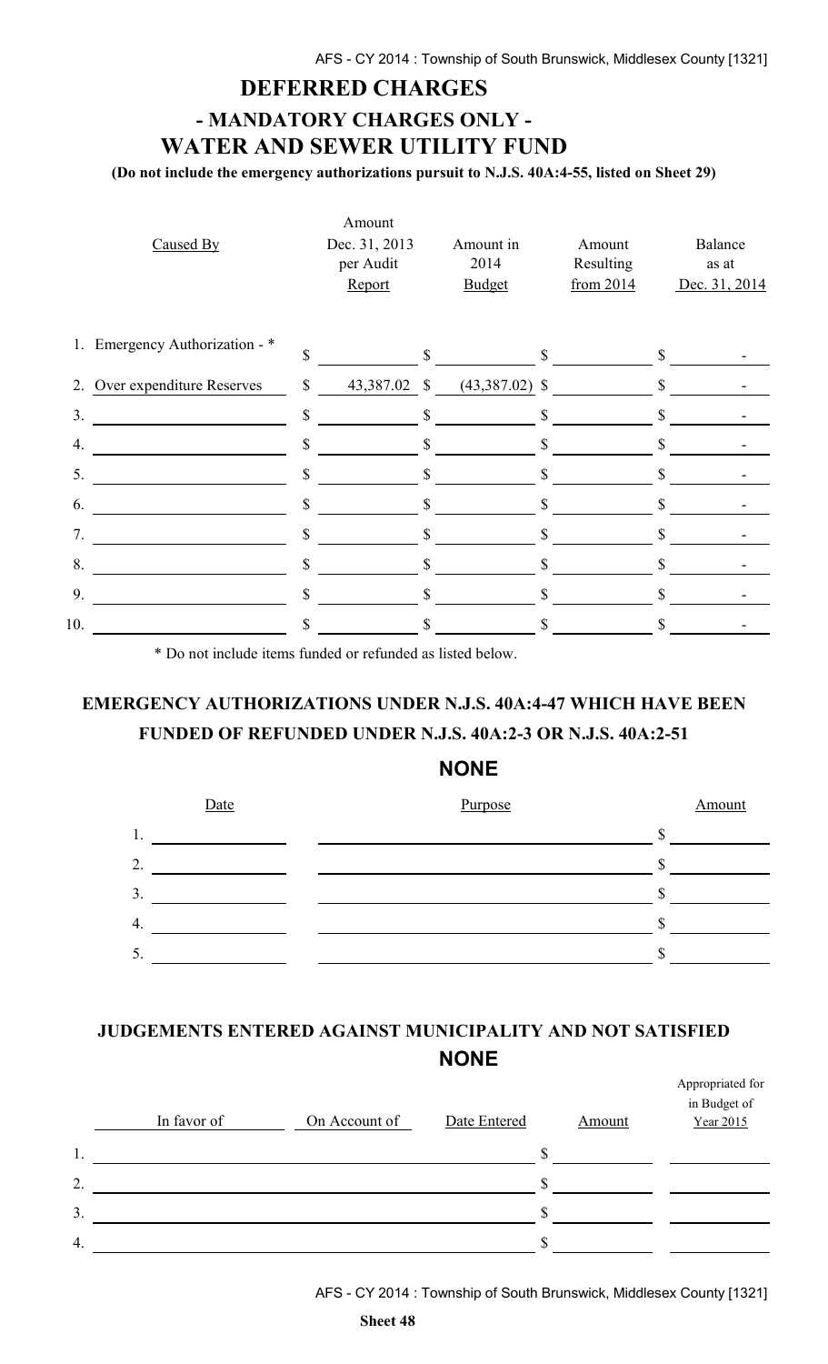# DEFERRED CHARGES

## - MANDATORY CHARGES ONLY -

## WATER AND SEWER UTILITY FUND

**(Do not include the emergency authorizations pursuit to N.J.S. 40A:4-55, listed on Sheet 29)**

| Caused By | Amount Dec. 31, 2013 per Audit Report | Amount in 2014 Budget | Amount Resulting from 2014 | Balance as at Dec. 31, 2014 |
|---|---|---|---|---|
| 1. Emergency Authorization - * | $ | $ | $ | $ - |
| 2. Over expenditure Reserves | $ 43,387.02 | $ (43,387.02) | $ | $ - |
| 3. | $ | $ | $ | $ - |
| 4. | $ | $ | $ | $ - |
| 5. | $ | $ | $ | $ - |
| 6. | $ | $ | $ | $ - |
| 7. | $ | $ | $ | $ - |
| 8. | $ | $ | $ | $ - |
| 9. | $ | $ | $ | $ - |
| 10. | $ | $ | $ | $ - |

\* Do not include items funded or refunded as listed below.

## EMERGENCY AUTHORIZATIONS UNDER N.J.S. 40A:4-47 WHICH HAVE BEEN FUNDED OF REFUNDED UNDER N.J.S. 40A:2-3 OR N.J.S. 40A:2-51

**NONE**

| Date | Purpose | Amount |
|---|---|---|
| 1. | | $ |
| 2. | | $ |
| 3. | | $ |
| 4. | | $ |
| 5. | | $ |

## JUDGEMENTS ENTERED AGAINST MUNICIPALITY AND NOT SATISFIED

**NONE**

| In favor of | On Account of | Date Entered | Amount | Appropriated for in Budget of Year 2015 |
|---|---|---|---|---|
| 1. | | | $ | |
| 2. | | | $ | |
| 3. | | | $ | |
| 4. | | | $ | |

Sheet 48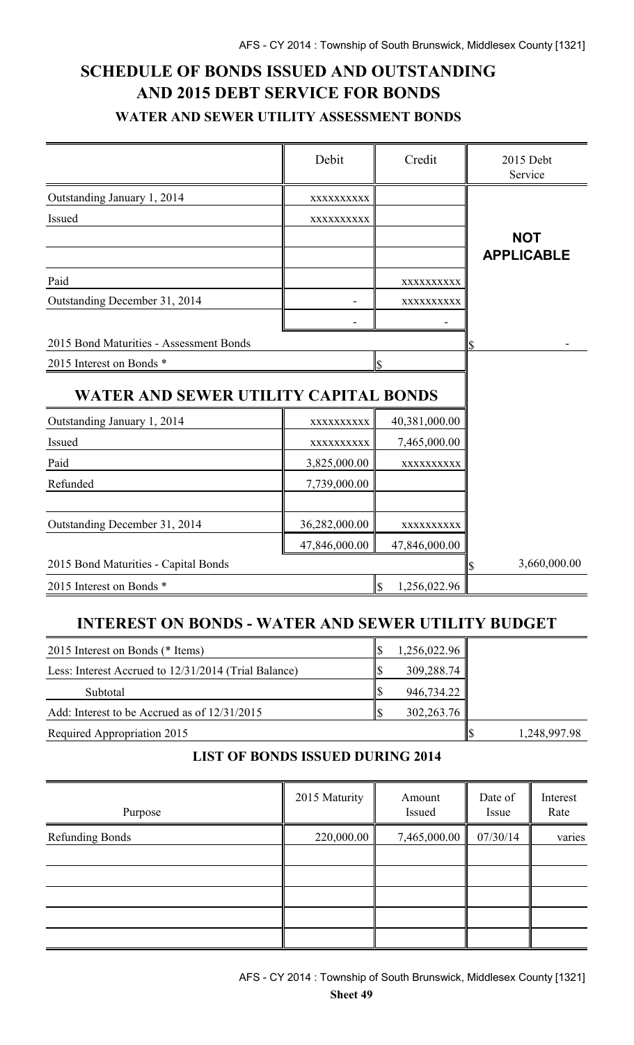# SCHEDULE OF BONDS ISSUED AND OUTSTANDING AND 2015 DEBT SERVICE FOR BONDS

### WATER AND SEWER UTILITY ASSESSMENT BONDS

| | Debit | Credit | 2015 Debt Service |
|---|---|---|---|
| Outstanding January 1, 2014 | xxxxxxxxxx | | |
| Issued | xxxxxxxxxx | | |
| | | | **NOT APPLICABLE** |
| | | | |
| Paid | | xxxxxxxxxx | |
| Outstanding December 31, 2014 | - | xxxxxxxxxx | |
| | - | - | |
| 2015 Bond Maturities - Assessment Bonds | | | $ - |
| 2015 Interest on Bonds * | | $ | |

## WATER AND SEWER UTILITY CAPITAL BONDS

| | Debit | Credit | 2015 Debt Service |
|---|---|---|---|
| Outstanding January 1, 2014 | xxxxxxxxxx | 40,381,000.00 | |
| Issued | xxxxxxxxxx | 7,465,000.00 | |
| Paid | 3,825,000.00 | xxxxxxxxxx | |
| Refunded | 7,739,000.00 | | |
| | | | |
| Outstanding December 31, 2014 | 36,282,000.00 | xxxxxxxxxx | |
| | 47,846,000.00 | 47,846,000.00 | |
| 2015 Bond Maturities - Capital Bonds | | | $ 3,660,000.00 |
| 2015 Interest on Bonds * | | $ 1,256,022.96 | |

## INTEREST ON BONDS - WATER AND SEWER UTILITY BUDGET

| | | |
|---|---|---|
| 2015 Interest on Bonds (* Items) | $ 1,256,022.96 | |
| Less: Interest Accrued to 12/31/2014 (Trial Balance) | $ 309,288.74 | |
| Subtotal | $ 946,734.22 | |
| Add: Interest to be Accrued as of 12/31/2015 | $ 302,263.76 | |
| Required Appropriation 2015 | | $ 1,248,997.98 |

### LIST OF BONDS ISSUED DURING 2014

| Purpose | 2015 Maturity | Amount Issued | Date of Issue | Interest Rate |
|---|---|---|---|---|
| Refunding Bonds | 220,000.00 | 7,465,000.00 | 07/30/14 | varies |
| | | | | |
| | | | | |
| | | | | |
| | | | | |
| | | | | |

Sheet 49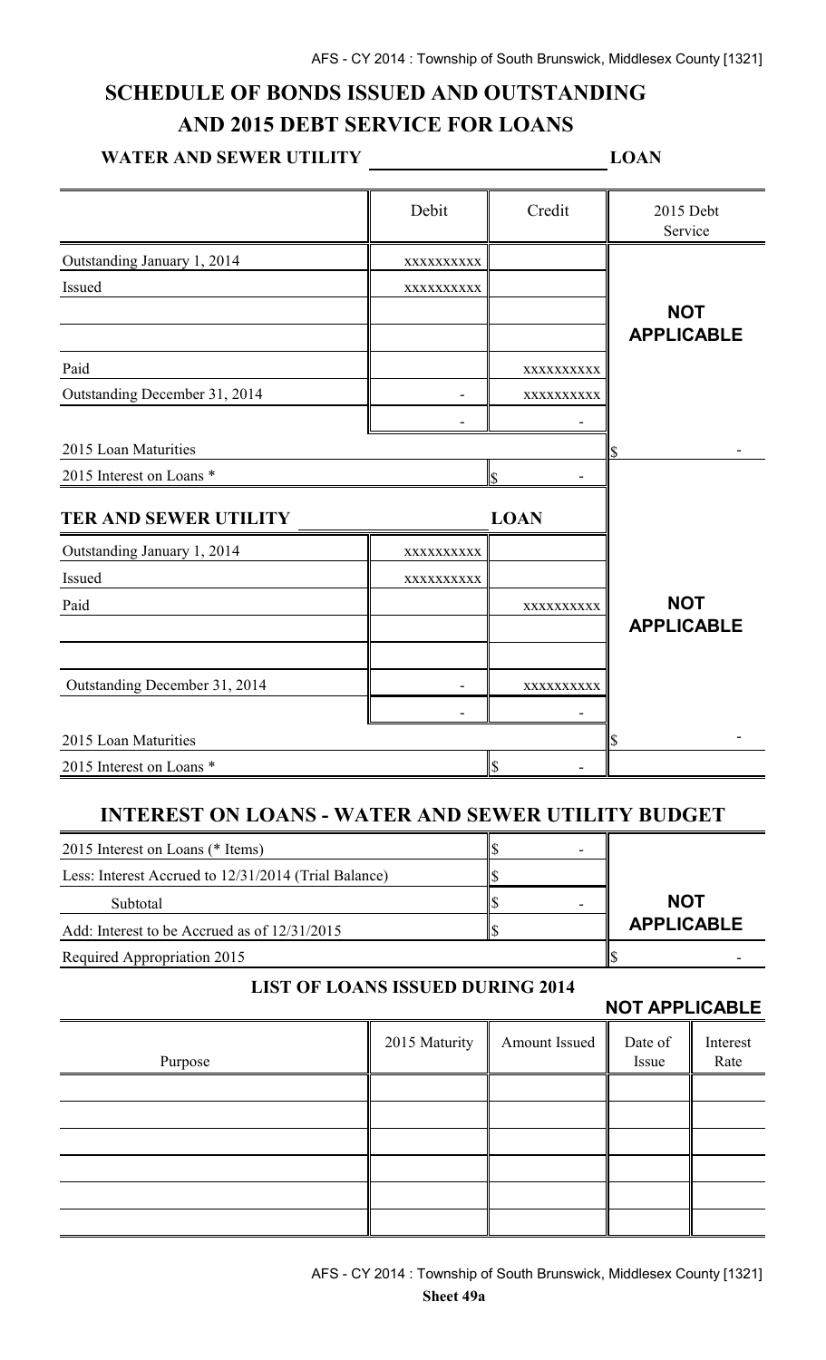# SCHEDULE OF BONDS ISSUED AND OUTSTANDING AND 2015 DEBT SERVICE FOR LOANS

**WATER AND SEWER UTILITY ______________ LOAN**

| | Debit | Credit | 2015 Debt Service |
|---|---|---|---|
| Outstanding January 1, 2014 | xxxxxxxxxx | | **NOT APPLICABLE** |
| Issued | xxxxxxxxxx | | |
| | | | |
| | | | |
| Paid | | xxxxxxxxxx | |
| Outstanding December 31, 2014 | - | xxxxxxxxxx | |
| | - | - | |
| 2015 Loan Maturities | | | $ - |
| 2015 Interest on Loans * | | $ - | |

**TER AND SEWER UTILITY ______________ LOAN**

| | Debit | Credit | 2015 Debt Service |
|---|---|---|---|
| Outstanding January 1, 2014 | xxxxxxxxxx | | **NOT APPLICABLE** |
| Issued | xxxxxxxxxx | | |
| Paid | | xxxxxxxxxx | |
| | | | |
| | | | |
| Outstanding December 31, 2014 | - | xxxxxxxxxx | |
| | - | - | |
| 2015 Loan Maturities | | | $ - |
| 2015 Interest on Loans * | | $ - | |

## INTEREST ON LOANS - WATER AND SEWER UTILITY BUDGET

| | | **NOT APPLICABLE** |
|---|---|---|
| 2015 Interest on Loans (* Items) | $ - | |
| Less: Interest Accrued to 12/31/2014 (Trial Balance) | $ | |
| Subtotal | $ - | |
| Add: Interest to be Accrued as of 12/31/2015 | $ | |
| Required Appropriation 2015 | | $ - |

### LIST OF LOANS ISSUED DURING 2014

**NOT APPLICABLE**

| Purpose | 2015 Maturity | Amount Issued | Date of Issue | Interest Rate |
|---|---|---|---|---|
| | | | | |
| | | | | |
| | | | | |
| | | | | |
| | | | | |
| | | | | |

Sheet 49a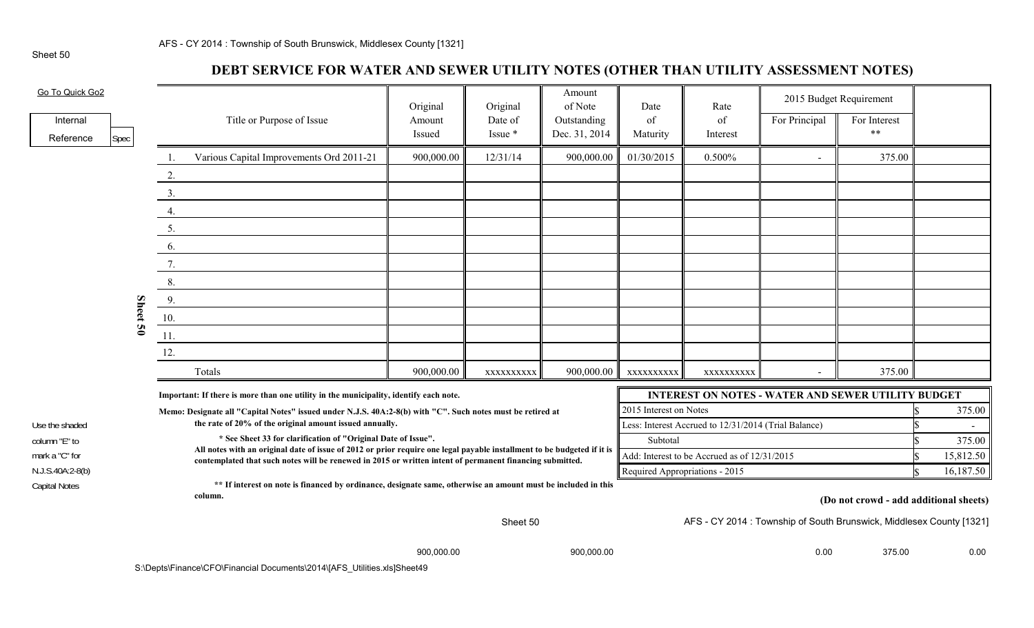# DEBT SERVICE FOR WATER AND SEWER UTILITY NOTES (OTHER THAN UTILITY ASSESSMENT NOTES)

Go To Quick Go2

| Internal Reference | Spec |
|---|---|

| | Title or Purpose of Issue | Original Amount Issued | Original Date of Issue * | Amount of Note Outstanding Dec. 31, 2014 | Date of Maturity | Rate of Interest | 2015 Budget Requirement | | |
|---|---|---|---|---|---|---|---|---|---|
| | | | | | | | For Principal | For Interest ** | |
| 1. | Various Capital Improvements Ord 2011-21 | 900,000.00 | 12/31/14 | 900,000.00 | 01/30/2015 | 0.500% | - | 375.00 | |
| 2. | | | | | | | | | |
| 3. | | | | | | | | | |
| 4. | | | | | | | | | |
| 5. | | | | | | | | | |
| 6. | | | | | | | | | |
| 7. | | | | | | | | | |
| 8. | | | | | | | | | |
| 9. | | | | | | | | | |
| 10. | | | | | | | | | |
| 11. | | | | | | | | | |
| 12. | | | | | | | | | |
| | Totals | 900,000.00 | xxxxxxxxxx | 900,000.00 | xxxxxxxxxx | xxxxxxxxxx | - | 375.00 | |

Use the shaded column "E" to mark a "C" for N.J.S.40A:2-8(b) Capital Notes

**Important: If there is more than one utility in the municipality, identify each note.**

**Memo: Designate all "Capital Notes" issued under N.J.S. 40A:2-8(b) with "C". Such notes must be retired at the rate of 20% of the original amount issued annually.**

**\* See Sheet 33 for clarification of "Original Date of Issue".**

**All notes with an original date of issue of 2012 or prior require one legal payable installment to be budgeted if it is contemplated that such notes will be renewed in 2015 or written intent of permanent financing submitted.**

**\*\* If interest on note is financed by ordinance, designate same, otherwise an amount must be included in this column.**

| INTEREST ON NOTES - WATER AND SEWER UTILITY BUDGET | | |
|---|---|---|
| 2015 Interest on Notes | $ | 375.00 |
| Less: Interest Accrued to 12/31/2014 (Trial Balance) | $ | - |
| Subtotal | $ | 375.00 |
| Add: Interest to be Accrued as of 12/31/2015 | $ | 15,812.50 |
| Required Appropriations - 2015 | $ | 16,187.50 |

**(Do not crowd - add additional sheets)**

900,000.00 900,000.00 0.00 375.00 0.00

S:\Depts\Finance\CFO\Financial Documents\2014\[AFS_Utilities.xls]Sheet49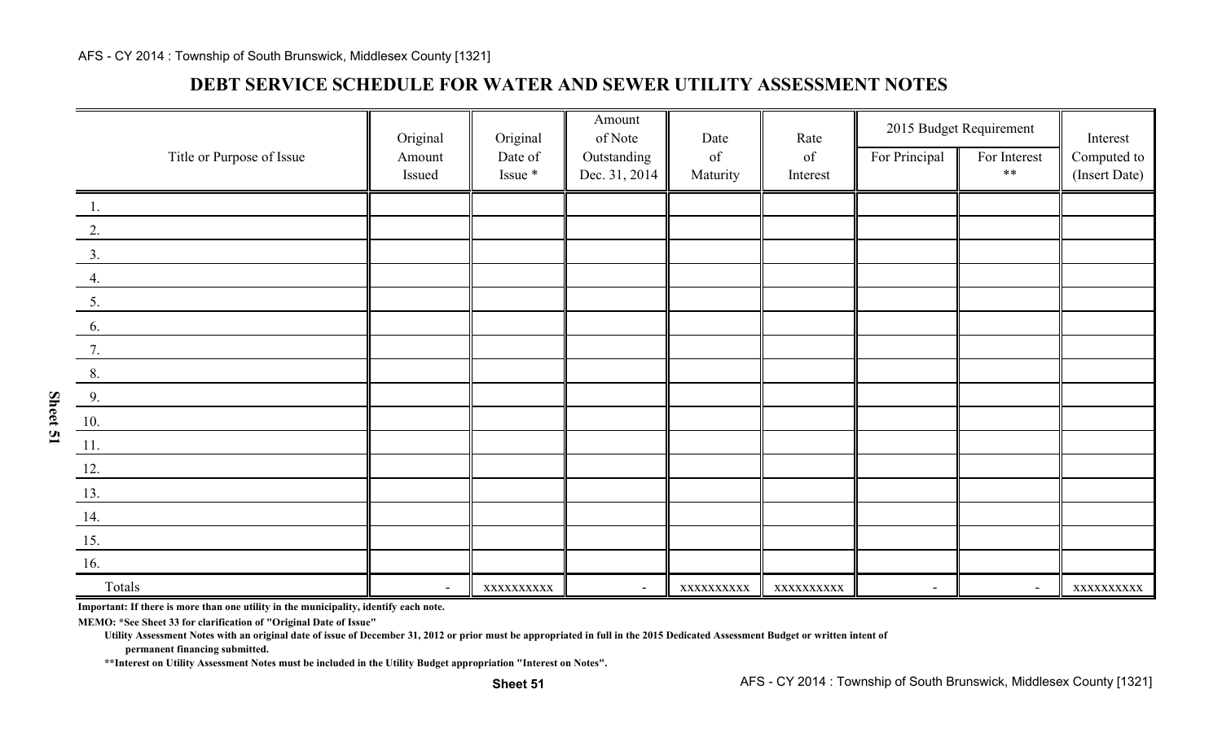## DEBT SERVICE SCHEDULE FOR WATER AND SEWER UTILITY ASSESSMENT NOTES

| Title or Purpose of Issue | Original Amount Issued | Original Date of Issue * | Amount of Note Outstanding Dec. 31, 2014 | Date of Maturity | Rate of Interest | 2015 Budget Requirement | | Interest Computed to (Insert Date) |
|---|---|---|---|---|---|---|---|---|
| | | | | | | For Principal | For Interest ** | |
| 1. | | | | | | | | |
| 2. | | | | | | | | |
| 3. | | | | | | | | |
| 4. | | | | | | | | |
| 5. | | | | | | | | |
| 6. | | | | | | | | |
| 7. | | | | | | | | |
| 8. | | | | | | | | |
| 9. | | | | | | | | |
| 10. | | | | | | | | |
| 11. | | | | | | | | |
| 12. | | | | | | | | |
| 13. | | | | | | | | |
| 14. | | | | | | | | |
| 15. | | | | | | | | |
| 16. | | | | | | | | |
| Totals | - | xxxxxxxxxx | - | xxxxxxxxxx | xxxxxxxxxx | - | - | xxxxxxxxxx |

**Important: If there is more than one utility in the municipality, identify each note.**

**MEMO: *See Sheet 33 for clarification of "Original Date of Issue"**

**Utility Assessment Notes with an original date of issue of December 31, 2012 or prior must be appropriated in full in the 2015 Dedicated Assessment Budget or written intent of permanent financing submitted.**

****Interest on Utility Assessment Notes must be included in the Utility Budget appropriation "Interest on Notes".**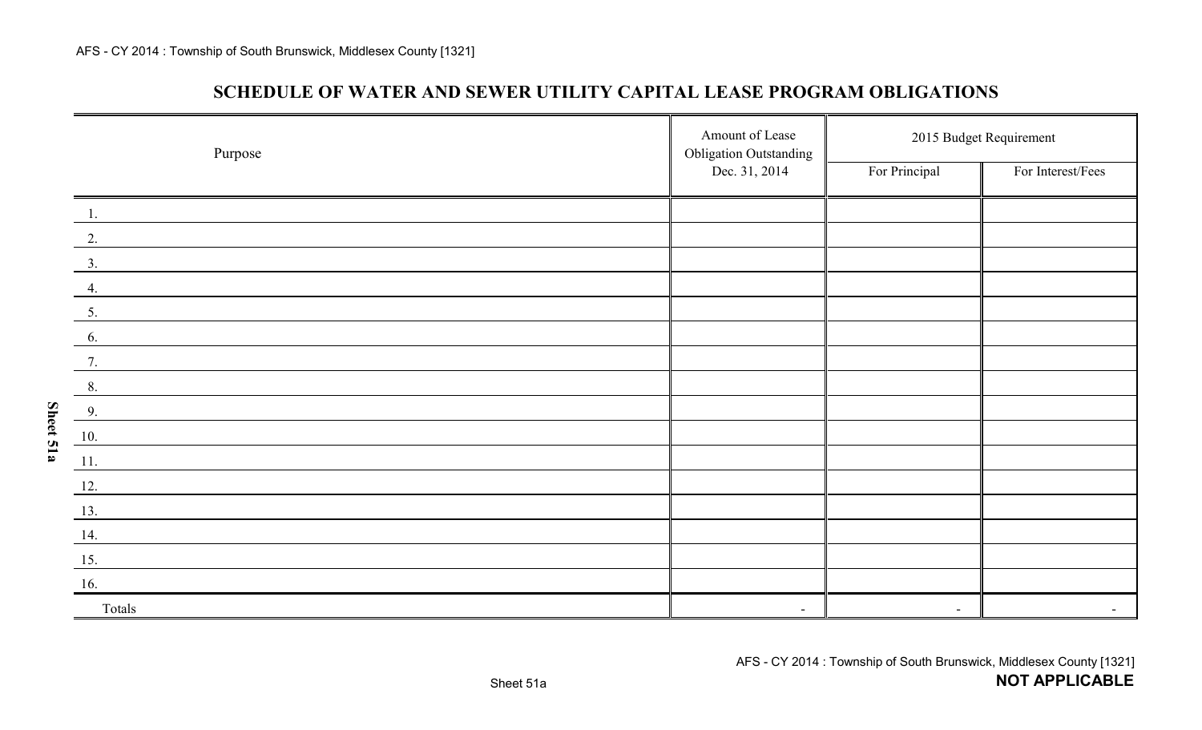## SCHEDULE OF WATER AND SEWER UTILITY CAPITAL LEASE PROGRAM OBLIGATIONS

| Purpose | Amount of Lease Obligation Outstanding Dec. 31, 2014 | 2015 Budget Requirement | |
|---|---|---|---|
| | | For Principal | For Interest/Fees |
| 1. | | | |
| 2. | | | |
| 3. | | | |
| 4. | | | |
| 5. | | | |
| 6. | | | |
| 7. | | | |
| 8. | | | |
| 9. | | | |
| 10. | | | |
| 11. | | | |
| 12. | | | |
| 13. | | | |
| 14. | | | |
| 15. | | | |
| 16. | | | |
| Totals | - | - | - |

**NOT APPLICABLE**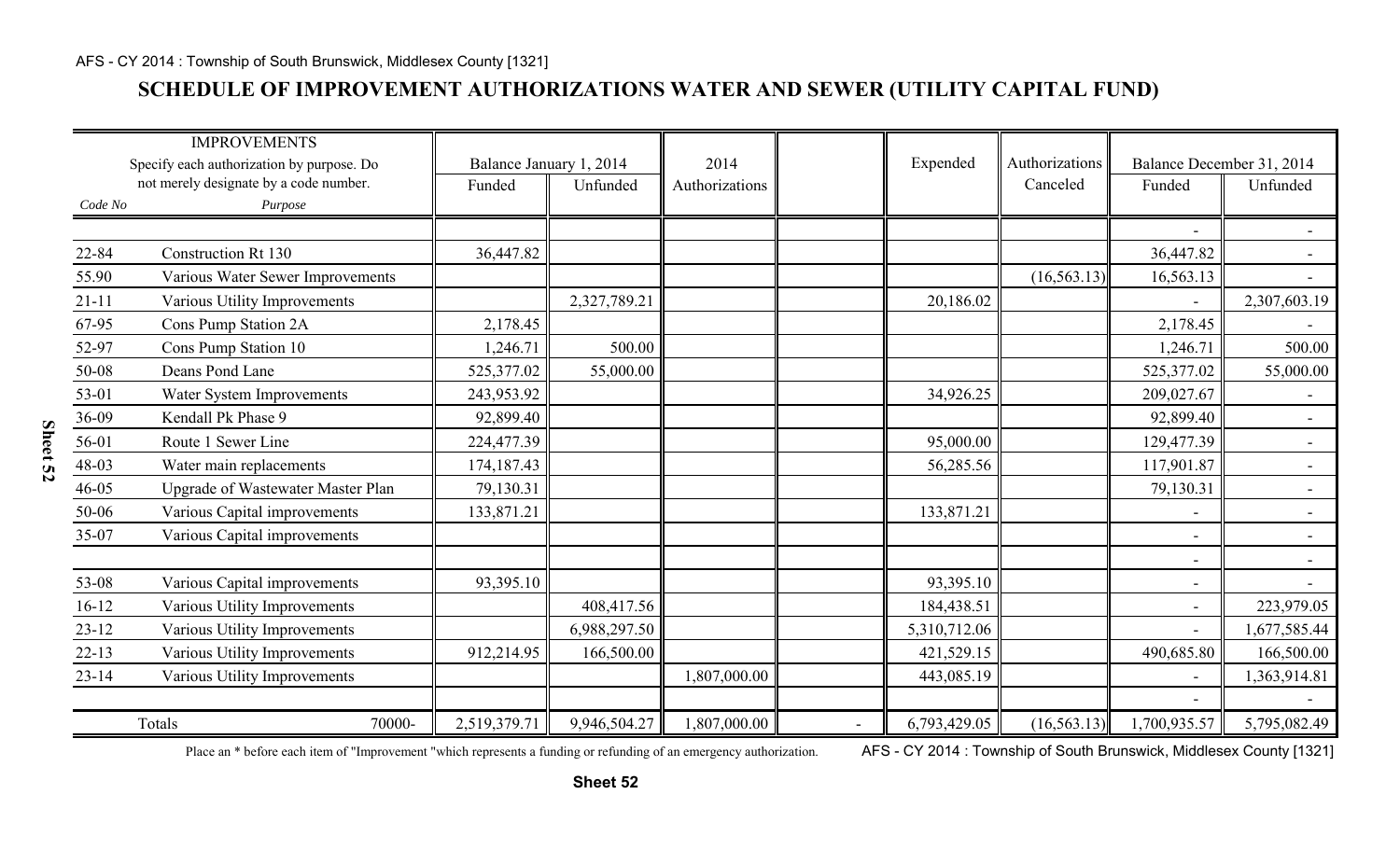## SCHEDULE OF IMPROVEMENT AUTHORIZATIONS WATER AND SEWER (UTILITY CAPITAL FUND)

| Code No | IMPROVEMENTS Specify each authorization by purpose. Do not merely designate by a code number. Purpose | Balance January 1, 2014 | | 2014 Authorizations | | Expended | Authorizations Canceled | Balance December 31, 2014 | |
|---|---|---|---|---|---|---|---|---|---|
| | | Funded | Unfunded | | | | | Funded | Unfunded |
| | | | | | | | | - | - |
| 22-84 | Construction Rt 130 | 36,447.82 | | | | | | 36,447.82 | - |
| 55.90 | Various Water Sewer Improvements | | | | | | (16,563.13) | 16,563.13 | - |
| 21-11 | Various Utility Improvements | | 2,327,789.21 | | | 20,186.02 | | - | 2,307,603.19 |
| 67-95 | Cons Pump Station 2A | 2,178.45 | | | | | | 2,178.45 | - |
| 52-97 | Cons Pump Station 10 | 1,246.71 | 500.00 | | | | | 1,246.71 | 500.00 |
| 50-08 | Deans Pond Lane | 525,377.02 | 55,000.00 | | | | | 525,377.02 | 55,000.00 |
| 53-01 | Water System Improvements | 243,953.92 | | | | 34,926.25 | | 209,027.67 | - |
| 36-09 | Kendall Pk Phase 9 | 92,899.40 | | | | | | 92,899.40 | - |
| 56-01 | Route 1 Sewer Line | 224,477.39 | | | | 95,000.00 | | 129,477.39 | - |
| 48-03 | Water main replacements | 174,187.43 | | | | 56,285.56 | | 117,901.87 | - |
| 46-05 | Upgrade of Wastewater Master Plan | 79,130.31 | | | | | | 79,130.31 | - |
| 50-06 | Various Capital improvements | 133,871.21 | | | | 133,871.21 | | - | - |
| 35-07 | Various Capital improvements | | | | | | | - | - |
| | | | | | | | | - | - |
| 53-08 | Various Capital improvements | 93,395.10 | | | | 93,395.10 | | - | - |
| 16-12 | Various Utility Improvements | | 408,417.56 | | | 184,438.51 | | - | 223,979.05 |
| 23-12 | Various Utility Improvements | | 6,988,297.50 | | | 5,310,712.06 | | - | 1,677,585.44 |
| 22-13 | Various Utility Improvements | 912,214.95 | 166,500.00 | | | 421,529.15 | | 490,685.80 | 166,500.00 |
| 23-14 | Various Utility Improvements | | | 1,807,000.00 | | 443,085.19 | | - | 1,363,914.81 |
| | | | | | | | | - | - |
| | Totals 70000- | 2,519,379.71 | 9,946,504.27 | 1,807,000.00 | - | 6,793,429.05 | (16,563.13) | 1,700,935.57 | 5,795,082.49 |

Place an * before each item of "Improvement "which represents a funding or refunding of an emergency authorization.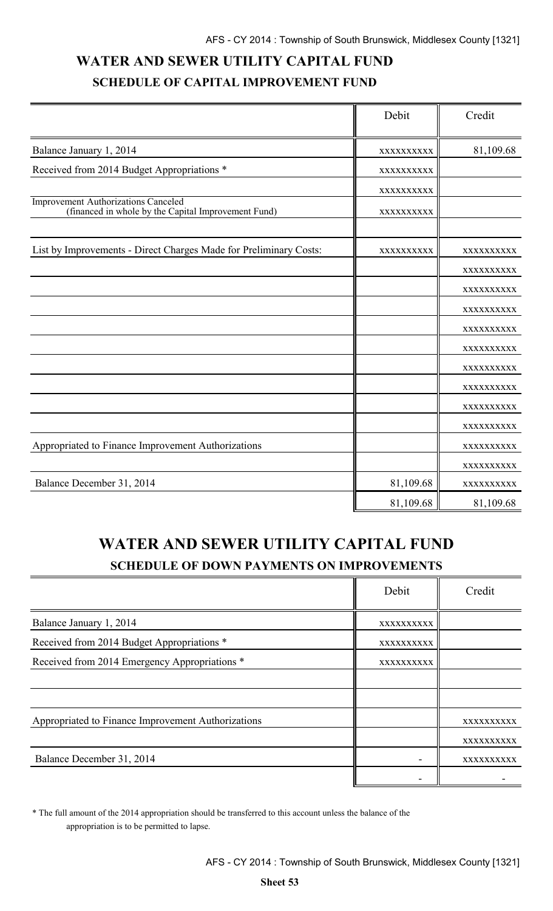# WATER AND SEWER UTILITY CAPITAL FUND

## SCHEDULE OF CAPITAL IMPROVEMENT FUND

| | Debit | Credit |
|---|---|---|
| Balance January 1, 2014 | xxxxxxxxxx | 81,109.68 |
| Received from 2014 Budget Appropriations * | xxxxxxxxxx | |
| | xxxxxxxxxx | |
| Improvement Authorizations Canceled (financed in whole by the Capital Improvement Fund) | xxxxxxxxxx | |
| | | |
| List by Improvements - Direct Charges Made for Preliminary Costs: | xxxxxxxxxx | xxxxxxxxxx |
| | | xxxxxxxxxx |
| | | xxxxxxxxxx |
| | | xxxxxxxxxx |
| | | xxxxxxxxxx |
| | | xxxxxxxxxx |
| | | xxxxxxxxxx |
| | | xxxxxxxxxx |
| | | xxxxxxxxxx |
| | | xxxxxxxxxx |
| Appropriated to Finance Improvement Authorizations | | xxxxxxxxxx |
| | | xxxxxxxxxx |
| Balance December 31, 2014 | 81,109.68 | xxxxxxxxxx |
| | 81,109.68 | 81,109.68 |

# WATER AND SEWER UTILITY CAPITAL FUND

## SCHEDULE OF DOWN PAYMENTS ON IMPROVEMENTS

| | Debit | Credit |
|---|---|---|
| Balance January 1, 2014 | xxxxxxxxxx | |
| Received from 2014 Budget Appropriations * | xxxxxxxxxx | |
| Received from 2014 Emergency Appropriations * | xxxxxxxxxx | |
| | | |
| | | |
| Appropriated to Finance Improvement Authorizations | | xxxxxxxxxx |
| | | xxxxxxxxxx |
| Balance December 31, 2014 | - | xxxxxxxxxx |
| | - | - |

* The full amount of the 2014 appropriation should be transferred to this account unless the balance of the appropriation is to be permitted to lapse.

Sheet 53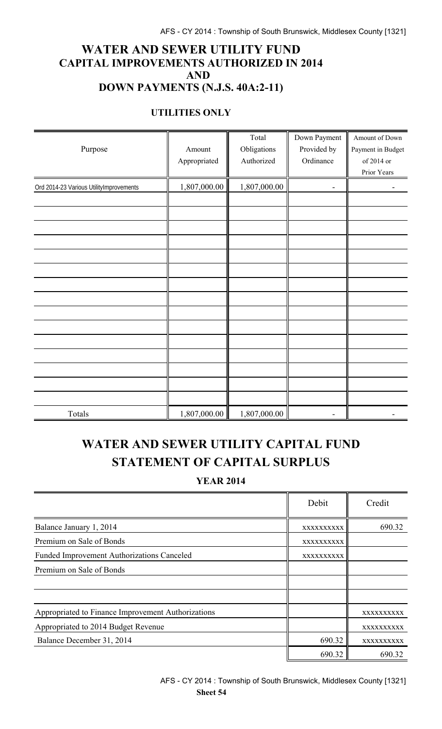# WATER AND SEWER UTILITY FUND
## CAPITAL IMPROVEMENTS AUTHORIZED IN 2014
## AND
## DOWN PAYMENTS (N.J.S. 40A:2-11)

### UTILITIES ONLY

| Purpose | Amount Appropriated | Total Obligations Authorized | Down Payment Provided by Ordinance | Amount of Down Payment in Budget of 2014 or Prior Years |
|---|---|---|---|---|
| Ord 2014-23 Various UtilityImprovements | 1,807,000.00 | 1,807,000.00 | - | - |
| | | | | |
| | | | | |
| | | | | |
| | | | | |
| | | | | |
| | | | | |
| | | | | |
| | | | | |
| | | | | |
| | | | | |
| | | | | |
| | | | | |
| | | | | |
| | | | | |
| | | | | |
| Totals | 1,807,000.00 | 1,807,000.00 | - | - |

# WATER AND SEWER UTILITY CAPITAL FUND
# STATEMENT OF CAPITAL SURPLUS

### YEAR 2014

| | Debit | Credit |
|---|---|---|
| Balance January 1, 2014 | xxxxxxxxxx | 690.32 |
| Premium on Sale of Bonds | xxxxxxxxxx | |
| Funded Improvement Authorizations Canceled | xxxxxxxxxx | |
| Premium on Sale of Bonds | | |
| | | |
| | | |
| Appropriated to Finance Improvement Authorizations | | xxxxxxxxxx |
| Appropriated to 2014 Budget Revenue | | xxxxxxxxxx |
| Balance December 31, 2014 | 690.32 | xxxxxxxxxx |
| | 690.32 | 690.32 |

Sheet 54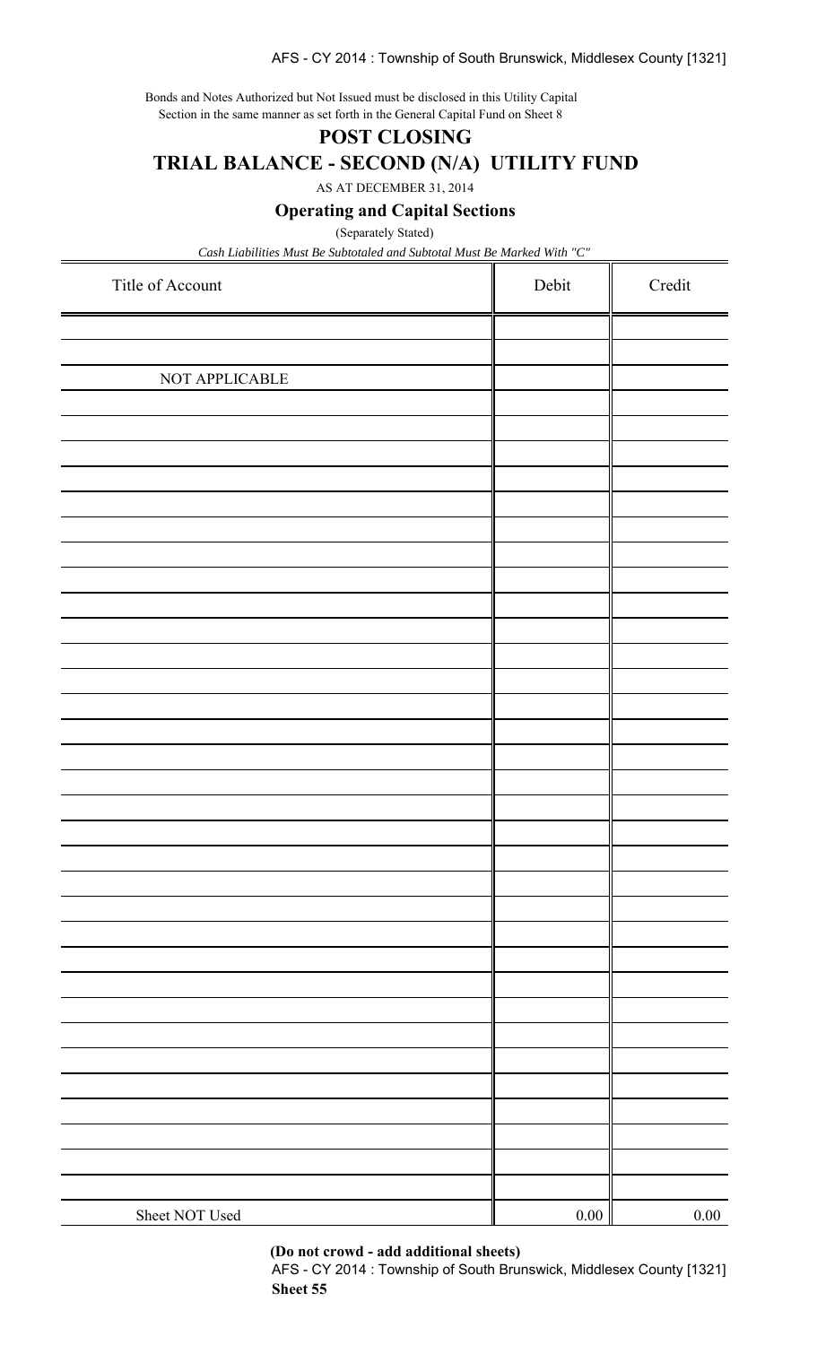Bonds and Notes Authorized but Not Issued must be disclosed in this Utility Capital Section in the same manner as set forth in the General Capital Fund on Sheet 8

# POST CLOSING

# TRIAL BALANCE - SECOND (N/A) UTILITY FUND

AS AT DECEMBER 31, 2014

## Operating and Capital Sections

(Separately Stated)

*Cash Liabilities Must Be Subtotaled and Subtotal Must Be Marked With "C"*

| Title of Account | Debit | Credit |
|---|---|---|
| | | |
| | | |
| NOT APPLICABLE | | |
| | | |
| | | |
| | | |
| | | |
| | | |
| | | |
| | | |
| | | |
| | | |
| | | |
| | | |
| | | |
| | | |
| | | |
| | | |
| | | |
| | | |
| | | |
| | | |
| | | |
| | | |
| | | |
| | | |
| | | |
| | | |
| | | |
| | | |
| | | |
| | | |
| | | |
| | | |
| Sheet NOT Used | 0.00 | 0.00 |

**(Do not crowd - add additional sheets)**

**Sheet 55**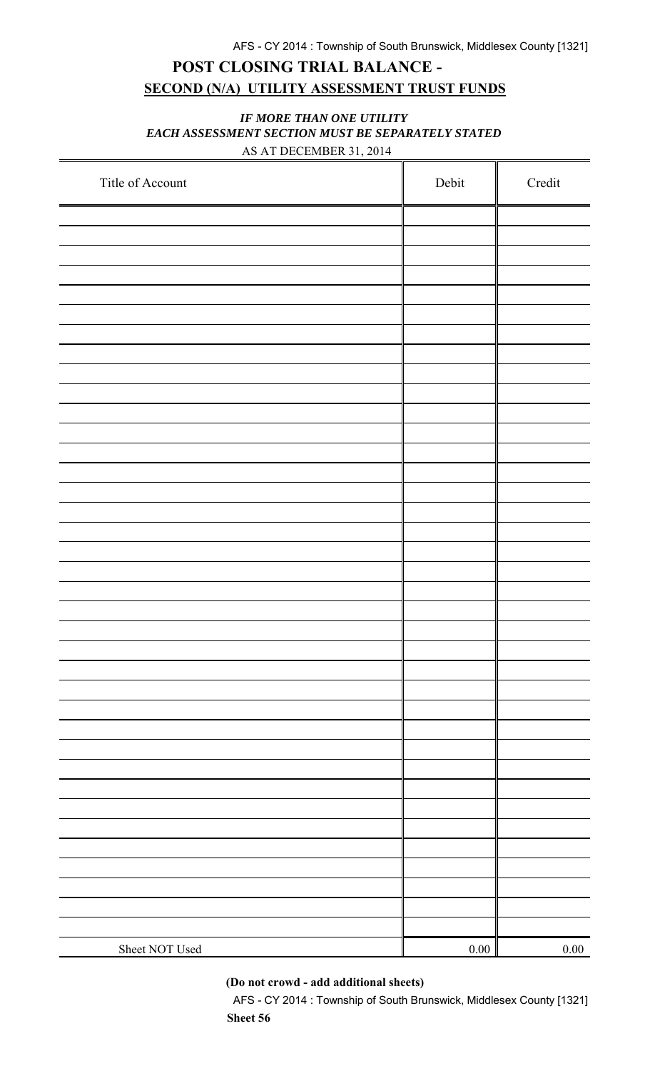# POST CLOSING TRIAL BALANCE - 
## SECOND (N/A) UTILITY ASSESSMENT TRUST FUNDS

***IF MORE THAN ONE UTILITY***
***EACH ASSESSMENT SECTION MUST BE SEPARATELY STATED***

AS AT DECEMBER 31, 2014

| Title of Account | Debit | Credit |
|---|---|---|
| | | |
| | | |
| | | |
| | | |
| | | |
| | | |
| | | |
| | | |
| | | |
| | | |
| | | |
| | | |
| | | |
| | | |
| | | |
| | | |
| | | |
| | | |
| | | |
| | | |
| | | |
| | | |
| | | |
| | | |
| | | |
| | | |
| | | |
| | | |
| | | |
| | | |
| | | |
| | | |
| | | |
| | | |
| | | |
| | | |
| | | |
| Sheet NOT Used | 0.00 | 0.00 |

**(Do not crowd - add additional sheets)**

**Sheet 56**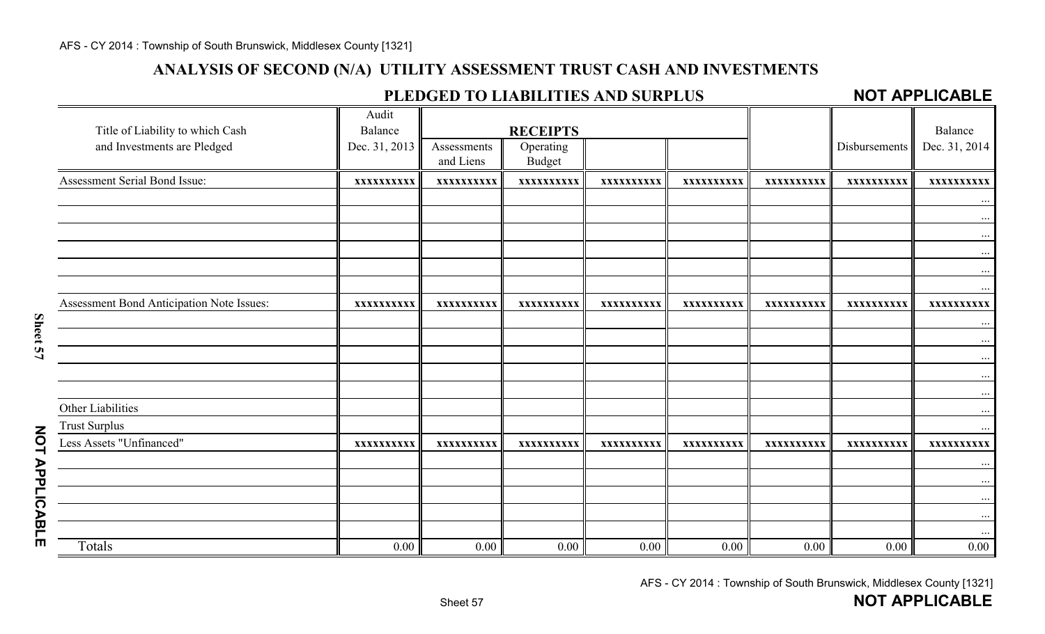## ANALYSIS OF SECOND (N/A) UTILITY ASSESSMENT TRUST CASH AND INVESTMENTS

### PLEDGED TO LIABILITIES AND SURPLUS

**NOT APPLICABLE**

| Title of Liability to which Cash and Investments are Pledged | Audit Balance Dec. 31, 2013 | RECEIPTS | | | | | Disbursements | Balance Dec. 31, 2014 |
|---|---|---|---|---|---|---|---|---|
| | | Assessments and Liens | Operating Budget | | | | | |
| Assessment Serial Bond Issue: | xxxxxxxxxx | xxxxxxxxxx | xxxxxxxxxx | xxxxxxxxxx | xxxxxxxxxx | xxxxxxxxxx | xxxxxxxxxx | xxxxxxxxxx |
| | | | | | | | | ... |
| | | | | | | | | ... |
| | | | | | | | | ... |
| | | | | | | | | ... |
| | | | | | | | | ... |
| | | | | | | | | ... |
| Assessment Bond Anticipation Note Issues: | xxxxxxxxxx | xxxxxxxxxx | xxxxxxxxxx | xxxxxxxxxx | xxxxxxxxxx | xxxxxxxxxx | xxxxxxxxxx | xxxxxxxxxx |
| | | | | | | | | ... |
| | | | | | | | | ... |
| | | | | | | | | ... |
| | | | | | | | | ... |
| | | | | | | | | ... |
| Other Liabilities | | | | | | | | ... |
| Trust Surplus | | | | | | | | ... |
| Less Assets "Unfinanced" | xxxxxxxxxx | xxxxxxxxxx | xxxxxxxxxx | xxxxxxxxxx | xxxxxxxxxx | xxxxxxxxxx | xxxxxxxxxx | xxxxxxxxxx |
| | | | | | | | | ... |
| | | | | | | | | ... |
| | | | | | | | | ... |
| | | | | | | | | ... |
| | | | | | | | | ... |
| Totals | 0.00 | 0.00 | 0.00 | 0.00 | 0.00 | 0.00 | 0.00 | 0.00 |

**NOT APPLICABLE**

**NOT APPLICABLE**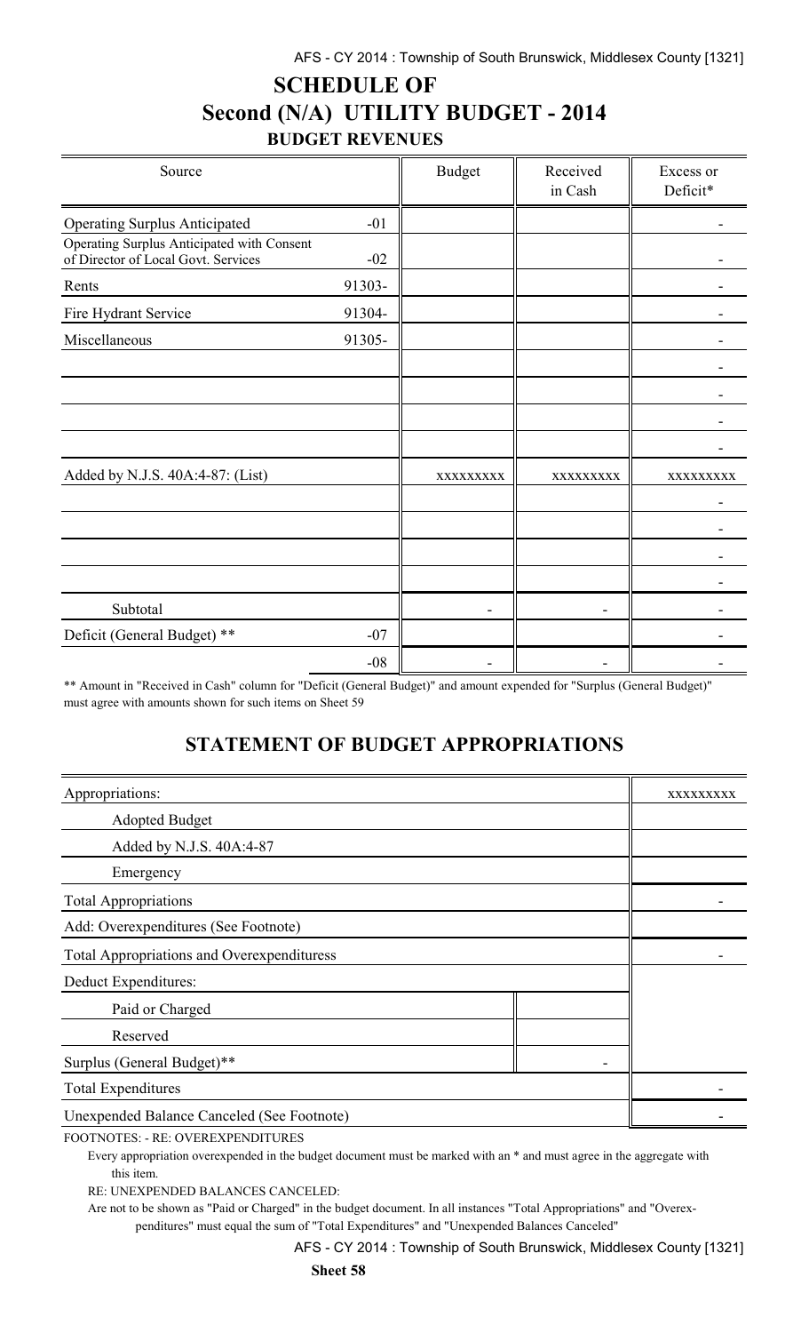# SCHEDULE OF
# Second (N/A) UTILITY BUDGET - 2014

## BUDGET REVENUES

| Source | | Budget | Received in Cash | Excess or Deficit* |
|---|---|---|---|---|
| Operating Surplus Anticipated | -01 | | | - |
| Operating Surplus Anticipated with Consent of Director of Local Govt. Services | -02 | | | - |
| Rents | 91303- | | | - |
| Fire Hydrant Service | 91304- | | | - |
| Miscellaneous | 91305- | | | - |
| | | | | - |
| | | | | - |
| | | | | - |
| | | | | - |
| Added by N.J.S. 40A:4-87: (List) | | xxxxxxxxx | xxxxxxxxx | xxxxxxxxx |
| | | | | - |
| | | | | - |
| | | | | - |
| | | | | - |
| Subtotal | | - | - | - |
| Deficit (General Budget) ** | -07 | | | - |
| | -08 | - | - | - |

** Amount in "Received in Cash" column for "Deficit (General Budget)" and amount expended for "Surplus (General Budget)" must agree with amounts shown for such items on Sheet 59

## STATEMENT OF BUDGET APPROPRIATIONS

| | | |
|---|---|---|
| Appropriations: | | xxxxxxxxx |
| Adopted Budget | | |
| Added by N.J.S. 40A:4-87 | | |
| Emergency | | |
| Total Appropriations | | - |
| Add: Overexpenditures (See Footnote) | | |
| Total Appropriations and Overexpendituress | | - |
| Deduct Expenditures: | | |
| Paid or Charged | | |
| Reserved | | |
| Surplus (General Budget)** | - | |
| Total Expenditures | | - |
| Unexpended Balance Canceled (See Footnote) | | - |

FOOTNOTES: - RE: OVEREXPENDITURES

Every appropriation overexpended in the budget document must be marked with an * and must agree in the aggregate with this item.

RE: UNEXPENDED BALANCES CANCELED:

Are not to be shown as "Paid or Charged" in the budget document. In all instances "Total Appropriations" and "Overexpenditures" must equal the sum of "Total Expenditures" and "Unexpended Balances Canceled"

**Sheet 58**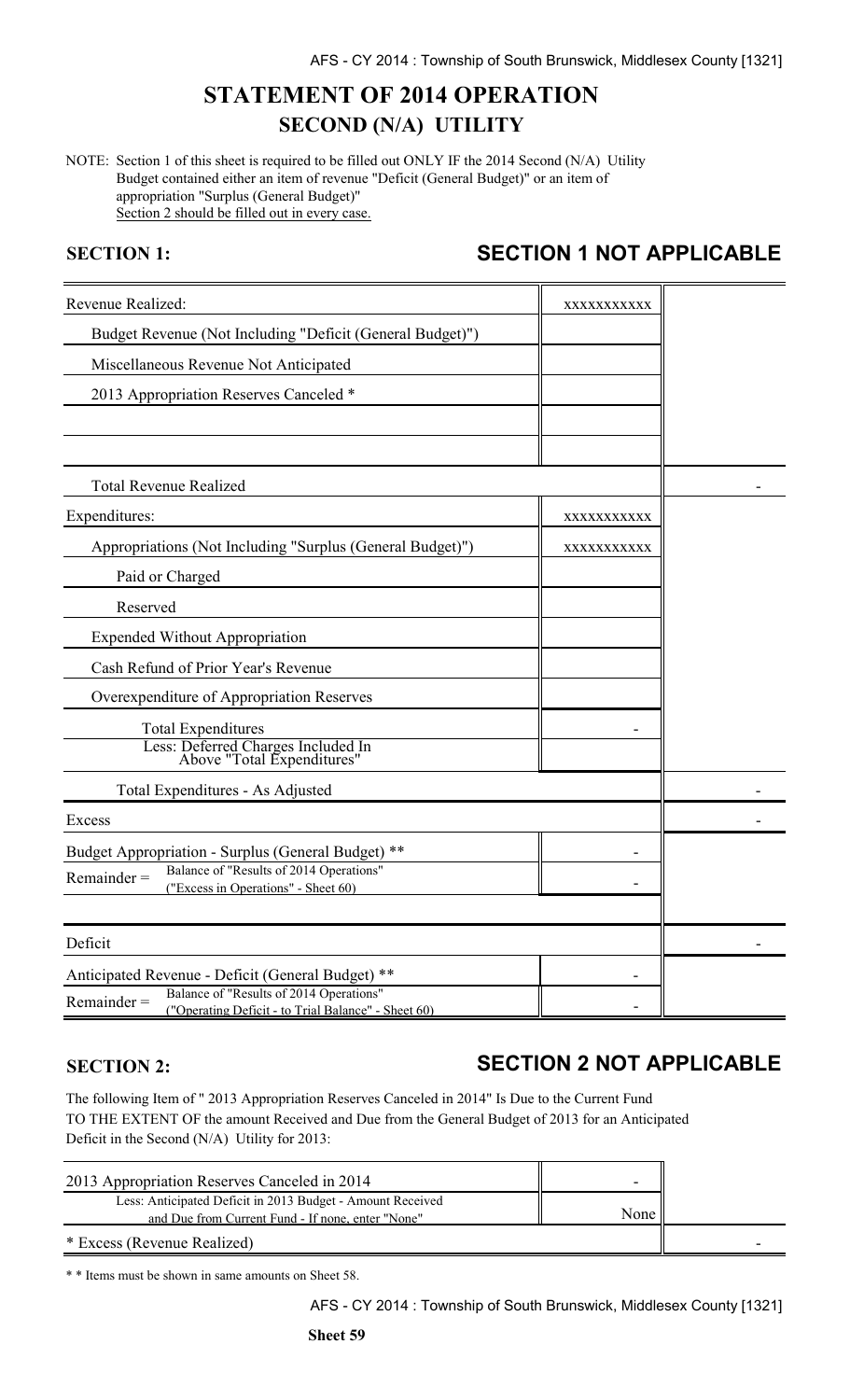# STATEMENT OF 2014 OPERATION
## SECOND (N/A) UTILITY

NOTE: Section 1 of this sheet is required to be filled out ONLY IF the 2014 Second (N/A) Utility Budget contained either an item of revenue "Deficit (General Budget)" or an item of appropriation "Surplus (General Budget)"
Section 2 should be filled out in every case.

**SECTION 1:** **SECTION 1 NOT APPLICABLE**

| | | |
|---|---|---|
| Revenue Realized: | xxxxxxxxxxx | |
| Budget Revenue (Not Including "Deficit (General Budget)") | | |
| Miscellaneous Revenue Not Anticipated | | |
| 2013 Appropriation Reserves Canceled * | | |
| | | |
| | | |
| Total Revenue Realized | | - |
| Expenditures: | xxxxxxxxxxx | |
| Appropriations (Not Including "Surplus (General Budget)") | xxxxxxxxxxx | |
| Paid or Charged | | |
| Reserved | | |
| Expended Without Appropriation | | |
| Cash Refund of Prior Year's Revenue | | |
| Overexpenditure of Appropriation Reserves | | |
| Total Expenditures | - | |
| Less: Deferred Charges Included In Above "Total Expenditures" | | |
| Total Expenditures - As Adjusted | | - |
| Excess | | - |
| Budget Appropriation - Surplus (General Budget) ** | - | |
| Remainder = Balance of "Results of 2014 Operations" ("Excess in Operations" - Sheet 60) | - | |
| | | |
| Deficit | | - |
| Anticipated Revenue - Deficit (General Budget) ** | - | |
| Remainder = Balance of "Results of 2014 Operations" ("Operating Deficit - to Trial Balance" - Sheet 60) | - | |

**SECTION 2:** **SECTION 2 NOT APPLICABLE**

The following Item of " 2013 Appropriation Reserves Canceled in 2014" Is Due to the Current Fund TO THE EXTENT OF the amount Received and Due from the General Budget of 2013 for an Anticipated Deficit in the Second (N/A) Utility for 2013:

| | | |
|---|---|---|
| 2013 Appropriation Reserves Canceled in 2014 | - | |
| Less: Anticipated Deficit in 2013 Budget - Amount Received and Due from Current Fund - If none, enter "None" | None | |
| * Excess (Revenue Realized) | | - |

* * Items must be shown in same amounts on Sheet 58.

Sheet 59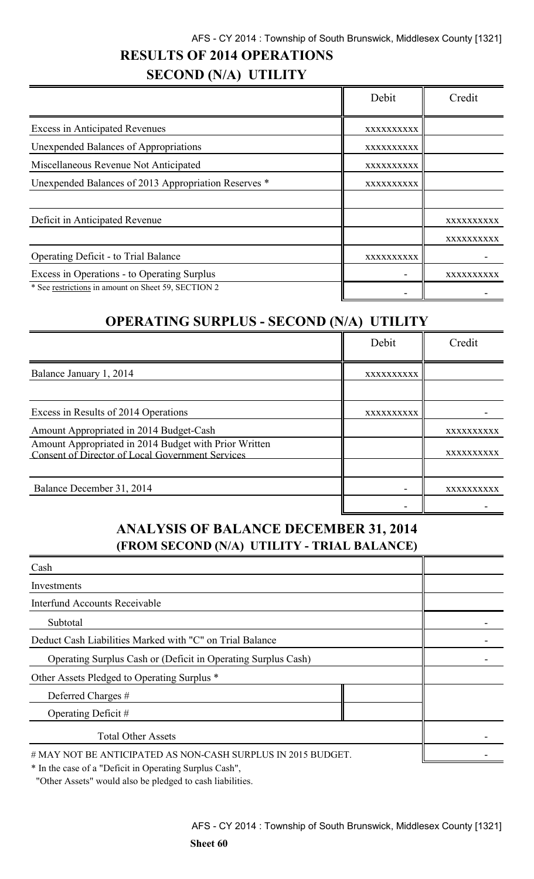# RESULTS OF 2014 OPERATIONS

## SECOND (N/A) UTILITY

| | Debit | Credit |
|---|---|---|
| Excess in Anticipated Revenues | xxxxxxxxxx | |
| Unexpended Balances of Appropriations | xxxxxxxxxx | |
| Miscellaneous Revenue Not Anticipated | xxxxxxxxxx | |
| Unexpended Balances of 2013 Appropriation Reserves * | xxxxxxxxxx | |
| | | |
| Deficit in Anticipated Revenue | | xxxxxxxxxx |
| | | xxxxxxxxxx |
| Operating Deficit - to Trial Balance | xxxxxxxxxx | - |
| Excess in Operations - to Operating Surplus | - | xxxxxxxxxx |
| * See restrictions in amount on Sheet 59, SECTION 2 | - | - |

## OPERATING SURPLUS - SECOND (N/A) UTILITY

| | Debit | Credit |
|---|---|---|
| Balance January 1, 2014 | xxxxxxxxxx | |
| | | |
| Excess in Results of 2014 Operations | xxxxxxxxxx | - |
| Amount Appropriated in 2014 Budget-Cash | | xxxxxxxxxx |
| Amount Appropriated in 2014 Budget with Prior Written Consent of Director of Local Government Services | | xxxxxxxxxx |
| | | |
| Balance December 31, 2014 | - | xxxxxxxxxx |
| | - | - |

## ANALYSIS OF BALANCE DECEMBER 31, 2014
### (FROM SECOND (N/A) UTILITY - TRIAL BALANCE)

| | | |
|---|---|---|
| Cash | | |
| Investments | | |
| Interfund Accounts Receivable | | |
| Subtotal | | - |
| Deduct Cash Liabilities Marked with "C" on Trial Balance | | - |
| Operating Surplus Cash or (Deficit in Operating Surplus Cash) | | - |
| Other Assets Pledged to Operating Surplus * | | |
| Deferred Charges # | | |
| Operating Deficit # | | |
| Total Other Assets | | - |
| # MAY NOT BE ANTICIPATED AS NON-CASH SURPLUS IN 2015 BUDGET. | | - |

* In the case of a "Deficit in Operating Surplus Cash",
"Other Assets" would also be pledged to cash liabilities.

**Sheet 60**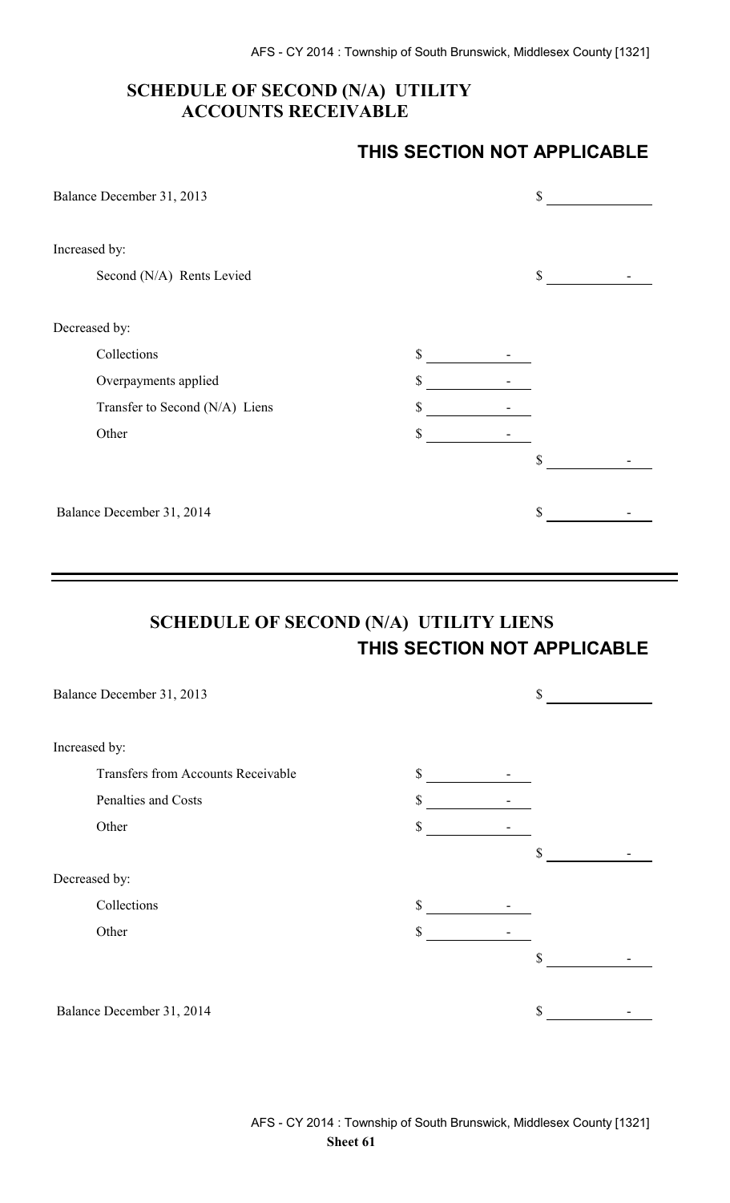## SCHEDULE OF SECOND (N/A) UTILITY ACCOUNTS RECEIVABLE

**THIS SECTION NOT APPLICABLE**

| | | |
|---|---|---|
| Balance December 31, 2013 | | $ |
| Increased by: | | |
| Second (N/A) Rents Levied | | $ - |
| Decreased by: | | |
| Collections | $ - | |
| Overpayments applied | $ - | |
| Transfer to Second (N/A) Liens | $ - | |
| Other | $ - | |
| | | $ - |
| Balance December 31, 2014 | | $ - |

## SCHEDULE OF SECOND (N/A) UTILITY LIENS

**THIS SECTION NOT APPLICABLE**

| | | |
|---|---|---|
| Balance December 31, 2013 | | $ |
| Increased by: | | |
| Transfers from Accounts Receivable | $ - | |
| Penalties and Costs | $ - | |
| Other | $ - | |
| | | $ - |
| Decreased by: | | |
| Collections | $ - | |
| Other | $ - | |
| | | $ - |
| Balance December 31, 2014 | | $ - |

**Sheet 61**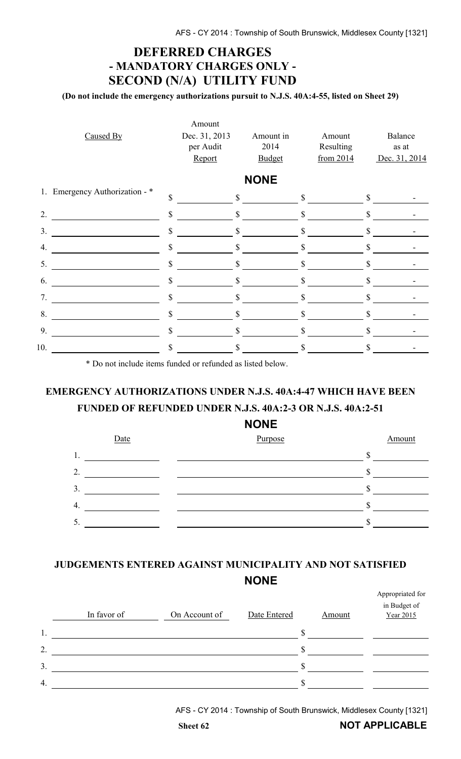# DEFERRED CHARGES
## - MANDATORY CHARGES ONLY -
## SECOND (N/A) UTILITY FUND

**(Do not include the emergency authorizations pursuit to N.J.S. 40A:4-55, listed on Sheet 29)**

**NONE**

| Caused By | Amount Dec. 31, 2013 per Audit Report | Amount in 2014 Budget | Amount Resulting from 2014 | Balance as at Dec. 31, 2014 |
|---|---|---|---|---|
| 1. Emergency Authorization - * | $ | $ | $ | $ - |
| 2. | $ | $ | $ | $ - |
| 3. | $ | $ | $ | $ - |
| 4. | $ | $ | $ | $ - |
| 5. | $ | $ | $ | $ - |
| 6. | $ | $ | $ | $ - |
| 7. | $ | $ | $ | $ - |
| 8. | $ | $ | $ | $ - |
| 9. | $ | $ | $ | $ - |
| 10. | $ | $ | $ | $ - |

* Do not include items funded or refunded as listed below.

### EMERGENCY AUTHORIZATIONS UNDER N.J.S. 40A:4-47 WHICH HAVE BEEN FUNDED OF REFUNDED UNDER N.J.S. 40A:2-3 OR N.J.S. 40A:2-51

**NONE**

| Date | Purpose | Amount |
|---|---|---|
| 1. | | $ |
| 2. | | $ |
| 3. | | $ |
| 4. | | $ |
| 5. | | $ |

### JUDGEMENTS ENTERED AGAINST MUNICIPALITY AND NOT SATISFIED

**NONE**

| | In favor of | On Account of | Date Entered | Amount | Appropriated for in Budget of Year 2015 |
|---|---|---|---|---|---|
| 1. | | | | $ | |
| 2. | | | | $ | |
| 3. | | | | $ | |
| 4. | | | | $ | |

**Sheet 62**

**NOT APPLICABLE**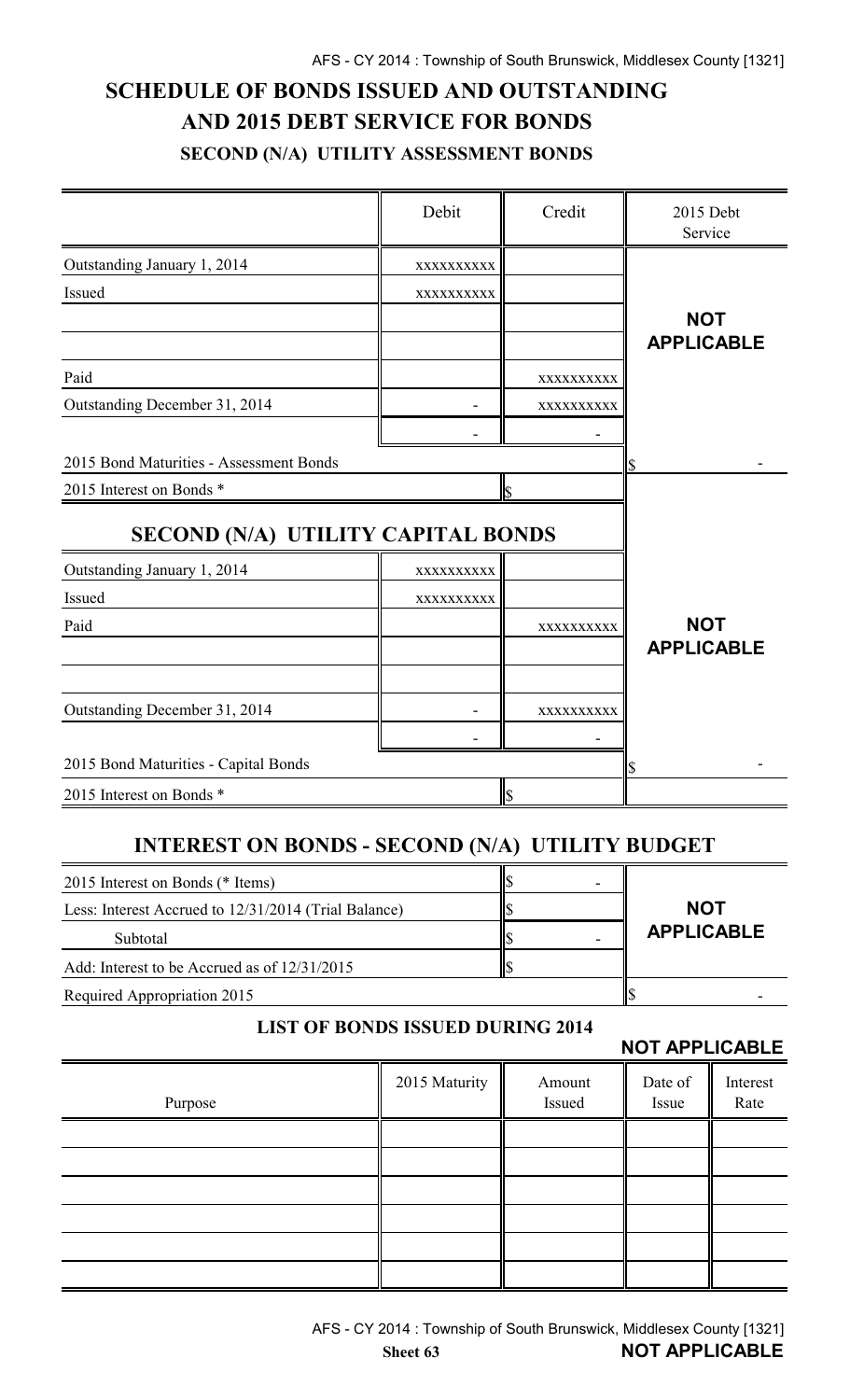# SCHEDULE OF BONDS ISSUED AND OUTSTANDING AND 2015 DEBT SERVICE FOR BONDS

## SECOND (N/A) UTILITY ASSESSMENT BONDS

| | Debit | Credit | 2015 Debt Service |
|---|---|---|---|
| Outstanding January 1, 2014 | xxxxxxxxxx | | |
| Issued | xxxxxxxxxx | | |
| | | | **NOT APPLICABLE** |
| | | | |
| Paid | | xxxxxxxxxx | |
| Outstanding December 31, 2014 | - | xxxxxxxxxx | |
| | - | - | |
| 2015 Bond Maturities - Assessment Bonds | | | $ - |
| 2015 Interest on Bonds * | | $ | |

## SECOND (N/A) UTILITY CAPITAL BONDS

| | Debit | Credit | 2015 Debt Service |
|---|---|---|---|
| Outstanding January 1, 2014 | xxxxxxxxxx | | |
| Issued | xxxxxxxxxx | | |
| Paid | | xxxxxxxxxx | **NOT APPLICABLE** |
| | | | |
| | | | |
| Outstanding December 31, 2014 | - | xxxxxxxxxx | |
| | - | - | |
| 2015 Bond Maturities - Capital Bonds | | | $ - |
| 2015 Interest on Bonds * | | $ | |

## INTEREST ON BONDS - SECOND (N/A) UTILITY BUDGET

| | | |
|---|---|---|
| 2015 Interest on Bonds (* Items) | $ - | |
| Less: Interest Accrued to 12/31/2014 (Trial Balance) | $ | **NOT APPLICABLE** |
| Subtotal | $ - | |
| Add: Interest to be Accrued as of 12/31/2015 | $ | |
| Required Appropriation 2015 | | $ - |

### LIST OF BONDS ISSUED DURING 2014

**NOT APPLICABLE**

| Purpose | 2015 Maturity | Amount Issued | Date of Issue | Interest Rate |
|---|---|---|---|---|
| | | | | |
| | | | | |
| | | | | |
| | | | | |
| | | | | |
| | | | | |

**NOT APPLICABLE**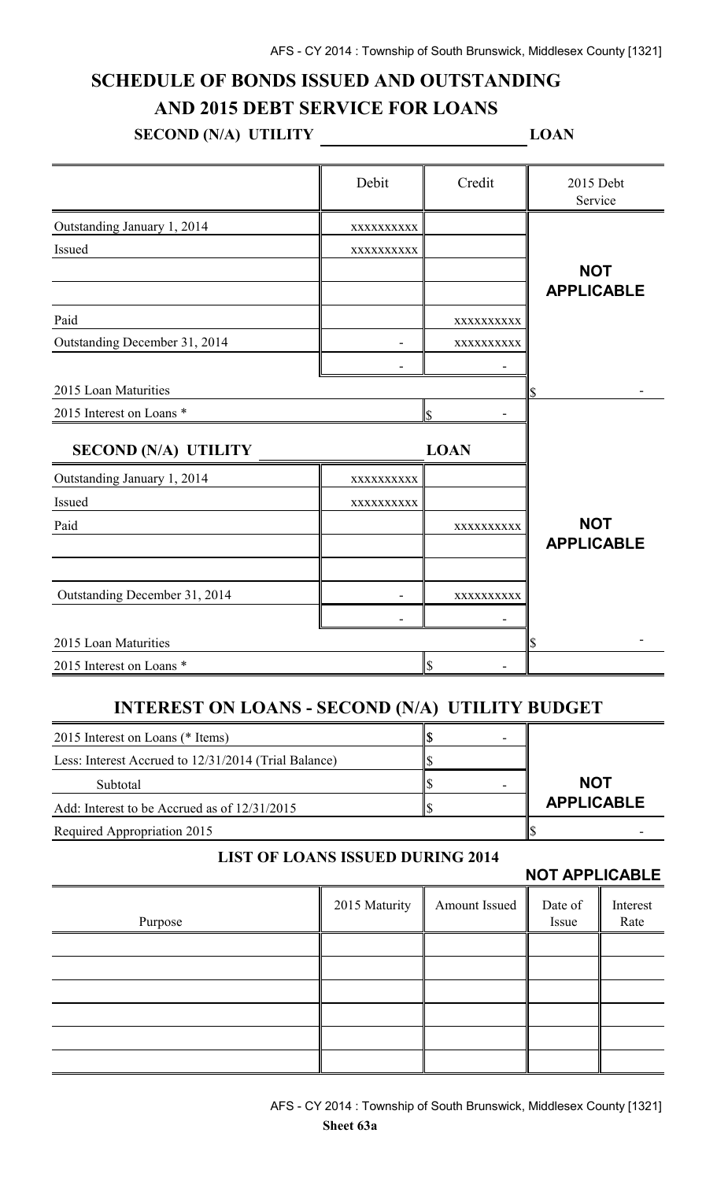# SCHEDULE OF BONDS ISSUED AND OUTSTANDING AND 2015 DEBT SERVICE FOR LOANS

**SECOND (N/A) UTILITY ______________ LOAN**

| | Debit | Credit | 2015 Debt Service |
|---|---|---|---|
| Outstanding January 1, 2014 | xxxxxxxxxx | | |
| Issued | xxxxxxxxxx | | **NOT APPLICABLE** |
| | | | |
| | | | |
| Paid | | xxxxxxxxxx | |
| Outstanding December 31, 2014 | - | xxxxxxxxxx | |
| | - | - | |
| 2015 Loan Maturities | | | $ - |
| 2015 Interest on Loans * | | $ - | |

**SECOND (N/A) UTILITY ______________ LOAN**

| | Debit | Credit | 2015 Debt Service |
|---|---|---|---|
| Outstanding January 1, 2014 | xxxxxxxxxx | | |
| Issued | xxxxxxxxxx | | |
| Paid | | xxxxxxxxxx | **NOT APPLICABLE** |
| | | | |
| | | | |
| Outstanding December 31, 2014 | - | xxxxxxxxxx | |
| | - | - | |
| 2015 Loan Maturities | | | $ - |
| 2015 Interest on Loans * | | $ - | |

## INTEREST ON LOANS - SECOND (N/A) UTILITY BUDGET

| | | |
|---|---|---|
| 2015 Interest on Loans (* Items) | $ - | |
| Less: Interest Accrued to 12/31/2014 (Trial Balance) | $ | |
| Subtotal | $ - | **NOT APPLICABLE** |
| Add: Interest to be Accrued as of 12/31/2015 | $ | |
| Required Appropriation 2015 | | $ - |

### LIST OF LOANS ISSUED DURING 2014

**NOT APPLICABLE**

| Purpose | 2015 Maturity | Amount Issued | Date of Issue | Interest Rate |
|---|---|---|---|---|
| | | | | |
| | | | | |
| | | | | |
| | | | | |
| | | | | |
| | | | | |

**Sheet 63a**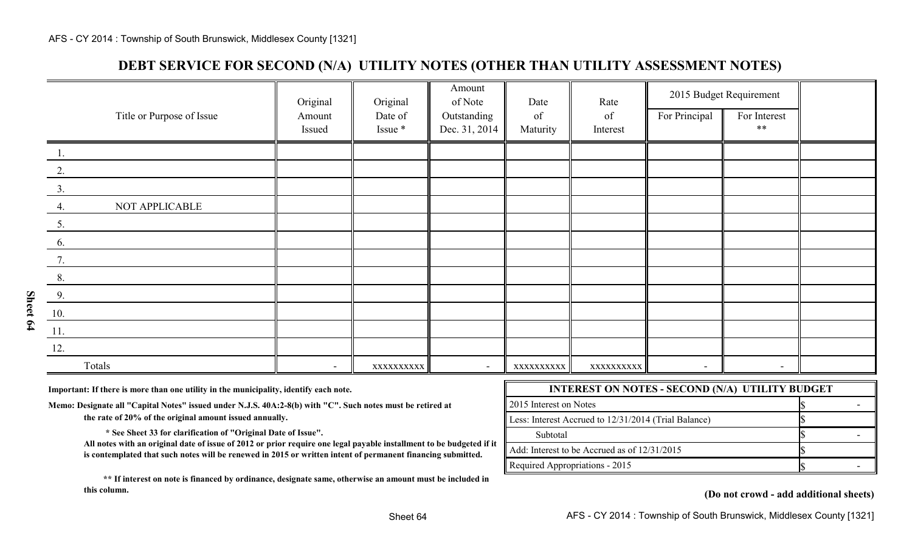# DEBT SERVICE FOR SECOND (N/A) UTILITY NOTES (OTHER THAN UTILITY ASSESSMENT NOTES)

| Title or Purpose of Issue | Original Amount Issued | Original Date of Issue * | Amount of Note Outstanding Dec. 31, 2014 | Date of Maturity | Rate of Interest | 2015 Budget Requirement | | |
|---|---|---|---|---|---|---|---|---|
| | | | | | | For Principal | For Interest ** | |
| 1. | | | | | | | | |
| 2. | | | | | | | | |
| 3. | | | | | | | | |
| 4. NOT APPLICABLE | | | | | | | | |
| 5. | | | | | | | | |
| 6. | | | | | | | | |
| 7. | | | | | | | | |
| 8. | | | | | | | | |
| 9. | | | | | | | | |
| 10. | | | | | | | | |
| 11. | | | | | | | | |
| 12. | | | | | | | | |
| Totals | - | xxxxxxxxxx | - | xxxxxxxxxx | xxxxxxxxxx | - | - | |

**Important: If there is more than one utility in the municipality, identify each note.**

**Memo: Designate all "Capital Notes" issued under N.J.S. 40A:2-8(b) with "C". Such notes must be retired at the rate of 20% of the original amount issued annually.**

**\* See Sheet 33 for clarification of "Original Date of Issue".**

**All notes with an original date of issue of 2012 or prior require one legal payable installment to be budgeted if it is contemplated that such notes will be renewed in 2015 or written intent of permanent financing submitted.**

**\*\* If interest on note is financed by ordinance, designate same, otherwise an amount must be included in this column.**

| INTEREST ON NOTES - SECOND (N/A) UTILITY BUDGET | |
|---|---|
| 2015 Interest on Notes | $ - |
| Less: Interest Accrued to 12/31/2014 (Trial Balance) | $ |
| Subtotal | $ - |
| Add: Interest to be Accrued as of 12/31/2015 | $ |
| Required Appropriations - 2015 | $ - |

**(Do not crowd - add additional sheets)**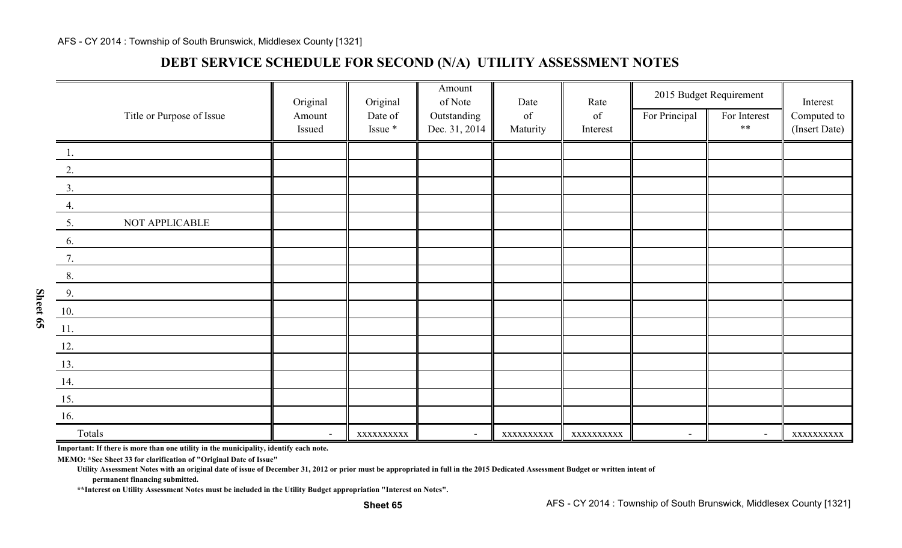## DEBT SERVICE SCHEDULE FOR SECOND (N/A) UTILITY ASSESSMENT NOTES

| Title or Purpose of Issue | Original Amount Issued | Original Date of Issue * | Amount of Note Outstanding Dec. 31, 2014 | Date of Maturity | Rate of Interest | 2015 Budget Requirement | | Interest Computed to (Insert Date) |
|---|---|---|---|---|---|---|---|---|
| | | | | | | For Principal | For Interest ** | |
| 1. | | | | | | | | |
| 2. | | | | | | | | |
| 3. | | | | | | | | |
| 4. | | | | | | | | |
| 5. NOT APPLICABLE | | | | | | | | |
| 6. | | | | | | | | |
| 7. | | | | | | | | |
| 8. | | | | | | | | |
| 9. | | | | | | | | |
| 10. | | | | | | | | |
| 11. | | | | | | | | |
| 12. | | | | | | | | |
| 13. | | | | | | | | |
| 14. | | | | | | | | |
| 15. | | | | | | | | |
| 16. | | | | | | | | |
| Totals | - | xxxxxxxxxx | - | xxxxxxxxxx | xxxxxxxxxx | - | - | xxxxxxxxxx |

**Important: If there is more than one utility in the municipality, identify each note.**

**MEMO: *See Sheet 33 for clarification of "Original Date of Issue"**

**Utility Assessment Notes with an original date of issue of December 31, 2012 or prior must be appropriated in full in the 2015 Dedicated Assessment Budget or written intent of permanent financing submitted.**

****Interest on Utility Assessment Notes must be included in the Utility Budget appropriation "Interest on Notes".**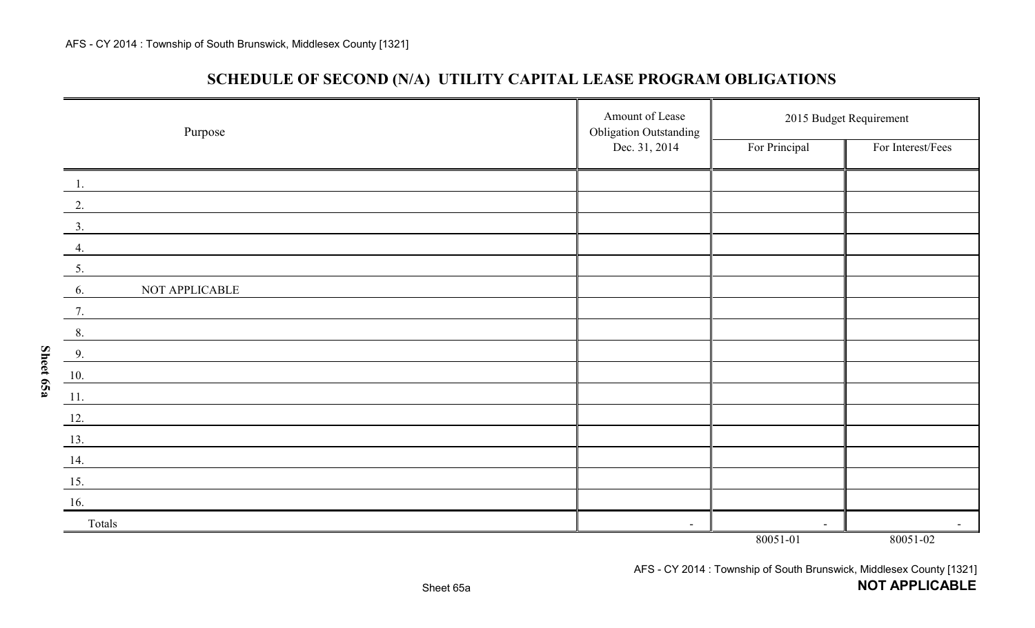# SCHEDULE OF SECOND (N/A) UTILITY CAPITAL LEASE PROGRAM OBLIGATIONS

| Purpose | Amount of Lease Obligation Outstanding Dec. 31, 2014 | 2015 Budget Requirement | |
|---|---|---|---|
| | | For Principal | For Interest/Fees |
| 1. | | | |
| 2. | | | |
| 3. | | | |
| 4. | | | |
| 5. | | | |
| 6. NOT APPLICABLE | | | |
| 7. | | | |
| 8. | | | |
| 9. | | | |
| 10. | | | |
| 11. | | | |
| 12. | | | |
| 13. | | | |
| 14. | | | |
| 15. | | | |
| 16. | | | |
| Totals | - | - | - |
| | | 80051-01 | 80051-02 |

Sheet 65a

**NOT APPLICABLE**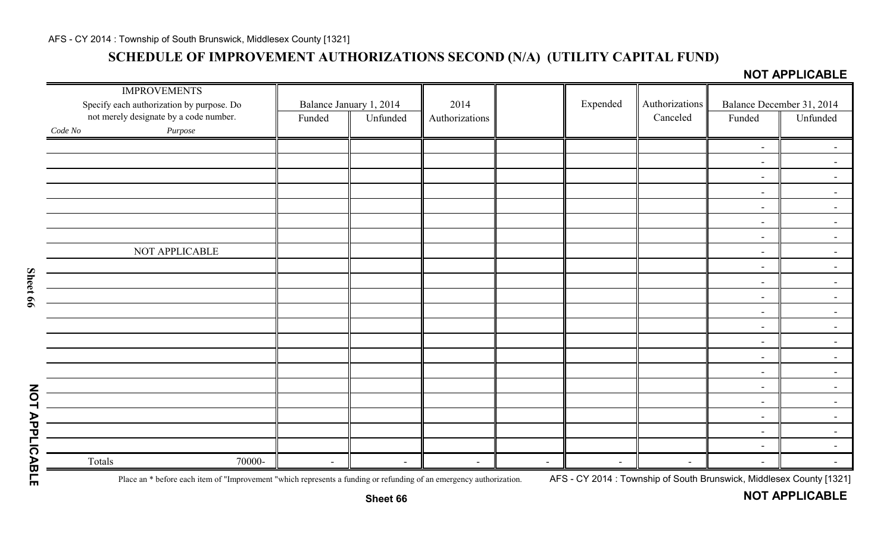## SCHEDULE OF IMPROVEMENT AUTHORIZATIONS SECOND (N/A) (UTILITY CAPITAL FUND)

**NOT APPLICABLE**

| IMPROVEMENTS<br>Specify each authorization by purpose. Do not merely designate by a code number. | | Balance January 1, 2014 | | 2014 | | Expended | Authorizations | Balance December 31, 2014 | |
|---|---|---|---|---|---|---|---|---|---|
| *Code No* | *Purpose* | Funded | Unfunded | Authorizations | | | Canceled | Funded | Unfunded |
| | | | | | | | | - | - |
| | | | | | | | | - | - |
| | | | | | | | | - | - |
| | | | | | | | | - | - |
| | | | | | | | | - | - |
| | | | | | | | | - | - |
| | | | | | | | | - | - |
| | NOT APPLICABLE | | | | | | | - | - |
| | | | | | | | | - | - |
| | | | | | | | | - | - |
| | | | | | | | | - | - |
| | | | | | | | | - | - |
| | | | | | | | | - | - |
| | | | | | | | | - | - |
| | | | | | | | | - | - |
| | | | | | | | | - | - |
| | | | | | | | | - | - |
| | | | | | | | | - | - |
| | | | | | | | | - | - |
| | | | | | | | | - | - |
| | | | | | | | | - | - |
| Totals | 70000- | - | - | - | - | - | - | - | - |

Place an * before each item of "Improvement "which represents a funding or refunding of an emergency authorization.

**NOT APPLICABLE**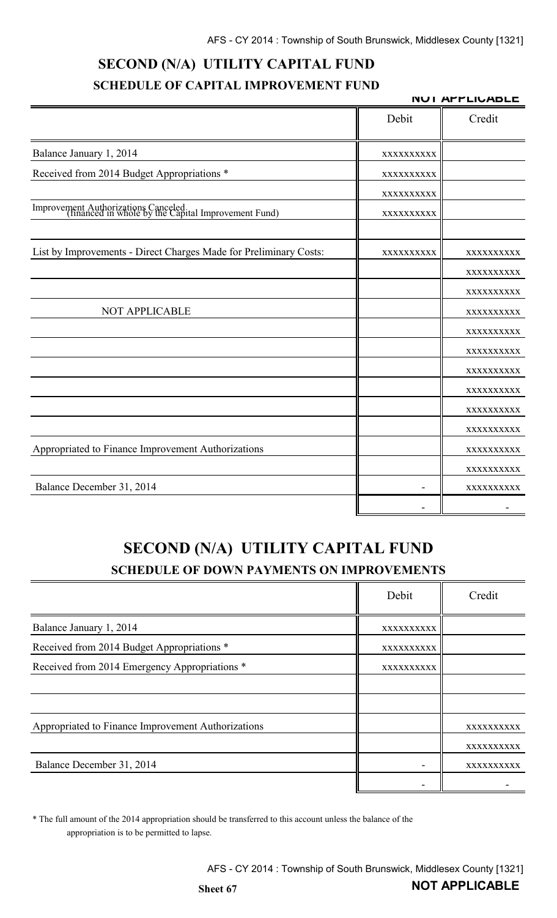# SECOND (N/A) UTILITY CAPITAL FUND

## SCHEDULE OF CAPITAL IMPROVEMENT FUND

**NOT APPLICABLE**

| | Debit | Credit |
|---|---|---|
| Balance January 1, 2014 | xxxxxxxxxx | |
| Received from 2014 Budget Appropriations * | xxxxxxxxxx | |
| | xxxxxxxxxx | |
| Improvement Authorizations Canceled (financed in whole by the Capital Improvement Fund) | xxxxxxxxxx | |
| | | |
| List by Improvements - Direct Charges Made for Preliminary Costs: | xxxxxxxxxx | xxxxxxxxxx |
| | | xxxxxxxxxx |
| | | xxxxxxxxxx |
| NOT APPLICABLE | | xxxxxxxxxx |
| | | xxxxxxxxxx |
| | | xxxxxxxxxx |
| | | xxxxxxxxxx |
| | | xxxxxxxxxx |
| | | xxxxxxxxxx |
| | | xxxxxxxxxx |
| Appropriated to Finance Improvement Authorizations | | xxxxxxxxxx |
| | | xxxxxxxxxx |
| Balance December 31, 2014 | - | xxxxxxxxxx |
| | - | - |

# SECOND (N/A) UTILITY CAPITAL FUND

## SCHEDULE OF DOWN PAYMENTS ON IMPROVEMENTS

| | Debit | Credit |
|---|---|---|
| Balance January 1, 2014 | xxxxxxxxxx | |
| Received from 2014 Budget Appropriations * | xxxxxxxxxx | |
| Received from 2014 Emergency Appropriations * | xxxxxxxxxx | |
| | | |
| | | |
| Appropriated to Finance Improvement Authorizations | | xxxxxxxxxx |
| | | xxxxxxxxxx |
| Balance December 31, 2014 | - | xxxxxxxxxx |
| | - | - |

* The full amount of the 2014 appropriation should be transferred to this account unless the balance of the appropriation is to be permitted to lapse.

Sheet 67

**NOT APPLICABLE**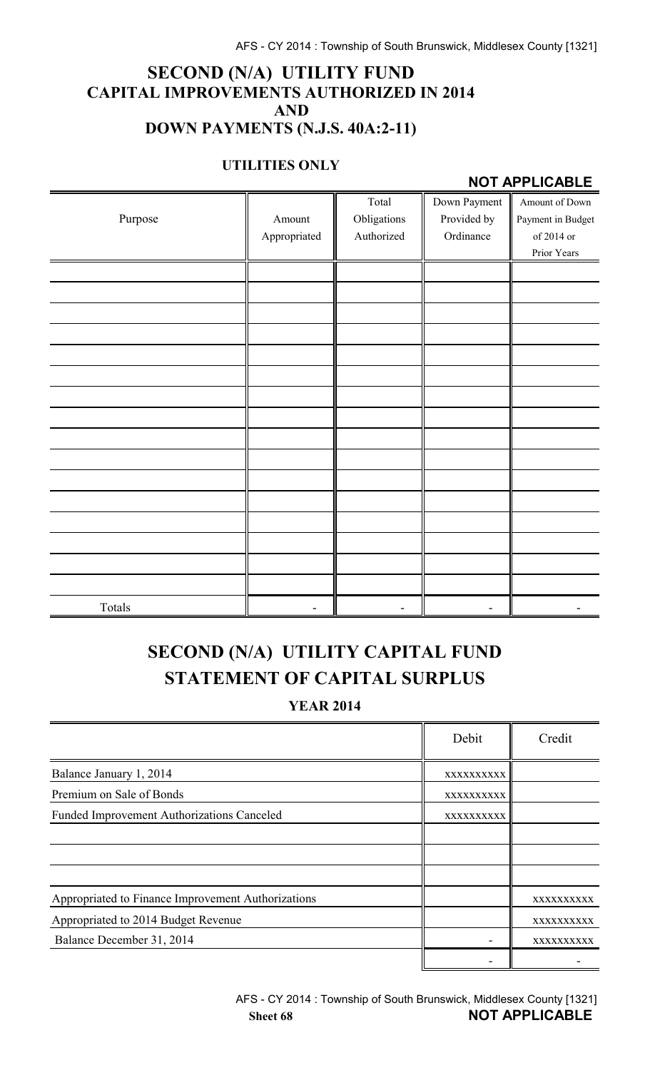# SECOND (N/A) UTILITY FUND
# CAPITAL IMPROVEMENTS AUTHORIZED IN 2014
# AND
# DOWN PAYMENTS (N.J.S. 40A:2-11)

### UTILITIES ONLY

**NOT APPLICABLE**

| Purpose | Amount Appropriated | Total Obligations Authorized | Down Payment Provided by Ordinance | Amount of Down Payment in Budget of 2014 or Prior Years |
|---|---|---|---|---|
| | | | | |
| | | | | |
| | | | | |
| | | | | |
| | | | | |
| | | | | |
| | | | | |
| | | | | |
| | | | | |
| | | | | |
| | | | | |
| | | | | |
| | | | | |
| | | | | |
| | | | | |
| | | | | |
| Totals | - | - | - | - |

# SECOND (N/A) UTILITY CAPITAL FUND
# STATEMENT OF CAPITAL SURPLUS

### YEAR 2014

| | Debit | Credit |
|---|---|---|
| Balance January 1, 2014 | XXXXXXXXXX | |
| Premium on Sale of Bonds | XXXXXXXXXX | |
| Funded Improvement Authorizations Canceled | XXXXXXXXXX | |
| | | |
| | | |
| | | |
| Appropriated to Finance Improvement Authorizations | | XXXXXXXXXX |
| Appropriated to 2014 Budget Revenue | | XXXXXXXXXX |
| Balance December 31, 2014 | - | XXXXXXXXXX |
| | - | - |

**Sheet 68** **NOT APPLICABLE**